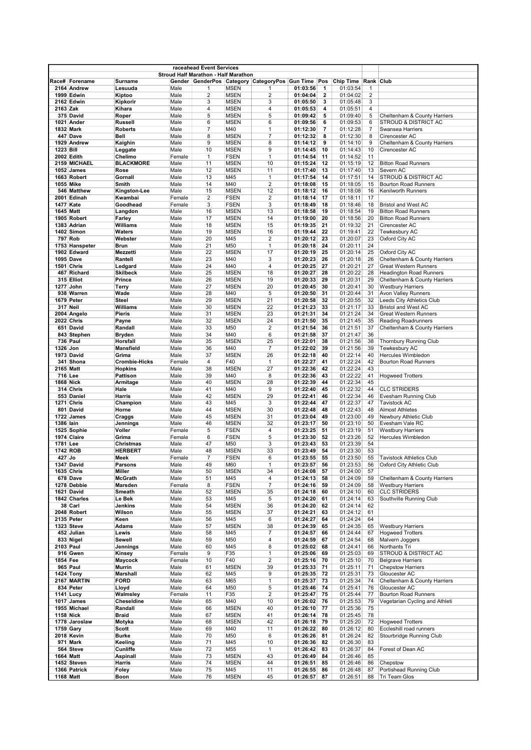raceahead Event Services

Stroud Half Marathon - Half Marathon

| Race# | Forename | Surname | Gender | GenderPos | Category | CategoryPos | Gun Time | Pos | Chip Time | Rank | Club |
|---|---|---|---|---|---|---|---|---|---|---|---|
| 2164 | Andrew | Lesuuda | Male | 1 | MSEN | 1 | 01:03:56 | 1 | 01:03:54 | 1 | |
| 1999 | Edwin | Kiptoo | Male | 2 | MSEN | 2 | 01:04:04 | 2 | 01:04:02 | 2 | |
| 2162 | Edwin | Kipkorir | Male | 3 | MSEN | 3 | 01:05:50 | 3 | 01:05:48 | 3 | |
| 2163 | Zak | Kihara | Male | 4 | MSEN | 4 | 01:05:53 | 4 | 01:05:51 | 4 | |
| 375 | David | Roper | Male | 5 | MSEN | 5 | 01:09:42 | 5 | 01:09:40 | 5 | Cheltenham & County Harriers |
| 1021 | Ander | Russell | Male | 6 | MSEN | 6 | 01:09:56 | 6 | 01:09:53 | 6 | STROUD & DISTRICT AC |
| 1832 | Mark | Roberts | Male | 7 | M40 | 1 | 01:12:30 | 7 | 01:12:28 | 7 | Swansea Harriers |
| 447 | Dave | Bell | Male | 8 | MSEN | 7 | 01:12:32 | 8 | 01:12:30 | 8 | Cirencester AC |
| 1929 | Andrew | Kaighin | Male | 9 | MSEN | 8 | 01:14:12 | 9 | 01:14:10 | 9 | Cheltenham & County Harriers |
| 1223 | Bill | Leggate | Male | 10 | MSEN | 9 | 01:14:45 | 10 | 01:14:43 | 10 | Cirencester AC |
| 2002 | Edith | Chelimo | Female | 1 | FSEN | 1 | 01:14:54 | 11 | 01:14:52 | 11 | |
| 2159 | MICHAEL | BLACKMORE | Male | 11 | MSEN | 10 | 01:15:24 | 12 | 01:15:19 | 12 | Bitton Road Runners |
| 1052 | James | Rose | Male | 12 | MSEN | 11 | 01:17:40 | 13 | 01:17:40 | 13 | Severn AC |
| 1663 | Robert | Gornall | Male | 13 | M45 | 1 | 01:17:54 | 14 | 01:17:51 | 14 | STROUD & DISTRICT AC |
| 1055 | Mike | Smith | Male | 14 | M40 | 2 | 01:18:08 | 15 | 01:18:05 | 15 | Bourton Road Runners |
| 546 | Matthew | Kingston-Lee | Male | 15 | MSEN | 12 | 01:18:12 | 16 | 01:18:08 | 16 | Kenilworth Runners |
| 2001 | Edinah | Kwambai | Female | 2 | FSEN | 2 | 01:18:14 | 17 | 01:18:11 | 17 | |
| 1477 | Kate | Goodhead | Female | 3 | FSEN | 3 | 01:18:49 | 18 | 01:18:46 | 18 | Bristol and West AC |
| 1645 | Matt | Langdon | Male | 16 | MSEN | 13 | 01:18:58 | 19 | 01:18:54 | 19 | Bitton Road Runners |
| 1905 | Robert | Farley | Male | 17 | MSEN | 14 | 01:19:00 | 20 | 01:18:56 | 20 | Bitton Road Runners |
| 1383 | Adrian | Williams | Male | 18 | MSEN | 15 | 01:19:35 | 21 | 01:19:32 | 21 | Cirencester AC |
| 1402 | Simon | Waters | Male | 19 | MSEN | 16 | 01:19:44 | 22 | 01:19:41 | 22 | Tewkesbury AC |
| 797 | Rob | Webster | Male | 20 | M45 | 2 | 01:20:12 | 23 | 01:20:07 | 23 | Oxford City AC |
| 1753 | Hanspeter | Brun | Male | 21 | M50 | 1 | 01:20:18 | 24 | 01:20:11 | 24 | |
| 1902 | Edward | Mezzetti | Male | 22 | MSEN | 17 | 01:20:19 | 25 | 01:20:14 | 25 | Oxford City AC |
| 1095 | Dave | Rantell | Male | 23 | M40 | 3 | 01:20:23 | 26 | 01:20:18 | 26 | Cheltenham & County Harriers |
| 1501 | Chris | Ledgard | Male | 24 | M40 | 4 | 01:20:25 | 27 | 01:20:21 | 27 | Great Western Runners |
| 467 | Richard | Skilbeck | Male | 25 | MSEN | 18 | 01:20:27 | 28 | 01:20:22 | 28 | Headington Road Runners |
| 315 | Elliot | Prince | Male | 26 | MSEN | 19 | 01:20:33 | 29 | 01:20:31 | 29 | Cheltenham & County Harriers |
| 1277 | John | Terry | Male | 27 | MSEN | 20 | 01:20:45 | 30 | 01:20:41 | 30 | Westbury Harriers |
| 938 | Warren | Wade | Male | 28 | M40 | 5 | 01:20:50 | 31 | 01:20:44 | 31 | Avon Valley Runners |
| 1679 | Peter | Steel | Male | 29 | MSEN | 21 | 01:20:58 | 32 | 01:20:55 | 32 | Leeds City Athletics Club |
| 317 | Neil | Williams | Male | 30 | MSEN | 22 | 01:21:23 | 33 | 01:21:17 | 33 | Bristol and West AC |
| 2004 | Angelo | Pieris | Male | 31 | MSEN | 23 | 01:21:31 | 34 | 01:21:24 | 34 | Great Western Runners |
| 2022 | Chris | Payne | Male | 32 | MSEN | 24 | 01:21:50 | 35 | 01:21:45 | 35 | Reading Roadrunners |
| 651 | David | Randall | Male | 33 | M50 | 2 | 01:21:54 | 36 | 01:21:51 | 37 | Cheltenham & County Harriers |
| 843 | Stephen | Bryden | Male | 34 | M40 | 6 | 01:21:58 | 37 | 01:21:47 | 36 | |
| 736 | Paul | Horsfall | Male | 35 | MSEN | 25 | 01:22:01 | 38 | 01:21:56 | 38 | Thornbury Running Club |
| 1326 | Jon | Mansfield | Male | 36 | M40 | 7 | 01:22:02 | 39 | 01:21:56 | 39 | Tewkesbury AC |
| 1973 | David | Grima | Male | 37 | MSEN | 26 | 01:22:18 | 40 | 01:22:14 | 40 | Hercules Wimbledon |
| 341 | Shona | Crombie-Hicks | Female | 4 | F40 | 1 | 01:22:27 | 41 | 01:22:24 | 42 | Bourton Road Runners |
| 2165 | Matt | Hopkins | Male | 38 | MSEN | 27 | 01:22:36 | 42 | 01:22:24 | 43 | |
| 716 | Lee | Pattison | Male | 39 | M40 | 8 | 01:22:36 | 43 | 01:22:22 | 41 | Hogweed Trotters |
| 1868 | Nick | Armitage | Male | 40 | MSEN | 28 | 01:22:39 | 44 | 01:22:34 | 45 | |
| 314 | Chris | Hale | Male | 41 | M40 | 9 | 01:22:40 | 45 | 01:22:32 | 44 | CLC STRIDERS |
| 553 | Daniel | Harris | Male | 42 | MSEN | 29 | 01:22:41 | 46 | 01:22:34 | 46 | Evesham Running Club |
| 1271 | Chris | Champion | Male | 43 | M45 | 3 | 01:22:44 | 47 | 01:22:37 | 47 | Tavistock AC |
| 801 | David | Horne | Male | 44 | MSEN | 30 | 01:22:48 | 48 | 01:22:43 | 48 | Almost Athletes |
| 1722 | James | Craggs | Male | 45 | MSEN | 31 | 01:23:04 | 49 | 01:23:00 | 49 | Newbury Athletic Club |
| 1386 | Iain | Jennings | Male | 46 | MSEN | 32 | 01:23:17 | 50 | 01:23:10 | 50 | Evesham Vale RC |
| 1525 | Sophie | Voller | Female | 5 | FSEN | 4 | 01:23:25 | 51 | 01:23:19 | 51 | Westbury Harriers |
| 1974 | Claire | Grima | Female | 6 | FSEN | 5 | 01:23:30 | 52 | 01:23:26 | 52 | Hercules Wimbledon |
| 1781 | Lee | Christmas | Male | 47 | M50 | 3 | 01:23:43 | 53 | 01:23:39 | 54 | |
| 1742 | ROB | HERBERT | Male | 48 | MSEN | 33 | 01:23:49 | 54 | 01:23:30 | 53 | |
| 427 | Jo | Meek | Female | 7 | FSEN | 6 | 01:23:55 | 55 | 01:23:50 | 55 | Tavistock Athletics Club |
| 1347 | David | Parsons | Male | 49 | M60 | 1 | 01:23:57 | 56 | 01:23:53 | 56 | Oxford City Athletic Club |
| 1635 | Chris | Miller | Male | 50 | MSEN | 34 | 01:24:08 | 57 | 01:24:00 | 57 | |
| 678 | Dave | McGrath | Male | 51 | M45 | 4 | 01:24:13 | 58 | 01:24:09 | 59 | Cheltenham & County Harriers |
| 1278 | Debbie | Marsden | Female | 8 | FSEN | 7 | 01:24:16 | 59 | 01:24:09 | 58 | Westbury Harriers |
| 1621 | David | Smeath | Male | 52 | MSEN | 35 | 01:24:18 | 60 | 01:24:10 | 60 | CLC STRIDERS |
| 1842 | Charles | Le Bek | Male | 53 | M45 | 5 | 01:24:20 | 61 | 01:24:14 | 63 | Southville Running Club |
| 38 | Carl | Jenkins | Male | 54 | MSEN | 36 | 01:24:20 | 62 | 01:24:14 | 62 | |
| 2048 | Robert | Wilson | Male | 55 | MSEN | 37 | 01:24:21 | 63 | 01:24:12 | 61 | |
| 2135 | Peter | Keen | Male | 56 | M45 | 6 | 01:24:27 | 64 | 01:24:24 | 64 | |
| 1323 | Steve | Adams | Male | 57 | MSEN | 38 | 01:24:39 | 65 | 01:24:35 | 65 | Westbury Harriers |
| 452 | Julian | Lewis | Male | 58 | M45 | 7 | 01:24:57 | 66 | 01:24:44 | 67 | Hogweed Trotters |
| 833 | Nigel | Sewell | Male | 59 | M50 | 4 | 01:24:59 | 67 | 01:24:54 | 68 | Malvern Joggers |
| 2103 | Paul | Jennings | Male | 60 | M45 | 8 | 01:25:02 | 68 | 01:24:41 | 66 | Northants Tri |
| 916 | Gwen | Kinsey | Female | 9 | F35 | 1 | 01:25:06 | 69 | 01:25:03 | 69 | STROUD & DISTRICT AC |
| 1854 | Fee | Maycock | Female | 10 | F40 | 2 | 01:25:16 | 70 | 01:25:10 | 70 | Belgrave Harriers |
| 965 | Paul | Murrin | Male | 61 | MSEN | 39 | 01:25:33 | 71 | 01:25:11 | 71 | Chepstow Harriers |
| 1424 | Tony | Marshall | Male | 62 | M45 | 9 | 01:25:35 | 72 | 01:25:31 | 73 | Gloucester AC |
| 2167 | MARTIN | FORD | Male | 63 | M65 | 1 | 01:25:37 | 73 | 01:25:34 | 74 | Cheltenham & County Harriers |
| 834 | Peter | Lloyd | Male | 64 | M50 | 5 | 01:25:46 | 74 | 01:25:41 | 76 | Gloucester AC |
| 1141 | Lucy | Walmsley | Female | 11 | F35 | 2 | 01:25:47 | 75 | 01:25:44 | 77 | Bourton Road Runners |
| 1017 | James | Cheseldine | Male | 65 | M40 | 10 | 01:26:02 | 76 | 01:25:53 | 79 | Vegetarian Cycling and Athleti |
| 1955 | Michael | Randall | Male | 66 | MSEN | 40 | 01:26:10 | 77 | 01:25:36 | 75 | |
| 1158 | Nick | Braid | Male | 67 | MSEN | 41 | 01:26:14 | 78 | 01:25:45 | 78 | |
| 1778 | Jaroslaw | Motyka | Male | 68 | MSEN | 42 | 01:26:18 | 79 | 01:25:20 | 72 | Hogweed Trotters |
| 1759 | Gary | Scott | Male | 69 | M40 | 11 | 01:26:22 | 80 | 01:26:12 | 80 | Eccleshill road runners |
| 2018 | Kevin | Burke | Male | 70 | M50 | 6 | 01:26:26 | 81 | 01:26:24 | 82 | Stourbridge Running Club |
| 971 | Mark | Keeling | Male | 71 | M45 | 10 | 01:26:36 | 82 | 01:26:30 | 83 | |
| 564 | Steve | Cunliffe | Male | 72 | M55 | 1 | 01:26:42 | 83 | 01:26:37 | 84 | Forest of Dean AC |
| 1664 | Matt | Aspinall | Male | 73 | MSEN | 43 | 01:26:49 | 84 | 01:26:46 | 85 | |
| 1452 | Steven | Harris | Male | 74 | MSEN | 44 | 01:26:51 | 85 | 01:26:46 | 86 | Chepstow |
| 1366 | Patrick | Foley | Male | 75 | M45 | 11 | 01:26:55 | 86 | 01:26:48 | 87 | Portishead Running Club |
| 1168 | Matt | Boon | Male | 76 | MSEN | 45 | 01:26:57 | 87 | 01:26:51 | 88 | Tri Team Glos |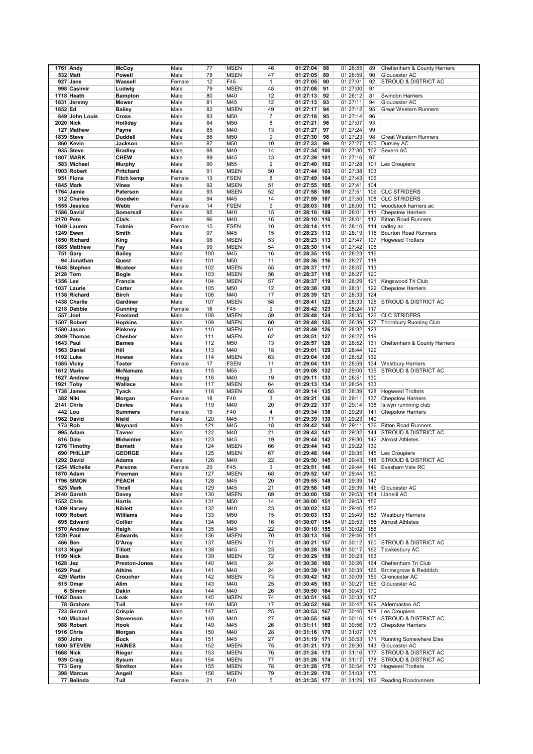| | | | | | | | | | | | | |
|---|---|---|---|---|---|---|---|---|---|---|---|---|
| 1761 | Andy | McCoy | Male | 77 | MSEN | 46 | 01:27:04 | 88 | 01:26:55 | 89 | Cheltenham & County Harriers |
| 532 | Matt | Powell | Male | 78 | MSEN | 47 | 01:27:05 | 89 | 01:26:59 | 90 | Gloucester AC |
| 927 | Jane | Wassell | Female | 12 | F45 | 1 | 01:27:05 | 90 | 01:27:01 | 92 | STROUD & DISTRICT AC |
| 998 | Casimir | Ludwig | Male | 79 | MSEN | 48 | 01:27:08 | 91 | 01:27:00 | 91 | |
| 1718 | Heath | Bampton | Male | 80 | M40 | 12 | 01:27:13 | 92 | 01:26:12 | 81 | Swindon Harriers |
| 1831 | Jeremy | Mower | Male | 81 | M45 | 12 | 01:27:13 | 93 | 01:27:11 | 94 | Gloucester AC |
| 1852 | Ed | Bailey | Male | 82 | MSEN | 49 | 01:27:17 | 94 | 01:27:12 | 95 | Great Western Runners |
| 849 | John Louis | Cross | Male | 83 | M50 | 7 | 01:27:18 | 95 | 01:27:14 | 96 | |
| 2020 | Nick | Holliday | Male | 84 | M50 | 8 | 01:27:21 | 96 | 01:27:07 | 93 | |
| 127 | Mathew | Payne | Male | 85 | M40 | 13 | 01:27:27 | 97 | 01:27:24 | 99 | |
| 1839 | Steve | Duddell | Male | 86 | M50 | 9 | 01:27:30 | 98 | 01:27:23 | 98 | Great Western Runners |
| 860 | Kevin | Jackson | Male | 87 | M50 | 10 | 01:27:33 | 99 | 01:27:27 | 100 | Dursley AC |
| 935 | Steve | Bradley | Male | 88 | M40 | 14 | 01:27:34 | 100 | 01:27:30 | 102 | Severn AC |
| 1807 | MARK | CHEW | Male | 89 | M45 | 13 | 01:27:39 | 101 | 01:27:16 | 97 | |
| 583 | Michael | Murphy | Male | 90 | M55 | 2 | 01:27:40 | 102 | 01:27:28 | 101 | Les Croupiers |
| 1903 | Robert | Pritchard | Male | 91 | MSEN | 50 | 01:27:44 | 103 | 01:27:38 | 103 | |
| 951 | Fiona | Fitch kemp | Female | 13 | FSEN | 8 | 01:27:49 | 104 | 01:27:43 | 106 | |
| 1845 | Mark | Vines | Male | 92 | MSEN | 51 | 01:27:55 | 105 | 01:27:41 | 104 | |
| 1764 | Jamie | Paterson | Male | 93 | MSEN | 52 | 01:27:58 | 106 | 01:27:51 | 109 | CLC STRIDERS |
| 312 | Charles | Goodwin | Male | 94 | M45 | 14 | 01:27:59 | 107 | 01:27:50 | 108 | CLC STRIDERS |
| 1555 | Jessica | Webb | Female | 14 | FSEN | 9 | 01:28:03 | 108 | 01:28:00 | 110 | woodstock harriers ac |
| 1586 | David | Somersall | Male | 95 | M40 | 15 | 01:28:10 | 109 | 01:28:01 | 111 | Chepstow Harriers |
| 2170 | Pete | Clark | Male | 96 | M40 | 16 | 01:28:10 | 110 | 01:28:01 | 112 | Bitton Road Runners |
| 1049 | Lauren | Tolmie | Female | 15 | FSEN | 10 | 01:28:14 | 111 | 01:28:10 | 114 | radley ac |
| 1249 | Ewen | Smith | Male | 97 | M45 | 15 | 01:28:23 | 112 | 01:28:19 | 115 | Bourton Road Runners |
| 1850 | Richard | King | Male | 98 | MSEN | 53 | 01:28:23 | 113 | 01:27:47 | 107 | Hogweed Trotters |
| 1885 | Matthew | Fay | Male | 99 | MSEN | 54 | 01:28:30 | 114 | 01:27:42 | 105 | |
| 751 | Gary | Bailey | Male | 100 | M45 | 16 | 01:28:35 | 115 | 01:28:23 | 116 | |
| 94 | Jonathan | Quest | Male | 101 | M50 | 11 | 01:28:36 | 116 | 01:28:27 | 118 | |
| 1648 | Stephen | Mcateer | Male | 102 | MSEN | 55 | 01:28:37 | 117 | 01:28:07 | 113 | |
| 2128 | Tom | Bogle | Male | 103 | MSEN | 56 | 01:28:37 | 118 | 01:28:27 | 120 | |
| 1356 | Lee | Francis | Male | 104 | MSEN | 57 | 01:28:37 | 119 | 01:28:29 | 121 | Kingswood Tri Club |
| 1037 | Laurie | Carter | Male | 105 | M50 | 12 | 01:28:38 | 120 | 01:28:31 | 122 | Chepstow Harriers |
| 1138 | Richard | Birch | Male | 106 | M40 | 17 | 01:28:39 | 121 | 01:28:33 | 124 | |
| 1438 | Charlie | Gardiner | Male | 107 | MSEN | 58 | 01:28:41 | 122 | 01:28:33 | 125 | STROUD & DISTRICT AC |
| 1218 | Debbie | Gunning | Female | 16 | F45 | 2 | 01:28:42 | 123 | 01:28:24 | 117 | |
| 557 | Joel | Freeland | Male | 108 | MSEN | 59 | 01:28:48 | 124 | 01:28:35 | 126 | CLC STRIDERS |
| 1507 | Robert | Hopkins | Male | 109 | MSEN | 60 | 01:28:48 | 125 | 01:28:39 | 127 | Thornbury Running Club |
| 1580 | Jason | Pinkney | Male | 110 | MSEN | 61 | 01:28:49 | 126 | 01:28:32 | 123 | |
| 2049 | Thomas | Chesher | Male | 111 | MSEN | 62 | 01:28:51 | 127 | 01:28:27 | 119 | |
| 1643 | Paul | Barnes | Male | 112 | M50 | 13 | 01:28:57 | 128 | 01:28:52 | 131 | Cheltenham & County Harriers |
| 1563 | Daniel | Hill | Male | 113 | M40 | 18 | 01:29:01 | 129 | 01:28:44 | 129 | |
| 1192 | Luke | Howse | Male | 114 | MSEN | 63 | 01:29:04 | 130 | 01:28:52 | 132 | |
| 1585 | Vicky | Tester | Female | 17 | FSEN | 11 | 01:29:04 | 131 | 01:28:59 | 134 | Westbury Harriers |
| 1612 | Mario | McNamara | Male | 115 | M55 | 3 | 01:29:08 | 132 | 01:29:00 | 135 | STROUD & DISTRICT AC |
| 1627 | Andrew | Hogg | Male | 116 | M40 | 19 | 01:29:11 | 133 | 01:28:51 | 130 | |
| 1921 | Toby | Wallace | Male | 117 | MSEN | 64 | 01:29:13 | 134 | 01:28:54 | 133 | |
| 1738 | James | Tyack | Male | 118 | MSEN | 65 | 01:29:14 | 135 | 01:28:39 | 128 | Hogweed Trotters |
| 382 | Niki | Morgan | Female | 18 | F40 | 3 | 01:29:21 | 136 | 01:29:11 | 137 | Chepstow Harriers |
| 2141 | Chris | Davies | Male | 119 | M40 | 20 | 01:29:22 | 137 | 01:29:14 | 138 | Islwyn runnning club |
| 442 | Lou | Summers | Female | 19 | F40 | 4 | 01:29:34 | 138 | 01:29:29 | 141 | Chepstow Harriers |
| 1982 | David | Nield | Male | 120 | M45 | 17 | 01:29:39 | 139 | 01:29:23 | 140 | |
| 173 | Rob | Maynard | Male | 121 | M45 | 18 | 01:29:42 | 140 | 01:29:11 | 136 | Bitton Road Runners |
| 995 | Adam | Tavner | Male | 122 | M40 | 21 | 01:29:43 | 141 | 01:29:32 | 144 | STROUD & DISTRICT AC |
| 816 | Dale | Midwinter | Male | 123 | M45 | 19 | 01:29:44 | 142 | 01:29:30 | 142 | Almost Athletes |
| 1276 | Timothy | Barnett | Male | 124 | MSEN | 66 | 01:29:44 | 143 | 01:29:22 | 139 | |
| 690 | PHILLIP | GEORGE | Male | 125 | MSEN | 67 | 01:29:48 | 144 | 01:29:35 | 145 | Les Croupiers |
| 1292 | David | Adams | Male | 126 | M40 | 22 | 01:29:50 | 145 | 01:29:43 | 148 | STROUD & DISTRICT AC |
| 1254 | Michelle | Parsons | Female | 20 | F45 | 3 | 01:29:51 | 146 | 01:29:44 | 149 | Evesham Vale RC |
| 1870 | Adam | Freeman | Male | 127 | MSEN | 68 | 01:29:52 | 147 | 01:29:44 | 150 | |
| 1796 | SIMON | PEACH | Male | 128 | M45 | 20 | 01:29:55 | 148 | 01:29:39 | 147 | |
| 525 | Mark | Thrall | Male | 129 | M45 | 21 | 01:29:58 | 149 | 01:29:39 | 146 | Gloucester AC |
| 2140 | Gareth | Davey | Male | 130 | MSEN | 69 | 01:30:00 | 150 | 01:29:53 | 154 | Llanelli AC |
| 1552 | Chris | Harris | Male | 131 | M50 | 14 | 01:30:00 | 151 | 01:29:53 | 156 | |
| 1309 | Harvey | Niblett | Male | 132 | M40 | 23 | 01:30:02 | 152 | 01:29:46 | 152 | |
| 1009 | Robert | Williams | Male | 133 | M50 | 15 | 01:30:03 | 153 | 01:29:49 | 153 | Westbury Harriers |
| 695 | Edward | Collier | Male | 134 | M50 | 16 | 01:30:07 | 154 | 01:29:53 | 155 | Almost Athletes |
| 1570 | Andrew | Haigh | Male | 135 | M45 | 22 | 01:30:10 | 155 | 01:30:02 | 158 | |
| 1220 | Paul | Edwards | Male | 136 | MSEN | 70 | 01:30:13 | 156 | 01:29:46 | 151 | |
| 466 | Ben | D'Arcy | Male | 137 | MSEN | 71 | 01:30:21 | 157 | 01:30:12 | 160 | STROUD & DISTRICT AC |
| 1313 | Nigel | Tillott | Male | 138 | M45 | 23 | 01:30:28 | 158 | 01:30:17 | 162 | Tewkesbury AC |
| 1199 | Nick | Buss | Male | 139 | MSEN | 72 | 01:30:29 | 159 | 01:30:23 | 163 | |
| 1628 | Jez | Preston-Jones | Male | 140 | M45 | 24 | 01:30:36 | 160 | 01:30:26 | 164 | Cheltenham Tri Club |
| 1629 | Paul | Atkins | Male | 141 | M40 | 24 | 01:30:39 | 161 | 01:30:33 | 166 | Bromsgrove & Redditch |
| 429 | Martin | Croucher | Male | 142 | MSEN | 73 | 01:30:42 | 162 | 01:30:09 | 159 | Cirencester AC |
| 515 | Omar | Alim | Male | 143 | M40 | 25 | 01:30:45 | 163 | 01:30:27 | 165 | Gloucester AC |
| 6 | Simon | Dakin | Male | 144 | M40 | 26 | 01:30:50 | 164 | 01:30:43 | 170 | |
| 1062 | Dean | Leak | Male | 145 | MSEN | 74 | 01:30:51 | 165 | 01:30:33 | 167 | |
| 78 | Graham | Tull | Male | 146 | M50 | 17 | 01:30:52 | 166 | 01:30:42 | 169 | Aldermaston AC |
| 723 | Gerard | Crispie | Male | 147 | M45 | 25 | 01:30:53 | 167 | 01:30:40 | 168 | Les Croupiers |
| 140 | Michael | Stevenson | Male | 148 | M40 | 27 | 01:30:55 | 168 | 01:30:16 | 161 | STROUD & DISTRICT AC |
| 988 | Robert | Hook | Male | 149 | M45 | 26 | 01:31:11 | 169 | 01:30:56 | 173 | Chepstow Harriers |
| 1916 | Chris | Morgan | Male | 150 | M40 | 28 | 01:31:16 | 170 | 01:31:07 | 176 | |
| 850 | John | Buck | Male | 151 | M45 | 27 | 01:31:19 | 171 | 01:30:53 | 171 | Running Somewhere Else |
| 1800 | STEVEN | HAINES | Male | 152 | MSEN | 75 | 01:31:21 | 172 | 01:29:30 | 143 | Gloucester AC |
| 1668 | Nick | Rieger | Male | 153 | MSEN | 76 | 01:31:24 | 173 | 01:31:16 | 177 | STROUD & DISTRICT AC |
| 939 | Craig | Sysum | Male | 154 | MSEN | 77 | 01:31:26 | 174 | 01:31:17 | 178 | STROUD & DISTRICT AC |
| 773 | Gary | Stretton | Male | 155 | MSEN | 78 | 01:31:28 | 175 | 01:30:54 | 172 | Hogweed Trotters |
| 398 | Marcus | Angell | Male | 156 | MSEN | 79 | 01:31:29 | 176 | 01:31:03 | 175 | |
| 77 | Belinda | Tull | Female | 21 | F40 | 5 | 01:31:35 | 177 | 01:31:29 | 182 | Reading Roadrunners |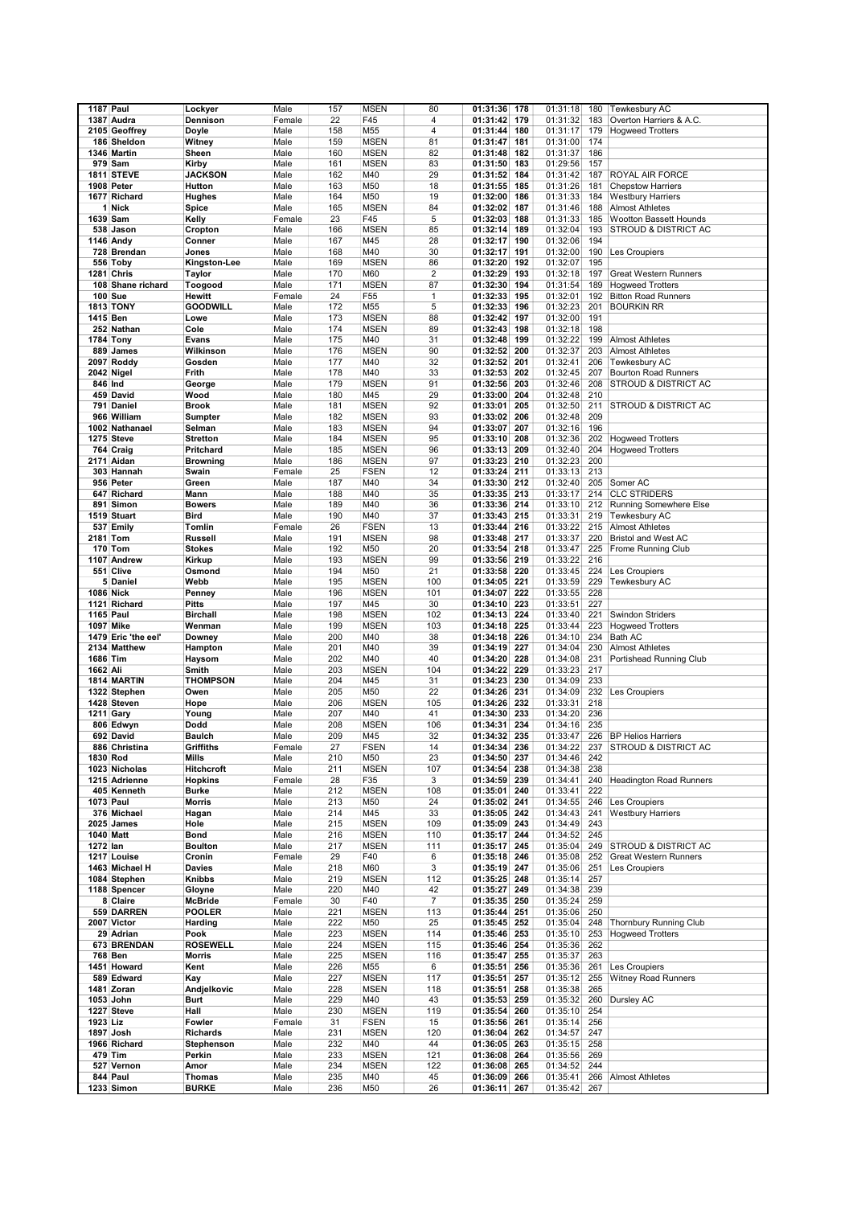| | | | | | | | | | | | |
|---|---|---|---|---|---|---|---|---|---|---|---|
| 1187 | Paul | Lockyer | Male | 157 | MSEN | 80 | 01:31:36 | 178 | 01:31:18 | 180 | Tewkesbury AC |
| 1387 | Audra | Dennison | Female | 22 | F45 | 4 | 01:31:42 | 179 | 01:31:32 | 183 | Overton Harriers & A.C. |
| 2105 | Geoffrey | Doyle | Male | 158 | M55 | 4 | 01:31:44 | 180 | 01:31:17 | 179 | Hogweed Trotters |
| 186 | Sheldon | Witney | Male | 159 | MSEN | 81 | 01:31:47 | 181 | 01:31:00 | 174 | |
| 1346 | Martin | Sheen | Male | 160 | MSEN | 82 | 01:31:48 | 182 | 01:31:37 | 186 | |
| 979 | Sam | Kirby | Male | 161 | MSEN | 83 | 01:31:50 | 183 | 01:29:56 | 157 | |
| 1811 | STEVE | JACKSON | Male | 162 | M40 | 29 | 01:31:52 | 184 | 01:31:42 | 187 | ROYAL AIR FORCE |
| 1908 | Peter | Hutton | Male | 163 | M50 | 18 | 01:31:55 | 185 | 01:31:26 | 181 | Chepstow Harriers |
| 1677 | Richard | Hughes | Male | 164 | M50 | 19 | 01:32:00 | 186 | 01:31:33 | 184 | Westbury Harriers |
| 1 | Nick | Spice | Male | 165 | MSEN | 84 | 01:32:02 | 187 | 01:31:46 | 188 | Almost Athletes |
| 1639 | Sam | Kelly | Female | 23 | F45 | 5 | 01:32:03 | 188 | 01:31:33 | 185 | Wootton Bassett Hounds |
| 538 | Jason | Cropton | Male | 166 | MSEN | 85 | 01:32:14 | 189 | 01:32:04 | 193 | STROUD & DISTRICT AC |
| 1146 | Andy | Conner | Male | 167 | M45 | 28 | 01:32:17 | 190 | 01:32:06 | 194 | |
| 728 | Brendan | Jones | Male | 168 | M40 | 30 | 01:32:17 | 191 | 01:32:00 | 190 | Les Croupiers |
| 556 | Toby | Kingston-Lee | Male | 169 | MSEN | 86 | 01:32:20 | 192 | 01:32:07 | 195 | |
| 1281 | Chris | Taylor | Male | 170 | M60 | 2 | 01:32:29 | 193 | 01:32:18 | 197 | Great Western Runners |
| 108 | Shane richard | Toogood | Male | 171 | MSEN | 87 | 01:32:30 | 194 | 01:31:54 | 189 | Hogweed Trotters |
| 100 | Sue | Hewitt | Female | 24 | F55 | 1 | 01:32:33 | 195 | 01:32:01 | 192 | Bitton Road Runners |
| 1813 | TONY | GOODWILL | Male | 172 | M55 | 5 | 01:32:33 | 196 | 01:32:23 | 201 | BOURKIN RR |
| 1415 | Ben | Lowe | Male | 173 | MSEN | 88 | 01:32:42 | 197 | 01:32:00 | 191 | |
| 252 | Nathan | Cole | Male | 174 | MSEN | 89 | 01:32:43 | 198 | 01:32:18 | 198 | |
| 1784 | Tony | Evans | Male | 175 | M40 | 31 | 01:32:48 | 199 | 01:32:22 | 199 | Almost Athletes |
| 889 | James | Wilkinson | Male | 176 | MSEN | 90 | 01:32:52 | 200 | 01:32:37 | 203 | Almost Athletes |
| 2097 | Roddy | Gosden | Male | 177 | M40 | 32 | 01:32:52 | 201 | 01:32:41 | 206 | Tewkesbury AC |
| 2042 | Nigel | Frith | Male | 178 | M40 | 33 | 01:32:53 | 202 | 01:32:45 | 207 | Bourton Road Runners |
| 846 | Ind | George | Male | 179 | MSEN | 91 | 01:32:56 | 203 | 01:32:46 | 208 | STROUD & DISTRICT AC |
| 459 | David | Wood | Male | 180 | M45 | 29 | 01:33:00 | 204 | 01:32:48 | 210 | |
| 791 | Daniel | Brook | Male | 181 | MSEN | 92 | 01:33:01 | 205 | 01:32:50 | 211 | STROUD & DISTRICT AC |
| 966 | William | Sumpter | Male | 182 | MSEN | 93 | 01:33:02 | 206 | 01:32:48 | 209 | |
| 1002 | Nathanael | Selman | Male | 183 | MSEN | 94 | 01:33:07 | 207 | 01:32:16 | 196 | |
| 1275 | Steve | Stretton | Male | 184 | MSEN | 95 | 01:33:10 | 208 | 01:32:36 | 202 | Hogweed Trotters |
| 764 | Craig | Pritchard | Male | 185 | MSEN | 96 | 01:33:13 | 209 | 01:32:40 | 204 | Hogweed Trotters |
| 2171 | Aidan | Browning | Male | 186 | MSEN | 97 | 01:33:23 | 210 | 01:32:23 | 200 | |
| 303 | Hannah | Swain | Female | 25 | FSEN | 12 | 01:33:24 | 211 | 01:33:13 | 213 | |
| 956 | Peter | Green | Male | 187 | M40 | 34 | 01:33:30 | 212 | 01:32:40 | 205 | Somer AC |
| 647 | Richard | Mann | Male | 188 | M40 | 35 | 01:33:35 | 213 | 01:33:17 | 214 | CLC STRIDERS |
| 891 | Simon | Bowers | Male | 189 | M40 | 36 | 01:33:36 | 214 | 01:33:10 | 212 | Running Somewhere Else |
| 1519 | Stuart | Bird | Male | 190 | M40 | 37 | 01:33:43 | 215 | 01:33:31 | 219 | Tewkesbury AC |
| 537 | Emily | Tomlin | Female | 26 | FSEN | 13 | 01:33:44 | 216 | 01:33:22 | 215 | Almost Athletes |
| 2181 | Tom | Russell | Male | 191 | MSEN | 98 | 01:33:48 | 217 | 01:33:37 | 220 | Bristol and West AC |
| 170 | Tom | Stokes | Male | 192 | M50 | 20 | 01:33:54 | 218 | 01:33:47 | 225 | Frome Running Club |
| 1107 | Andrew | Kirkup | Male | 193 | MSEN | 99 | 01:33:56 | 219 | 01:33:22 | 216 | |
| 551 | Clive | Osmond | Male | 194 | M50 | 21 | 01:33:58 | 220 | 01:33:45 | 224 | Les Croupiers |
| 5 | Daniel | Webb | Male | 195 | MSEN | 100 | 01:34:05 | 221 | 01:33:59 | 229 | Tewkesbury AC |
| 1086 | Nick | Penney | Male | 196 | MSEN | 101 | 01:34:07 | 222 | 01:33:55 | 228 | |
| 1121 | Richard | Pitts | Male | 197 | M45 | 30 | 01:34:10 | 223 | 01:33:51 | 227 | |
| 1165 | Paul | Birchall | Male | 198 | MSEN | 102 | 01:34:13 | 224 | 01:33:40 | 221 | Swindon Striders |
| 1097 | Mike | Wenman | Male | 199 | MSEN | 103 | 01:34:18 | 225 | 01:33:44 | 223 | Hogweed Trotters |
| 1479 | Eric 'the eel' | Downey | Male | 200 | M40 | 38 | 01:34:18 | 226 | 01:34:10 | 234 | Bath AC |
| 2134 | Matthew | Hampton | Male | 201 | M40 | 39 | 01:34:19 | 227 | 01:34:04 | 230 | Almost Athletes |
| 1686 | Tim | Haysom | Male | 202 | M40 | 40 | 01:34:20 | 228 | 01:34:08 | 231 | Portishead Running Club |
| 1662 | Ali | Smith | Male | 203 | MSEN | 104 | 01:34:22 | 229 | 01:33:23 | 217 | |
| 1814 | MARTIN | THOMPSON | Male | 204 | M45 | 31 | 01:34:23 | 230 | 01:34:09 | 233 | |
| 1322 | Stephen | Owen | Male | 205 | M50 | 22 | 01:34:26 | 231 | 01:34:09 | 232 | Les Croupiers |
| 1428 | Steven | Hope | Male | 206 | MSEN | 105 | 01:34:26 | 232 | 01:33:31 | 218 | |
| 1211 | Gary | Young | Male | 207 | M40 | 41 | 01:34:30 | 233 | 01:34:20 | 236 | |
| 806 | Edwyn | Dodd | Male | 208 | MSEN | 106 | 01:34:31 | 234 | 01:34:16 | 235 | |
| 692 | David | Baulch | Male | 209 | M45 | 32 | 01:34:32 | 235 | 01:33:47 | 226 | BP Helios Harriers |
| 886 | Christina | Griffiths | Female | 27 | FSEN | 14 | 01:34:34 | 236 | 01:34:22 | 237 | STROUD & DISTRICT AC |
| 1830 | Rod | Mills | Male | 210 | M50 | 23 | 01:34:50 | 237 | 01:34:46 | 242 | |
| 1023 | Nicholas | Hitchcroft | Male | 211 | MSEN | 107 | 01:34:54 | 238 | 01:34:38 | 238 | |
| 1215 | Adrienne | Hopkins | Female | 28 | F35 | 3 | 01:34:59 | 239 | 01:34:41 | 240 | Headington Road Runners |
| 405 | Kenneth | Burke | Male | 212 | MSEN | 108 | 01:35:01 | 240 | 01:33:41 | 222 | |
| 1073 | Paul | Morris | Male | 213 | M50 | 24 | 01:35:02 | 241 | 01:34:55 | 246 | Les Croupiers |
| 376 | Michael | Hagan | Male | 214 | M45 | 33 | 01:35:05 | 242 | 01:34:43 | 241 | Westbury Harriers |
| 2025 | James | Hole | Male | 215 | MSEN | 109 | 01:35:09 | 243 | 01:34:49 | 243 | |
| 1040 | Matt | Bond | Male | 216 | MSEN | 110 | 01:35:17 | 244 | 01:34:52 | 245 | |
| 1272 | Ian | Boulton | Male | 217 | MSEN | 111 | 01:35:17 | 245 | 01:35:04 | 249 | STROUD & DISTRICT AC |
| 1217 | Louise | Cronin | Female | 29 | F40 | 6 | 01:35:18 | 246 | 01:35:08 | 252 | Great Western Runners |
| 1463 | Michael H | Davies | Male | 218 | M60 | 3 | 01:35:19 | 247 | 01:35:06 | 251 | Les Croupiers |
| 1084 | Stephen | Knibbs | Male | 219 | MSEN | 112 | 01:35:25 | 248 | 01:35:14 | 257 | |
| 1188 | Spencer | Gloyne | Male | 220 | M40 | 42 | 01:35:27 | 249 | 01:34:38 | 239 | |
| 8 | Claire | McBride | Female | 30 | F40 | 7 | 01:35:35 | 250 | 01:35:24 | 259 | |
| 559 | DARREN | POOLER | Male | 221 | MSEN | 113 | 01:35:44 | 251 | 01:35:06 | 250 | |
| 2007 | Victor | Harding | Male | 222 | M50 | 25 | 01:35:45 | 252 | 01:35:04 | 248 | Thornbury Running Club |
| 29 | Adrian | Pook | Male | 223 | MSEN | 114 | 01:35:46 | 253 | 01:35:10 | 253 | Hogweed Trotters |
| 673 | BRENDAN | ROSEWELL | Male | 224 | MSEN | 115 | 01:35:46 | 254 | 01:35:36 | 262 | |
| 768 | Ben | Morris | Male | 225 | MSEN | 116 | 01:35:47 | 255 | 01:35:37 | 263 | |
| 1451 | Howard | Kent | Male | 226 | M55 | 6 | 01:35:51 | 256 | 01:35:36 | 261 | Les Croupiers |
| 589 | Edward | Kay | Male | 227 | MSEN | 117 | 01:35:51 | 257 | 01:35:12 | 255 | Witney Road Runners |
| 1481 | Zoran | Andjelkovic | Male | 228 | MSEN | 118 | 01:35:51 | 258 | 01:35:38 | 265 | |
| 1053 | John | Burt | Male | 229 | M40 | 43 | 01:35:53 | 259 | 01:35:32 | 260 | Dursley AC |
| 1227 | Steve | Hall | Male | 230 | MSEN | 119 | 01:35:54 | 260 | 01:35:10 | 254 | |
| 1923 | Liz | Fowler | Female | 31 | FSEN | 15 | 01:35:56 | 261 | 01:35:14 | 256 | |
| 1897 | Josh | Richards | Male | 231 | MSEN | 120 | 01:36:04 | 262 | 01:34:57 | 247 | |
| 1966 | Richard | Stephenson | Male | 232 | M40 | 44 | 01:36:05 | 263 | 01:35:15 | 258 | |
| 479 | Tim | Perkin | Male | 233 | MSEN | 121 | 01:36:08 | 264 | 01:35:56 | 269 | |
| 527 | Vernon | Amor | Male | 234 | MSEN | 122 | 01:36:08 | 265 | 01:34:52 | 244 | |
| 844 | Paul | Thomas | Male | 235 | M40 | 45 | 01:36:09 | 266 | 01:35:41 | 266 | Almost Athletes |
| 1233 | Simon | BURKE | Male | 236 | M50 | 26 | 01:36:11 | 267 | 01:35:42 | 267 | |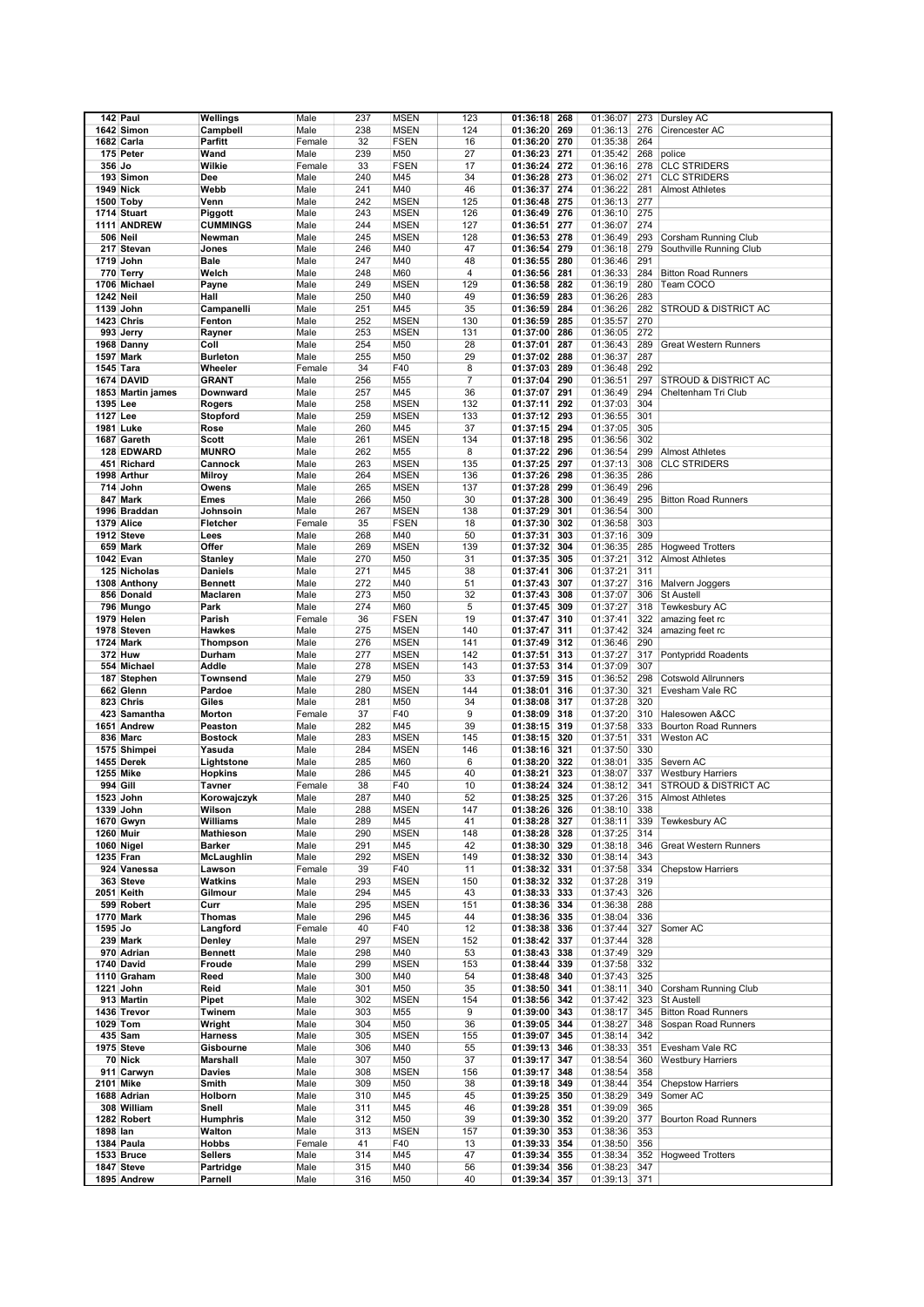| | | | | | | | | | | | | |
|---|---|---|---|---|---|---|---|---|---|---|---|---|
| 142 | Paul | Wellings | Male | 237 | MSEN | 123 | 01:36:18 | 268 | 01:36:07 | 273 | Dursley AC |
| 1642 | Simon | Campbell | Male | 238 | MSEN | 124 | 01:36:20 | 269 | 01:36:13 | 276 | Cirencester AC |
| 1682 | Carla | Parfitt | Female | 32 | FSEN | 16 | 01:36:20 | 270 | 01:35:38 | 264 | |
| 175 | Peter | Wand | Male | 239 | M50 | 27 | 01:36:23 | 271 | 01:35:42 | 268 | police |
| 356 | Jo | Wilkie | Female | 33 | FSEN | 17 | 01:36:24 | 272 | 01:36:16 | 278 | CLC STRIDERS |
| 193 | Simon | Dee | Male | 240 | M45 | 34 | 01:36:28 | 273 | 01:36:02 | 271 | CLC STRIDERS |
| 1949 | Nick | Webb | Male | 241 | M40 | 46 | 01:36:37 | 274 | 01:36:22 | 281 | Almost Athletes |
| 1500 | Toby | Venn | Male | 242 | MSEN | 125 | 01:36:48 | 275 | 01:36:13 | 277 | |
| 1714 | Stuart | Piggott | Male | 243 | MSEN | 126 | 01:36:49 | 276 | 01:36:10 | 275 | |
| 1111 | ANDREW | CUMMINGS | Male | 244 | MSEN | 127 | 01:36:51 | 277 | 01:36:07 | 274 | |
| 506 | Neil | Newman | Male | 245 | MSEN | 128 | 01:36:53 | 278 | 01:36:49 | 293 | Corsham Running Club |
| 217 | Stevan | Jones | Male | 246 | M40 | 47 | 01:36:54 | 279 | 01:36:18 | 279 | Southville Running Club |
| 1719 | John | Bale | Male | 247 | M40 | 48 | 01:36:55 | 280 | 01:36:46 | 291 | |
| 770 | Terry | Welch | Male | 248 | M60 | 4 | 01:36:56 | 281 | 01:36:33 | 284 | Bitton Road Runners |
| 1706 | Michael | Payne | Male | 249 | MSEN | 129 | 01:36:58 | 282 | 01:36:19 | 280 | Team COCO |
| 1242 | Neil | Hall | Male | 250 | M40 | 49 | 01:36:59 | 283 | 01:36:26 | 283 | |
| 1139 | John | Campanelli | Male | 251 | M45 | 35 | 01:36:59 | 284 | 01:36:26 | 282 | STROUD & DISTRICT AC |
| 1423 | Chris | Fenton | Male | 252 | MSEN | 130 | 01:36:59 | 285 | 01:35:57 | 270 | |
| 993 | Jerry | Rayner | Male | 253 | MSEN | 131 | 01:37:00 | 286 | 01:36:05 | 272 | |
| 1968 | Danny | Coll | Male | 254 | M50 | 28 | 01:37:01 | 287 | 01:36:43 | 289 | Great Western Runners |
| 1597 | Mark | Burleton | Male | 255 | M50 | 29 | 01:37:02 | 288 | 01:36:37 | 287 | |
| 1545 | Tara | Wheeler | Female | 34 | F40 | 8 | 01:37:03 | 289 | 01:36:48 | 292 | |
| 1674 | DAVID | GRANT | Male | 256 | M55 | 7 | 01:37:04 | 290 | 01:36:51 | 297 | STROUD & DISTRICT AC |
| 1853 | Martin james | Downward | Male | 257 | M45 | 36 | 01:37:07 | 291 | 01:36:49 | 294 | Cheltenham Tri Club |
| 1395 | Lee | Rogers | Male | 258 | MSEN | 132 | 01:37:11 | 292 | 01:37:03 | 304 | |
| 1127 | Lee | Stopford | Male | 259 | MSEN | 133 | 01:37:12 | 293 | 01:36:55 | 301 | |
| 1981 | Luke | Rose | Male | 260 | M45 | 37 | 01:37:15 | 294 | 01:37:05 | 305 | |
| 1687 | Gareth | Scott | Male | 261 | MSEN | 134 | 01:37:18 | 295 | 01:36:56 | 302 | |
| 128 | EDWARD | MUNRO | Male | 262 | M55 | 8 | 01:37:22 | 296 | 01:36:54 | 299 | Almost Athletes |
| 451 | Richard | Cannock | Male | 263 | MSEN | 135 | 01:37:25 | 297 | 01:37:13 | 308 | CLC STRIDERS |
| 1998 | Arthur | Milroy | Male | 264 | MSEN | 136 | 01:37:26 | 298 | 01:36:35 | 286 | |
| 714 | John | Owens | Male | 265 | MSEN | 137 | 01:37:28 | 299 | 01:36:49 | 296 | |
| 847 | Mark | Emes | Male | 266 | M50 | 30 | 01:37:28 | 300 | 01:36:49 | 295 | Bitton Road Runners |
| 1996 | Braddan | Johnsoin | Male | 267 | MSEN | 138 | 01:37:29 | 301 | 01:36:54 | 300 | |
| 1379 | Alice | Fletcher | Female | 35 | FSEN | 18 | 01:37:30 | 302 | 01:36:58 | 303 | |
| 1912 | Steve | Lees | Male | 268 | M40 | 50 | 01:37:31 | 303 | 01:37:16 | 309 | |
| 659 | Mark | Offer | Male | 269 | MSEN | 139 | 01:37:32 | 304 | 01:36:35 | 285 | Hogweed Trotters |
| 1042 | Evan | Stanley | Male | 270 | M50 | 31 | 01:37:35 | 305 | 01:37:21 | 312 | Almost Athletes |
| 125 | Nicholas | Daniels | Male | 271 | M45 | 38 | 01:37:41 | 306 | 01:37:21 | 311 | |
| 1308 | Anthony | Bennett | Male | 272 | M40 | 51 | 01:37:43 | 307 | 01:37:27 | 316 | Malvern Joggers |
| 856 | Donald | Maclaren | Male | 273 | M50 | 32 | 01:37:43 | 308 | 01:37:07 | 306 | St Austell |
| 796 | Mungo | Park | Male | 274 | M60 | 5 | 01:37:45 | 309 | 01:37:27 | 318 | Tewkesbury AC |
| 1979 | Helen | Parish | Female | 36 | FSEN | 19 | 01:37:47 | 310 | 01:37:41 | 322 | amazing feet rc |
| 1978 | Steven | Hawkes | Male | 275 | MSEN | 140 | 01:37:47 | 311 | 01:37:42 | 324 | amazing feet rc |
| 1724 | Mark | Thompson | Male | 276 | MSEN | 141 | 01:37:49 | 312 | 01:36:46 | 290 | |
| 372 | Huw | Durham | Male | 277 | MSEN | 142 | 01:37:51 | 313 | 01:37:27 | 317 | Pontypridd Roadents |
| 554 | Michael | Addle | Male | 278 | MSEN | 143 | 01:37:53 | 314 | 01:37:09 | 307 | |
| 187 | Stephen | Townsend | Male | 279 | M50 | 33 | 01:37:59 | 315 | 01:36:52 | 298 | Cotswold Allrunners |
| 662 | Glenn | Pardoe | Male | 280 | MSEN | 144 | 01:38:01 | 316 | 01:37:30 | 321 | Evesham Vale RC |
| 823 | Chris | Giles | Male | 281 | M50 | 34 | 01:38:08 | 317 | 01:37:28 | 320 | |
| 423 | Samantha | Morton | Female | 37 | F40 | 9 | 01:38:09 | 318 | 01:37:20 | 310 | Halesowen A&CC |
| 1651 | Andrew | Peaston | Male | 282 | M45 | 39 | 01:38:15 | 319 | 01:37:58 | 333 | Bourton Road Runners |
| 836 | Marc | Bostock | Male | 283 | MSEN | 145 | 01:38:15 | 320 | 01:37:51 | 331 | Weston AC |
| 1575 | Shimpei | Yasuda | Male | 284 | MSEN | 146 | 01:38:16 | 321 | 01:37:50 | 330 | |
| 1455 | Derek | Lightstone | Male | 285 | M60 | 6 | 01:38:20 | 322 | 01:38:01 | 335 | Severn AC |
| 1255 | Mike | Hopkins | Male | 286 | M45 | 40 | 01:38:21 | 323 | 01:38:07 | 337 | Westbury Harriers |
| 994 | Gill | Tavner | Female | 38 | F40 | 10 | 01:38:24 | 324 | 01:38:12 | 341 | STROUD & DISTRICT AC |
| 1523 | John | Korowajczyk | Male | 287 | M40 | 52 | 01:38:25 | 325 | 01:37:26 | 315 | Almost Athletes |
| 1339 | John | Wilson | Male | 288 | MSEN | 147 | 01:38:26 | 326 | 01:38:10 | 338 | |
| 1670 | Gwyn | Williams | Male | 289 | M45 | 41 | 01:38:28 | 327 | 01:38:11 | 339 | Tewkesbury AC |
| 1260 | Muir | Mathieson | Male | 290 | MSEN | 148 | 01:38:28 | 328 | 01:37:25 | 314 | |
| 1060 | Nigel | Barker | Male | 291 | M45 | 42 | 01:38:30 | 329 | 01:38:18 | 346 | Great Western Runners |
| 1235 | Fran | McLaughlin | Male | 292 | MSEN | 149 | 01:38:32 | 330 | 01:38:14 | 343 | |
| 924 | Vanessa | Lawson | Female | 39 | F40 | 11 | 01:38:32 | 331 | 01:37:58 | 334 | Chepstow Harriers |
| 363 | Steve | Watkins | Male | 293 | MSEN | 150 | 01:38:32 | 332 | 01:37:28 | 319 | |
| 2051 | Keith | Gilmour | Male | 294 | M45 | 43 | 01:38:33 | 333 | 01:37:43 | 326 | |
| 599 | Robert | Curr | Male | 295 | MSEN | 151 | 01:38:36 | 334 | 01:36:38 | 288 | |
| 1770 | Mark | Thomas | Male | 296 | M45 | 44 | 01:38:36 | 335 | 01:38:04 | 336 | |
| 1595 | Jo | Langford | Female | 40 | F40 | 12 | 01:38:38 | 336 | 01:37:44 | 327 | Somer AC |
| 239 | Mark | Denley | Male | 297 | MSEN | 152 | 01:38:42 | 337 | 01:37:44 | 328 | |
| 970 | Adrian | Bennett | Male | 298 | M40 | 53 | 01:38:43 | 338 | 01:37:49 | 329 | |
| 1740 | David | Froude | Male | 299 | MSEN | 153 | 01:38:44 | 339 | 01:37:58 | 332 | |
| 1110 | Graham | Reed | Male | 300 | M40 | 54 | 01:38:48 | 340 | 01:37:43 | 325 | |
| 1221 | John | Reid | Male | 301 | M50 | 35 | 01:38:50 | 341 | 01:38:11 | 340 | Corsham Running Club |
| 913 | Martin | Pipet | Male | 302 | MSEN | 154 | 01:38:56 | 342 | 01:37:42 | 323 | St Austell |
| 1436 | Trevor | Twinem | Male | 303 | M55 | 9 | 01:39:00 | 343 | 01:38:17 | 345 | Bitton Road Runners |
| 1029 | Tom | Wright | Male | 304 | M50 | 36 | 01:39:05 | 344 | 01:38:27 | 348 | Sospan Road Runners |
| 435 | Sam | Harness | Male | 305 | MSEN | 155 | 01:39:07 | 345 | 01:38:14 | 342 | |
| 1975 | Steve | Gisbourne | Male | 306 | M40 | 55 | 01:39:13 | 346 | 01:38:33 | 351 | Evesham Vale RC |
| 70 | Nick | Marshall | Male | 307 | M50 | 37 | 01:39:17 | 347 | 01:38:54 | 360 | Westbury Harriers |
| 911 | Carwyn | Davies | Male | 308 | MSEN | 156 | 01:39:17 | 348 | 01:38:54 | 358 | |
| 2101 | Mike | Smith | Male | 309 | M50 | 38 | 01:39:18 | 349 | 01:38:44 | 354 | Chepstow Harriers |
| 1688 | Adrian | Holborn | Male | 310 | M45 | 45 | 01:39:25 | 350 | 01:38:29 | 349 | Somer AC |
| 308 | William | Snell | Male | 311 | M45 | 46 | 01:39:28 | 351 | 01:39:09 | 365 | |
| 1282 | Robert | Humphris | Male | 312 | M50 | 39 | 01:39:30 | 352 | 01:39:20 | 377 | Bourton Road Runners |
| 1898 | Ian | Walton | Male | 313 | MSEN | 157 | 01:39:30 | 353 | 01:38:36 | 353 | |
| 1384 | Paula | Hobbs | Female | 41 | F40 | 13 | 01:39:33 | 354 | 01:38:50 | 356 | |
| 1533 | Bruce | Sellers | Male | 314 | M45 | 47 | 01:39:34 | 355 | 01:38:34 | 352 | Hogweed Trotters |
| 1847 | Steve | Partridge | Male | 315 | M40 | 56 | 01:39:34 | 356 | 01:38:23 | 347 | |
| 1895 | Andrew | Parnell | Male | 316 | M50 | 40 | 01:39:34 | 357 | 01:39:13 | 371 | |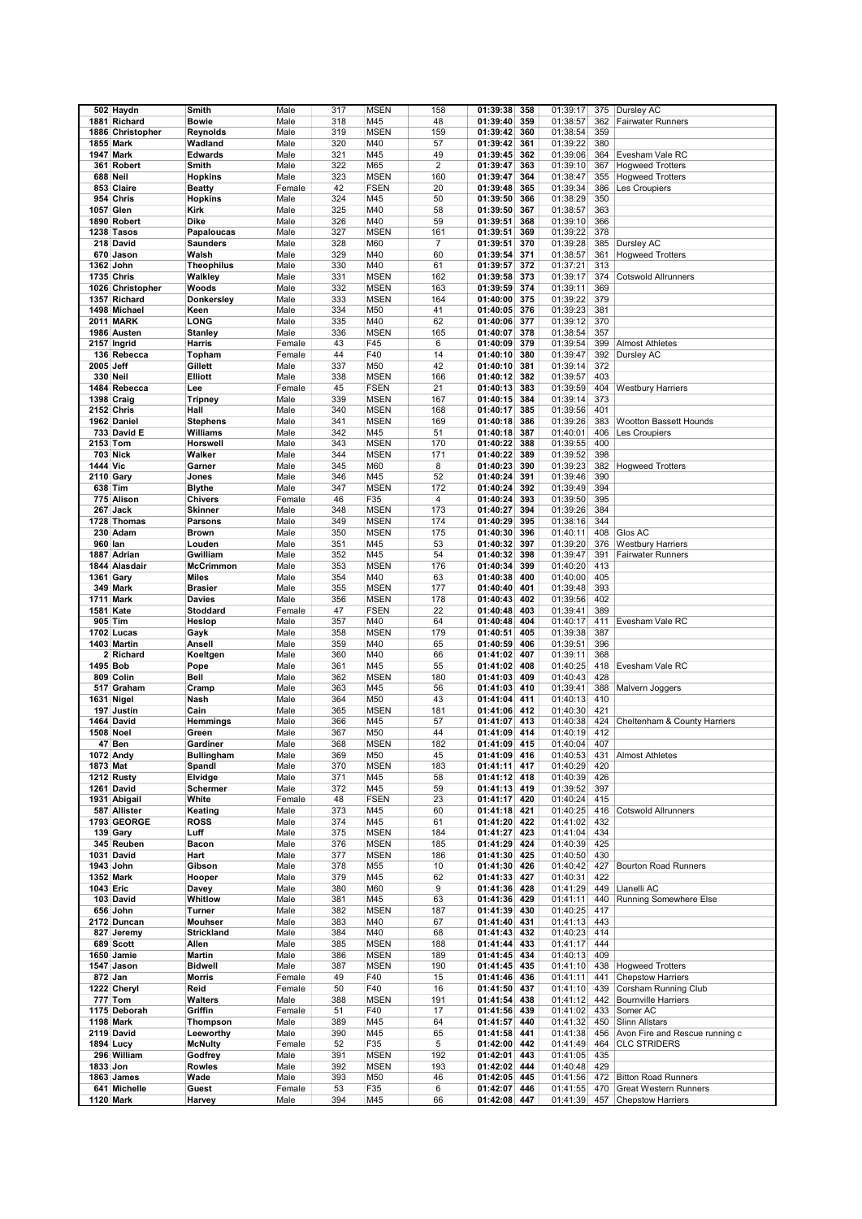| | | | | | | | | | | | |
|---|---|---|---|---|---|---|---|---|---|---|---|
| 502 | Haydn | Smith | Male | 317 | MSEN | 158 | 01:39:38 | 358 | 01:39:17 | 375 | Dursley AC |
| 1881 | Richard | Bowie | Male | 318 | M45 | 48 | 01:39:40 | 359 | 01:38:57 | 362 | Fairwater Runners |
| 1886 | Christopher | Reynolds | Male | 319 | MSEN | 159 | 01:39:42 | 360 | 01:38:54 | 359 | |
| 1855 | Mark | Wadland | Male | 320 | M40 | 57 | 01:39:42 | 361 | 01:39:22 | 380 | |
| 1947 | Mark | Edwards | Male | 321 | M45 | 49 | 01:39:45 | 362 | 01:39:06 | 364 | Evesham Vale RC |
| 361 | Robert | Smith | Male | 322 | M65 | 2 | 01:39:47 | 363 | 01:39:10 | 367 | Hogweed Trotters |
| 688 | Neil | Hopkins | Male | 323 | MSEN | 160 | 01:39:47 | 364 | 01:38:47 | 355 | Hogweed Trotters |
| 853 | Claire | Beatty | Female | 42 | FSEN | 20 | 01:39:48 | 365 | 01:39:34 | 386 | Les Croupiers |
| 954 | Chris | Hopkins | Male | 324 | M45 | 50 | 01:39:50 | 366 | 01:38:29 | 350 | |
| 1057 | Glen | Kirk | Male | 325 | M40 | 58 | 01:39:50 | 367 | 01:38:57 | 363 | |
| 1890 | Robert | Dike | Male | 326 | M40 | 59 | 01:39:51 | 368 | 01:39:10 | 366 | |
| 1238 | Tasos | Papaloucas | Male | 327 | MSEN | 161 | 01:39:51 | 369 | 01:39:22 | 378 | |
| 218 | David | Saunders | Male | 328 | M60 | 7 | 01:39:51 | 370 | 01:39:28 | 385 | Dursley AC |
| 670 | Jason | Walsh | Male | 329 | M40 | 60 | 01:39:54 | 371 | 01:38:57 | 361 | Hogweed Trotters |
| 1362 | John | Theophilus | Male | 330 | M40 | 61 | 01:39:57 | 372 | 01:37:21 | 313 | |
| 1735 | Chris | Walkley | Male | 331 | MSEN | 162 | 01:39:58 | 373 | 01:39:17 | 374 | Cotswold Allrunners |
| 1026 | Christopher | Woods | Male | 332 | MSEN | 163 | 01:39:59 | 374 | 01:39:11 | 369 | |
| 1357 | Richard | Donkersley | Male | 333 | MSEN | 164 | 01:40:00 | 375 | 01:39:22 | 379 | |
| 1498 | Michael | Keen | Male | 334 | M50 | 41 | 01:40:05 | 376 | 01:39:23 | 381 | |
| 2011 | MARK | LONG | Male | 335 | M40 | 62 | 01:40:06 | 377 | 01:39:12 | 370 | |
| 1986 | Austen | Stanley | Male | 336 | MSEN | 165 | 01:40:07 | 378 | 01:38:54 | 357 | |
| 2157 | Ingrid | Harris | Female | 43 | F45 | 6 | 01:40:09 | 379 | 01:39:54 | 399 | Almost Athletes |
| 136 | Rebecca | Topham | Female | 44 | F40 | 14 | 01:40:10 | 380 | 01:39:47 | 392 | Dursley AC |
| 2005 | Jeff | Gillett | Male | 337 | M50 | 42 | 01:40:10 | 381 | 01:39:14 | 372 | |
| 330 | Neil | Elliott | Male | 338 | MSEN | 166 | 01:40:12 | 382 | 01:39:57 | 403 | |
| 1484 | Rebecca | Lee | Female | 45 | FSEN | 21 | 01:40:13 | 383 | 01:39:59 | 404 | Westbury Harriers |
| 1398 | Craig | Tripney | Male | 339 | MSEN | 167 | 01:40:15 | 384 | 01:39:14 | 373 | |
| 2152 | Chris | Hall | Male | 340 | MSEN | 168 | 01:40:17 | 385 | 01:39:56 | 401 | |
| 1962 | Daniel | Stephens | Male | 341 | MSEN | 169 | 01:40:18 | 386 | 01:39:26 | 383 | Wootton Bassett Hounds |
| 733 | David E | Williams | Male | 342 | M45 | 51 | 01:40:18 | 387 | 01:40:01 | 406 | Les Croupiers |
| 2153 | Tom | Horswell | Male | 343 | MSEN | 170 | 01:40:22 | 388 | 01:39:55 | 400 | |
| 703 | Nick | Walker | Male | 344 | MSEN | 171 | 01:40:22 | 389 | 01:39:52 | 398 | |
| 1444 | Vic | Garner | Male | 345 | M60 | 8 | 01:40:23 | 390 | 01:39:23 | 382 | Hogweed Trotters |
| 2110 | Gary | Jones | Male | 346 | M45 | 52 | 01:40:24 | 391 | 01:39:46 | 390 | |
| 638 | Tim | Blythe | Male | 347 | MSEN | 172 | 01:40:24 | 392 | 01:39:49 | 394 | |
| 775 | Alison | Chivers | Female | 46 | F35 | 4 | 01:40:24 | 393 | 01:39:50 | 395 | |
| 267 | Jack | Skinner | Male | 348 | MSEN | 173 | 01:40:27 | 394 | 01:39:26 | 384 | |
| 1728 | Thomas | Parsons | Male | 349 | MSEN | 174 | 01:40:29 | 395 | 01:38:16 | 344 | |
| 230 | Adam | Brown | Male | 350 | MSEN | 175 | 01:40:30 | 396 | 01:40:11 | 408 | Glos AC |
| 960 | Ian | Louden | Male | 351 | M45 | 53 | 01:40:32 | 397 | 01:39:20 | 376 | Westbury Harriers |
| 1887 | Adrian | Gwilliam | Male | 352 | M45 | 54 | 01:40:32 | 398 | 01:39:47 | 391 | Fairwater Runners |
| 1844 | Alasdair | McCrimmon | Male | 353 | MSEN | 176 | 01:40:34 | 399 | 01:40:20 | 413 | |
| 1361 | Gary | Miles | Male | 354 | M40 | 63 | 01:40:38 | 400 | 01:40:00 | 405 | |
| 349 | Mark | Brasier | Male | 355 | MSEN | 177 | 01:40:40 | 401 | 01:39:48 | 393 | |
| 1711 | Mark | Davies | Male | 356 | MSEN | 178 | 01:40:43 | 402 | 01:39:56 | 402 | |
| 1581 | Kate | Stoddard | Female | 47 | FSEN | 22 | 01:40:48 | 403 | 01:39:41 | 389 | |
| 905 | Tim | Heslop | Male | 357 | M40 | 64 | 01:40:48 | 404 | 01:40:17 | 411 | Evesham Vale RC |
| 1702 | Lucas | Gayk | Male | 358 | MSEN | 179 | 01:40:51 | 405 | 01:39:38 | 387 | |
| 1403 | Martin | Ansell | Male | 359 | M40 | 65 | 01:40:59 | 406 | 01:39:51 | 396 | |
| 2 | Richard | Koeltgen | Male | 360 | M40 | 66 | 01:41:02 | 407 | 01:39:11 | 368 | |
| 1495 | Bob | Pope | Male | 361 | M45 | 55 | 01:41:02 | 408 | 01:40:25 | 418 | Evesham Vale RC |
| 809 | Colin | Bell | Male | 362 | MSEN | 180 | 01:41:03 | 409 | 01:40:43 | 428 | |
| 517 | Graham | Cramp | Male | 363 | M45 | 56 | 01:41:03 | 410 | 01:39:41 | 388 | Malvern Joggers |
| 1631 | Nigel | Nash | Male | 364 | M50 | 43 | 01:41:04 | 411 | 01:40:13 | 410 | |
| 197 | Justin | Cain | Male | 365 | MSEN | 181 | 01:41:06 | 412 | 01:40:30 | 421 | |
| 1464 | David | Hemmings | Male | 366 | M45 | 57 | 01:41:07 | 413 | 01:40:38 | 424 | Cheltenham & County Harriers |
| 1508 | Noel | Green | Male | 367 | M50 | 44 | 01:41:09 | 414 | 01:40:19 | 412 | |
| 47 | Ben | Gardiner | Male | 368 | MSEN | 182 | 01:41:09 | 415 | 01:40:04 | 407 | |
| 1072 | Andy | Bullingham | Male | 369 | M50 | 45 | 01:41:09 | 416 | 01:40:53 | 431 | Almost Athletes |
| 1873 | Mat | Spandl | Male | 370 | MSEN | 183 | 01:41:11 | 417 | 01:40:29 | 420 | |
| 1212 | Rusty | Elvidge | Male | 371 | M45 | 58 | 01:41:12 | 418 | 01:40:39 | 426 | |
| 1261 | David | Schermer | Male | 372 | M45 | 59 | 01:41:13 | 419 | 01:39:52 | 397 | |
| 1931 | Abigail | White | Female | 48 | FSEN | 23 | 01:41:17 | 420 | 01:40:24 | 415 | |
| 587 | Allister | Keating | Male | 373 | M45 | 60 | 01:41:18 | 421 | 01:40:25 | 416 | Cotswold Allrunners |
| 1793 | GEORGE | ROSS | Male | 374 | M45 | 61 | 01:41:20 | 422 | 01:41:02 | 432 | |
| 139 | Gary | Luff | Male | 375 | MSEN | 184 | 01:41:27 | 423 | 01:41:04 | 434 | |
| 345 | Reuben | Bacon | Male | 376 | MSEN | 185 | 01:41:29 | 424 | 01:40:39 | 425 | |
| 1031 | David | Hart | Male | 377 | MSEN | 186 | 01:41:30 | 425 | 01:40:50 | 430 | |
| 1943 | John | Gibson | Male | 378 | M55 | 10 | 01:41:30 | 426 | 01:40:42 | 427 | Bourton Road Runners |
| 1352 | Mark | Hooper | Male | 379 | M45 | 62 | 01:41:33 | 427 | 01:40:31 | 422 | |
| 1043 | Eric | Davey | Male | 380 | M60 | 9 | 01:41:36 | 428 | 01:41:29 | 449 | Llanelli AC |
| 103 | David | Whitlow | Male | 381 | M45 | 63 | 01:41:36 | 429 | 01:41:11 | 440 | Running Somewhere Else |
| 656 | John | Turner | Male | 382 | MSEN | 187 | 01:41:39 | 430 | 01:40:25 | 417 | |
| 2172 | Duncan | Mouhser | Male | 383 | M40 | 67 | 01:41:40 | 431 | 01:41:13 | 443 | |
| 827 | Jeremy | Strickland | Male | 384 | M40 | 68 | 01:41:43 | 432 | 01:40:23 | 414 | |
| 689 | Scott | Allen | Male | 385 | MSEN | 188 | 01:41:44 | 433 | 01:41:17 | 444 | |
| 1650 | Jamie | Martin | Male | 386 | MSEN | 189 | 01:41:45 | 434 | 01:40:13 | 409 | |
| 1547 | Jason | Bidwell | Male | 387 | MSEN | 190 | 01:41:45 | 435 | 01:41:10 | 438 | Hogweed Trotters |
| 872 | Jan | Morris | Female | 49 | F40 | 15 | 01:41:46 | 436 | 01:41:11 | 441 | Chepstow Harriers |
| 1222 | Cheryl | Reid | Female | 50 | F40 | 16 | 01:41:50 | 437 | 01:41:10 | 439 | Corsham Running Club |
| 777 | Tom | Walters | Male | 388 | MSEN | 191 | 01:41:54 | 438 | 01:41:12 | 442 | Bournville Harriers |
| 1175 | Deborah | Griffin | Female | 51 | F40 | 17 | 01:41:56 | 439 | 01:41:02 | 433 | Somer AC |
| 1198 | Mark | Thompson | Male | 389 | M45 | 64 | 01:41:57 | 440 | 01:41:32 | 450 | Slinn Allstars |
| 2119 | David | Leeworthy | Male | 390 | M45 | 65 | 01:41:58 | 441 | 01:41:38 | 456 | Avon Fire and Rescue running c |
| 1894 | Lucy | McNulty | Female | 52 | F35 | 5 | 01:42:00 | 442 | 01:41:49 | 464 | CLC STRIDERS |
| 296 | William | Godfrey | Male | 391 | MSEN | 192 | 01:42:01 | 443 | 01:41:05 | 435 | |
| 1833 | Jon | Rowles | Male | 392 | MSEN | 193 | 01:42:02 | 444 | 01:40:48 | 429 | |
| 1863 | James | Wade | Male | 393 | M50 | 46 | 01:42:05 | 445 | 01:41:56 | 472 | Bitton Road Runners |
| 641 | Michelle | Guest | Female | 53 | F35 | 6 | 01:42:07 | 446 | 01:41:55 | 470 | Great Western Runners |
| 1120 | Mark | Harvey | Male | 394 | M45 | 66 | 01:42:08 | 447 | 01:41:39 | 457 | Chepstow Harriers |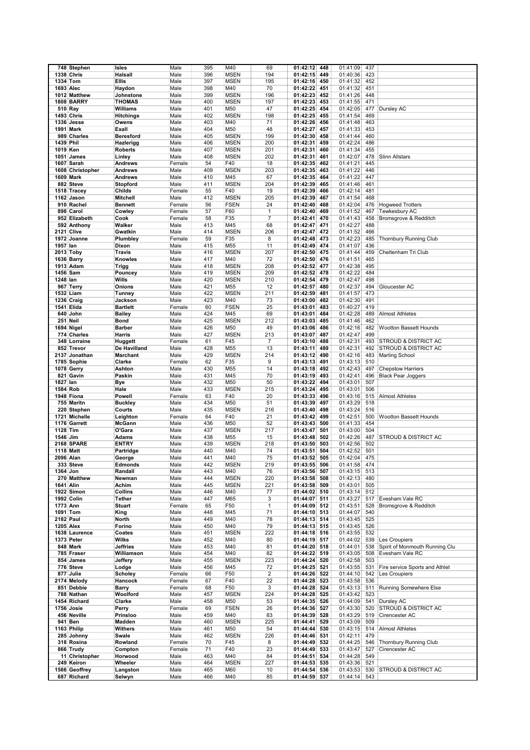| | | | | | | | | | | | | |
|---|---|---|---|---|---|---|---|---|---|---|---|---|
| 748 | Stephen | Isles | Male | 395 | M40 | 69 | 01:42:12 | 448 | 01:41:09 | 437 | |
| 1338 | Chris | Halsall | Male | 396 | MSEN | 194 | 01:42:15 | 449 | 01:40:36 | 423 | |
| 1334 | Tom | Ellis | Male | 397 | MSEN | 195 | 01:42:16 | 450 | 01:41:32 | 452 | |
| 1693 | Alec | Haydon | Male | 398 | M40 | 70 | 01:42:22 | 451 | 01:41:32 | 451 | |
| 1012 | Matthew | Johnstone | Male | 399 | MSEN | 196 | 01:42:23 | 452 | 01:41:26 | 448 | |
| 1808 | BARRY | THOMAS | Male | 400 | MSEN | 197 | 01:42:23 | 453 | 01:41:55 | 471 | |
| 510 | Ray | Williams | Male | 401 | M50 | 47 | 01:42:25 | 454 | 01:42:05 | 477 | Dursley AC |
| 1493 | Chris | Hitchings | Male | 402 | MSEN | 198 | 01:42:25 | 455 | 01:41:54 | 469 | |
| 1336 | Jesse | Owens | Male | 403 | M40 | 71 | 01:42:26 | 456 | 01:41:48 | 463 | |
| 1991 | Mark | Exall | Male | 404 | M50 | 48 | 01:42:27 | 457 | 01:41:33 | 453 | |
| 989 | Charles | Beresford | Male | 405 | MSEN | 199 | 01:42:30 | 458 | 01:41:44 | 460 | |
| 1439 | Phil | Hazlerigg | Male | 406 | MSEN | 200 | 01:42:31 | 459 | 01:42:24 | 486 | |
| 1019 | Ken | Roberts | Male | 407 | MSEN | 201 | 01:42:31 | 460 | 01:41:34 | 455 | |
| 1051 | James | Linley | Male | 408 | MSEN | 202 | 01:42:31 | 461 | 01:42:07 | 478 | Slinn Allstars |
| 1607 | Sarah | Andrews | Female | 54 | F40 | 18 | 01:42:35 | 462 | 01:41:21 | 445 | |
| 1608 | Christopher | Andrews | Male | 409 | MSEN | 203 | 01:42:35 | 463 | 01:41:22 | 446 | |
| 1609 | Mark | Andrews | Male | 410 | M45 | 67 | 01:42:35 | 464 | 01:41:22 | 447 | |
| 882 | Steve | Stopford | Male | 411 | MSEN | 204 | 01:42:39 | 465 | 01:41:46 | 461 | |
| 1518 | Tracey | Childs | Female | 55 | F40 | 19 | 01:42:39 | 466 | 01:42:14 | 481 | |
| 1162 | Jason | Mitchell | Male | 412 | MSEN | 205 | 01:42:39 | 467 | 01:41:54 | 468 | |
| 910 | Rachel | Bennett | Female | 56 | FSEN | 24 | 01:42:40 | 468 | 01:42:04 | 476 | Hogweed Trotters |
| 898 | Carol | Cowley | Female | 57 | F60 | 1 | 01:42:40 | 469 | 01:41:52 | 467 | Tewkesbury AC |
| 952 | Elizabeth | Cook | Female | 58 | F35 | 7 | 01:42:41 | 470 | 01:41:43 | 458 | Bromsgrove & Redditch |
| 592 | Anthony | Walker | Male | 413 | M45 | 68 | 01:42:47 | 471 | 01:42:27 | 488 | |
| 2121 | Clive | Gwatkin | Male | 414 | MSEN | 206 | 01:42:47 | 472 | 01:41:52 | 466 | |
| 1972 | Joanne | Plumbley | Female | 59 | F35 | 8 | 01:42:48 | 473 | 01:42:23 | 485 | Thornbury Running Club |
| 1957 | Ian | Dixon | Male | 415 | M55 | 11 | 01:42:49 | 474 | 01:41:07 | 436 | |
| 2013 | Toby | Travis | Male | 416 | MSEN | 207 | 01:42:50 | 475 | 01:41:44 | 459 | Cheltenham Tri Club |
| 1636 | Barry | Knowles | Male | 417 | M40 | 72 | 01:42:50 | 476 | 01:41:51 | 465 | |
| 1913 | Adam | Trigg | Male | 418 | MSEN | 208 | 01:42:52 | 477 | 01:42:38 | 495 | |
| 1456 | Sam | Pouncey | Male | 419 | MSEN | 209 | 01:42:52 | 478 | 01:42:22 | 484 | |
| 1248 | Ian | Wills | Male | 420 | MSEN | 210 | 01:42:54 | 479 | 01:42:47 | 498 | |
| 967 | Terry | Onions | Male | 421 | M55 | 12 | 01:42:57 | 480 | 01:42:37 | 494 | Gloucester AC |
| 1532 | Liam | Tunney | Male | 422 | MSEN | 211 | 01:42:59 | 481 | 01:41:57 | 473 | |
| 1236 | Craig | Jackson | Male | 423 | M40 | 73 | 01:43:00 | 482 | 01:42:30 | 491 | |
| 1541 | Elida | Bartlett | Female | 60 | FSEN | 25 | 01:43:01 | 483 | 01:40:27 | 419 | |
| 640 | John | Bailey | Male | 424 | M45 | 69 | 01:43:01 | 484 | 01:42:28 | 489 | Almost Athletes |
| 251 | Neil | Bond | Male | 425 | MSEN | 212 | 01:43:03 | 485 | 01:41:46 | 462 | |
| 1694 | Nigel | Barber | Male | 426 | M50 | 49 | 01:43:06 | 486 | 01:42:16 | 482 | Wootton Bassett Hounds |
| 774 | Charles | Harris | Male | 427 | MSEN | 213 | 01:43:07 | 487 | 01:42:47 | 499 | |
| 348 | Lorraine | Huggett | Female | 61 | F45 | 7 | 01:43:10 | 488 | 01:42:31 | 493 | STROUD & DISTRICT AC |
| 852 | Trevor | De Havilland | Male | 428 | M55 | 13 | 01:43:11 | 489 | 01:42:31 | 492 | STROUD & DISTRICT AC |
| 2137 | Jonathan | Marchant | Male | 429 | MSEN | 214 | 01:43:12 | 490 | 01:42:16 | 483 | Marling School |
| 1785 | Sophie | Clarke | Female | 62 | F35 | 9 | 01:43:13 | 491 | 01:43:13 | 510 | |
| 1078 | Gerry | Ashton | Male | 430 | M55 | 14 | 01:43:18 | 492 | 01:42:43 | 497 | Chepstow Harriers |
| 821 | Gavin | Paskin | Male | 431 | M45 | 70 | 01:43:19 | 493 | 01:42:41 | 496 | Black Pear Joggers |
| 1827 | Ian | Bye | Male | 432 | M50 | 50 | 01:43:22 | 494 | 01:43:01 | 507 | |
| 1584 | Rob | Hale | Male | 433 | MSEN | 215 | 01:43:24 | 495 | 01:43:01 | 506 | |
| 1948 | Fiona | Powell | Female | 63 | F40 | 20 | 01:43:33 | 496 | 01:43:16 | 515 | Almost Athletes |
| 755 | Maritn | Buckley | Male | 434 | M50 | 51 | 01:43:39 | 497 | 01:43:29 | 518 | |
| 220 | Stephen | Courts | Male | 435 | MSEN | 216 | 01:43:40 | 498 | 01:43:24 | 516 | |
| 1721 | Michelle | Leighton | Female | 64 | F40 | 21 | 01:43:42 | 499 | 01:42:51 | 500 | Wootton Bassett Hounds |
| 1176 | Garrett | McGann | Male | 436 | M50 | 52 | 01:43:43 | 500 | 01:41:33 | 454 | |
| 1128 | Tim | O'Gara | Male | 437 | MSEN | 217 | 01:43:47 | 501 | 01:43:00 | 504 | |
| 1546 | Jim | Adams | Male | 438 | M55 | 15 | 01:43:48 | 502 | 01:42:26 | 487 | STROUD & DISTRICT AC |
| 2168 | SPARE | ENTRY | Male | 439 | MSEN | 218 | 01:43:50 | 503 | 01:42:56 | 502 | |
| 1118 | Matt | Partridge | Male | 440 | M40 | 74 | 01:43:51 | 504 | 01:42:52 | 501 | |
| 2096 | Alan | George | Male | 441 | M40 | 75 | 01:43:52 | 505 | 01:42:04 | 475 | |
| 333 | Steve | Edmonds | Male | 442 | MSEN | 219 | 01:43:55 | 506 | 01:41:58 | 474 | |
| 1364 | Jon | Randall | Male | 443 | M40 | 76 | 01:43:56 | 507 | 01:43:15 | 513 | |
| 270 | Matthew | Newman | Male | 444 | MSEN | 220 | 01:43:58 | 508 | 01:42:13 | 480 | |
| 1641 | Alin | Achim | Male | 445 | MSEN | 221 | 01:43:58 | 509 | 01:43:01 | 505 | |
| 1922 | Simon | Collins | Male | 446 | M40 | 77 | 01:44:02 | 510 | 01:43:14 | 512 | |
| 1992 | Colin | Tether | Male | 447 | M65 | 3 | 01:44:07 | 511 | 01:43:27 | 517 | Evesham Vale RC |
| 1773 | Ann | Stuart | Female | 65 | F50 | 1 | 01:44:09 | 512 | 01:43:51 | 528 | Bromsgrove & Redditch |
| 1091 | Tom | King | Male | 448 | M45 | 71 | 01:44:10 | 513 | 01:44:07 | 540 | |
| 2182 | Paul | North | Male | 449 | M40 | 78 | 01:44:13 | 514 | 01:43:45 | 525 | |
| 1205 | Alex | Forino | Male | 450 | M40 | 79 | 01:44:13 | 515 | 01:43:45 | 526 | |
| 1638 | Laurence | Coates | Male | 451 | MSEN | 222 | 01:44:18 | 516 | 01:43:55 | 532 | |
| 1373 | Peter | Wilks | Male | 452 | M40 | 80 | 01:44:19 | 517 | 01:44:02 | 539 | Les Croupiers |
| 848 | Mark | Jeffries | Male | 453 | M40 | 81 | 01:44:20 | 518 | 01:44:01 | 538 | Spirit of Monmouth Running Clu |
| 785 | Fraser | Williamson | Male | 454 | M40 | 82 | 01:44:22 | 519 | 01:43:05 | 508 | Evesham Vale RC |
| 854 | James | Jeffery | Male | 455 | MSEN | 223 | 01:44:24 | 520 | 01:42:58 | 503 | |
| 776 | Steve | Lodge | Male | 456 | M45 | 72 | 01:44:25 | 521 | 01:43:55 | 531 | Fire service Sports and Athlet |
| 877 | Julie | Scholey | Female | 66 | F50 | 2 | 01:44:26 | 522 | 01:44:10 | 542 | Les Croupiers |
| 2174 | Melody | Hancock | Female | 67 | F40 | 22 | 01:44:28 | 523 | 01:43:58 | 536 | |
| 851 | Debbie | Barry | Female | 68 | F50 | 3 | 01:44:28 | 524 | 01:43:13 | 511 | Running Somewhere Else |
| 788 | Nathan | Woolford | Male | 457 | MSEN | 224 | 01:44:28 | 525 | 01:43:42 | 523 | |
| 1454 | Richard | Clarke | Male | 458 | M50 | 53 | 01:44:35 | 526 | 01:44:09 | 541 | Dursley AC |
| 1756 | Josie | Perry | Female | 69 | FSEN | 26 | 01:44:36 | 527 | 01:43:30 | 520 | STROUD & DISTRICT AC |
| 456 | Neville | Prinsloo | Male | 459 | M40 | 83 | 01:44:39 | 528 | 01:43:29 | 519 | Cirencester AC |
| 941 | Ben | Madden | Male | 460 | MSEN | 225 | 01:44:41 | 529 | 01:43:09 | 509 | |
| 1163 | Philip | Withers | Male | 461 | M50 | 54 | 01:44:44 | 530 | 01:43:15 | 514 | Almost Athletes |
| 285 | Johnny | Swale | Male | 462 | MSEN | 226 | 01:44:46 | 531 | 01:42:11 | 479 | |
| 318 | Rosina | Rowland | Female | 70 | F45 | 8 | 01:44:49 | 532 | 01:44:25 | 546 | Thornbury Running Club |
| 866 | Trudy | Compton | Female | 71 | F40 | 23 | 01:44:49 | 533 | 01:43:47 | 527 | Cirencester AC |
| 11 | Christopher | Horwood | Male | 463 | M40 | 84 | 01:44:51 | 534 | 01:44:28 | 549 | |
| 249 | Keiron | Wheeler | Male | 464 | MSEN | 227 | 01:44:53 | 535 | 01:43:36 | 521 | |
| 1566 | Geoffrey | Langston | Male | 465 | M60 | 10 | 01:44:54 | 536 | 01:43:53 | 530 | STROUD & DISTRICT AC |
| 687 | Richard | Selwyn | Male | 466 | M40 | 85 | 01:44:59 | 537 | 01:44:14 | 543 | |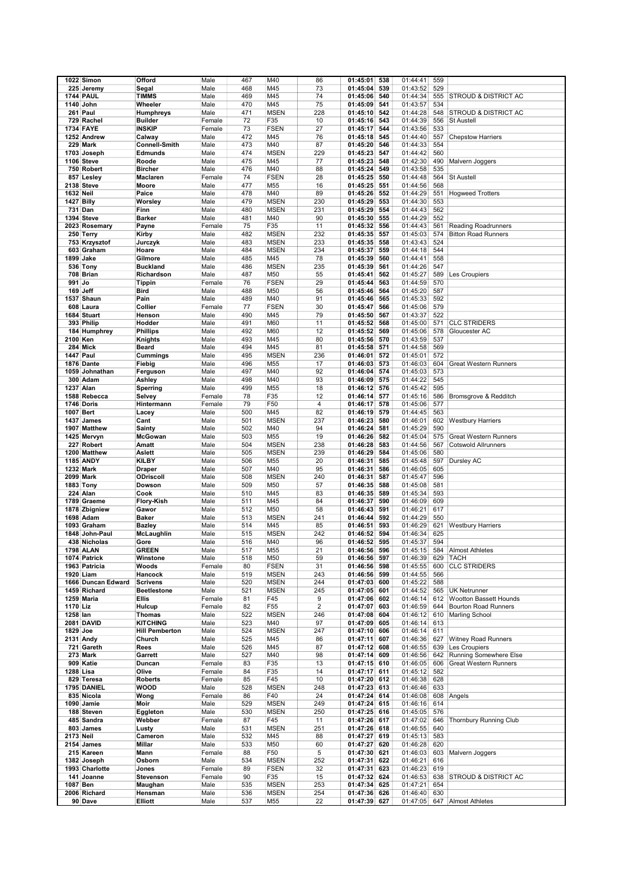| | | | | | | | | | | | |
|---|---|---|---|---|---|---|---|---|---|---|---|
| 1022 | Simon | Offord | Male | 467 | M40 | 86 | 01:45:01 | 538 | 01:44:41 | 559 | |
| 225 | Jeremy | Segal | Male | 468 | M45 | 73 | 01:45:04 | 539 | 01:43:52 | 529 | |
| 1744 | PAUL | TIMMS | Male | 469 | M45 | 74 | 01:45:06 | 540 | 01:44:34 | 555 | STROUD & DISTRICT AC |
| 1140 | John | Wheeler | Male | 470 | M45 | 75 | 01:45:09 | 541 | 01:43:57 | 534 | |
| 261 | Paul | Humphreys | Male | 471 | MSEN | 228 | 01:45:10 | 542 | 01:44:28 | 548 | STROUD & DISTRICT AC |
| 729 | Rachel | Builder | Female | 72 | F35 | 10 | 01:45:16 | 543 | 01:44:39 | 556 | St Austell |
| 1734 | FAYE | INSKIP | Female | 73 | FSEN | 27 | 01:45:17 | 544 | 01:43:56 | 533 | |
| 1252 | Andrew | Calway | Male | 472 | M45 | 76 | 01:45:18 | 545 | 01:44:40 | 557 | Chepstow Harriers |
| 229 | Mark | Connell-Smith | Male | 473 | M40 | 87 | 01:45:20 | 546 | 01:44:33 | 554 | |
| 1703 | Joseph | Edmunds | Male | 474 | MSEN | 229 | 01:45:23 | 547 | 01:44:42 | 560 | |
| 1106 | Steve | Roode | Male | 475 | M45 | 77 | 01:45:23 | 548 | 01:42:30 | 490 | Malvern Joggers |
| 750 | Robert | Bircher | Male | 476 | M40 | 88 | 01:45:24 | 549 | 01:43:58 | 535 | |
| 857 | Lesley | Maclaren | Female | 74 | FSEN | 28 | 01:45:25 | 550 | 01:44:48 | 564 | St Austell |
| 2138 | Steve | Moore | Male | 477 | M55 | 16 | 01:45:25 | 551 | 01:44:56 | 568 | |
| 1632 | Neil | Paice | Male | 478 | M40 | 89 | 01:45:26 | 552 | 01:44:29 | 551 | Hogweed Trotters |
| 1427 | Billy | Worsley | Male | 479 | MSEN | 230 | 01:45:29 | 553 | 01:44:30 | 553 | |
| 731 | Dan | Finn | Male | 480 | MSEN | 231 | 01:45:29 | 554 | 01:44:43 | 562 | |
| 1394 | Steve | Barker | Male | 481 | M40 | 90 | 01:45:30 | 555 | 01:44:29 | 552 | |
| 2023 | Rosemary | Payne | Female | 75 | F35 | 11 | 01:45:32 | 556 | 01:44:43 | 561 | Reading Roadrunners |
| 250 | Terry | Kirby | Male | 482 | MSEN | 232 | 01:45:35 | 557 | 01:45:03 | 574 | Bitton Road Runners |
| 753 | Krzysztof | Jurczyk | Male | 483 | MSEN | 233 | 01:45:35 | 558 | 01:43:43 | 524 | |
| 603 | Graham | Hoare | Male | 484 | MSEN | 234 | 01:45:37 | 559 | 01:44:18 | 544 | |
| 1899 | Jake | Gilmore | Male | 485 | M45 | 78 | 01:45:39 | 560 | 01:44:41 | 558 | |
| 536 | Tony | Buckland | Male | 486 | MSEN | 235 | 01:45:39 | 561 | 01:44:26 | 547 | |
| 708 | Brian | Richardson | Male | 487 | M50 | 55 | 01:45:41 | 562 | 01:45:27 | 589 | Les Croupiers |
| 991 | Jo | Tippin | Female | 76 | FSEN | 29 | 01:45:44 | 563 | 01:44:59 | 570 | |
| 169 | Jeff | Bird | Male | 488 | M50 | 56 | 01:45:46 | 564 | 01:45:20 | 587 | |
| 1537 | Shaun | Pain | Male | 489 | M40 | 91 | 01:45:46 | 565 | 01:45:33 | 592 | |
| 608 | Laura | Collier | Female | 77 | FSEN | 30 | 01:45:47 | 566 | 01:45:06 | 579 | |
| 1684 | Stuart | Henson | Male | 490 | M45 | 79 | 01:45:50 | 567 | 01:43:37 | 522 | |
| 393 | Philip | Hodder | Male | 491 | M60 | 11 | 01:45:52 | 568 | 01:45:00 | 571 | CLC STRIDERS |
| 184 | Humphrey | Phillips | Male | 492 | M60 | 12 | 01:45:52 | 569 | 01:45:06 | 578 | Gloucester AC |
| 2100 | Ken | Knights | Male | 493 | M45 | 80 | 01:45:56 | 570 | 01:43:59 | 537 | |
| 284 | Mick | Beard | Male | 494 | M45 | 81 | 01:45:58 | 571 | 01:44:58 | 569 | |
| 1447 | Paul | Cummings | Male | 495 | MSEN | 236 | 01:46:01 | 572 | 01:45:01 | 572 | |
| 1876 | Dante | Fiebig | Male | 496 | M55 | 17 | 01:46:03 | 573 | 01:46:03 | 604 | Great Western Runners |
| 1059 | Johnathan | Ferguson | Male | 497 | M40 | 92 | 01:46:04 | 574 | 01:45:03 | 573 | |
| 300 | Adam | Ashley | Male | 498 | M40 | 93 | 01:46:09 | 575 | 01:44:22 | 545 | |
| 1237 | Alan | Sperring | Male | 499 | M55 | 18 | 01:46:12 | 576 | 01:45:42 | 595 | |
| 1588 | Rebecca | Selvey | Female | 78 | F35 | 12 | 01:46:14 | 577 | 01:45:16 | 586 | Bromsgrove & Redditch |
| 1746 | Doris | Hintermann | Female | 79 | F50 | 4 | 01:46:17 | 578 | 01:45:06 | 577 | |
| 1007 | Bert | Lacey | Male | 500 | M45 | 82 | 01:46:19 | 579 | 01:44:45 | 563 | |
| 1437 | James | Cant | Male | 501 | MSEN | 237 | 01:46:23 | 580 | 01:46:01 | 602 | Westbury Harriers |
| 1907 | Matthew | Sainty | Male | 502 | M40 | 94 | 01:46:24 | 581 | 01:45:29 | 590 | |
| 1425 | Mervyn | McGowan | Male | 503 | M55 | 19 | 01:46:26 | 582 | 01:45:04 | 575 | Great Western Runners |
| 227 | Robert | Amatt | Male | 504 | MSEN | 238 | 01:46:28 | 583 | 01:44:56 | 567 | Cotswold Allrunners |
| 1200 | Matthew | Aslett | Male | 505 | MSEN | 239 | 01:46:29 | 584 | 01:45:06 | 580 | |
| 1185 | ANDY | KILBY | Male | 506 | M55 | 20 | 01:46:31 | 585 | 01:45:48 | 597 | Dursley AC |
| 1232 | Mark | Draper | Male | 507 | M40 | 95 | 01:46:31 | 586 | 01:46:05 | 605 | |
| 2099 | Mark | ODriscoll | Male | 508 | MSEN | 240 | 01:46:31 | 587 | 01:45:47 | 596 | |
| 1883 | Tony | Dowson | Male | 509 | M50 | 57 | 01:46:35 | 588 | 01:45:08 | 581 | |
| 224 | Alan | Cook | Male | 510 | M45 | 83 | 01:46:35 | 589 | 01:45:34 | 593 | |
| 1789 | Graeme | Flory-Kish | Male | 511 | M45 | 84 | 01:46:37 | 590 | 01:46:09 | 609 | |
| 1878 | Zbigniew | Gawor | Male | 512 | M50 | 58 | 01:46:43 | 591 | 01:46:21 | 617 | |
| 1698 | Adam | Baker | Male | 513 | MSEN | 241 | 01:46:44 | 592 | 01:44:29 | 550 | |
| 1093 | Graham | Bazley | Male | 514 | M45 | 85 | 01:46:51 | 593 | 01:46:29 | 621 | Westbury Harriers |
| 1848 | John-Paul | McLaughlin | Male | 515 | MSEN | 242 | 01:46:52 | 594 | 01:46:34 | 625 | |
| 438 | Nicholas | Gore | Male | 516 | M40 | 96 | 01:46:52 | 595 | 01:45:37 | 594 | |
| 1798 | ALAN | GREEN | Male | 517 | M55 | 21 | 01:46:56 | 596 | 01:45:15 | 584 | Almost Athletes |
| 1074 | Patrick | Winstone | Male | 518 | M50 | 59 | 01:46:56 | 597 | 01:46:39 | 629 | TACH |
| 1963 | Patricia | Woods | Female | 80 | FSEN | 31 | 01:46:56 | 598 | 01:45:55 | 600 | CLC STRIDERS |
| 1920 | Liam | Hancock | Male | 519 | MSEN | 243 | 01:46:56 | 599 | 01:44:55 | 566 | |
| 1666 | Duncan Edward | Scrivens | Male | 520 | MSEN | 244 | 01:47:03 | 600 | 01:45:22 | 588 | |
| 1459 | Richard | Beetlestone | Male | 521 | MSEN | 245 | 01:47:05 | 601 | 01:44:52 | 565 | UK Netrunner |
| 1259 | Maria | Ellis | Female | 81 | F45 | 9 | 01:47:06 | 602 | 01:46:14 | 612 | Wootton Bassett Hounds |
| 1170 | Liz | Hulcup | Female | 82 | F55 | 2 | 01:47:07 | 603 | 01:46:59 | 644 | Bourton Road Runners |
| 1258 | Ian | Thomas | Male | 522 | MSEN | 246 | 01:47:08 | 604 | 01:46:12 | 610 | Marling School |
| 2081 | DAVID | KITCHING | Male | 523 | M40 | 97 | 01:47:09 | 605 | 01:46:14 | 613 | |
| 1829 | Joe | Hill Pemberton | Male | 524 | MSEN | 247 | 01:47:10 | 606 | 01:46:14 | 611 | |
| 2131 | Andy | Church | Male | 525 | M45 | 86 | 01:47:11 | 607 | 01:46:36 | 627 | Witney Road Runners |
| 721 | Gareth | Rees | Male | 526 | M45 | 87 | 01:47:12 | 608 | 01:46:55 | 639 | Les Croupiers |
| 273 | Mark | Garrett | Male | 527 | M40 | 98 | 01:47:14 | 609 | 01:46:56 | 642 | Running Somewhere Else |
| 909 | Katie | Duncan | Female | 83 | F35 | 13 | 01:47:15 | 610 | 01:46:05 | 606 | Great Western Runners |
| 1288 | Lisa | Olive | Female | 84 | F35 | 14 | 01:47:17 | 611 | 01:45:12 | 582 | |
| 829 | Teresa | Roberts | Female | 85 | F45 | 10 | 01:47:20 | 612 | 01:46:38 | 628 | |
| 1795 | DANIEL | WOOD | Male | 528 | MSEN | 248 | 01:47:23 | 613 | 01:46:46 | 633 | |
| 835 | Nicola | Wong | Female | 86 | F40 | 24 | 01:47:24 | 614 | 01:46:08 | 608 | Angels |
| 1090 | Jamie | Moir | Male | 529 | MSEN | 249 | 01:47:24 | 615 | 01:46:16 | 614 | |
| 188 | Steven | Eggleton | Male | 530 | MSEN | 250 | 01:47:25 | 616 | 01:45:05 | 576 | |
| 485 | Sandra | Webber | Female | 87 | F45 | 11 | 01:47:26 | 617 | 01:47:02 | 646 | Thornbury Running Club |
| 803 | James | Lusty | Male | 531 | MSEN | 251 | 01:47:26 | 618 | 01:46:55 | 640 | |
| 2173 | Neil | Cameron | Male | 532 | M45 | 88 | 01:47:27 | 619 | 01:45:13 | 583 | |
| 2154 | James | Millar | Male | 533 | M50 | 60 | 01:47:27 | 620 | 01:46:28 | 620 | |
| 215 | Kareen | Mann | Female | 88 | F50 | 5 | 01:47:30 | 621 | 01:46:03 | 603 | Malvern Joggers |
| 1382 | Joseph | Osborn | Male | 534 | MSEN | 252 | 01:47:31 | 622 | 01:46:21 | 616 | |
| 1993 | Charlotte | Jones | Female | 89 | FSEN | 32 | 01:47:31 | 623 | 01:46:23 | 619 | |
| 141 | Joanne | Stevenson | Female | 90 | F35 | 15 | 01:47:32 | 624 | 01:46:53 | 638 | STROUD & DISTRICT AC |
| 1087 | Ben | Maughan | Male | 535 | MSEN | 253 | 01:47:34 | 625 | 01:47:21 | 654 | |
| 2006 | Richard | Hensman | Male | 536 | MSEN | 254 | 01:47:36 | 626 | 01:46:40 | 630 | |
| 90 | Dave | Elliott | Male | 537 | M55 | 22 | 01:47:39 | 627 | 01:47:05 | 647 | Almost Athletes |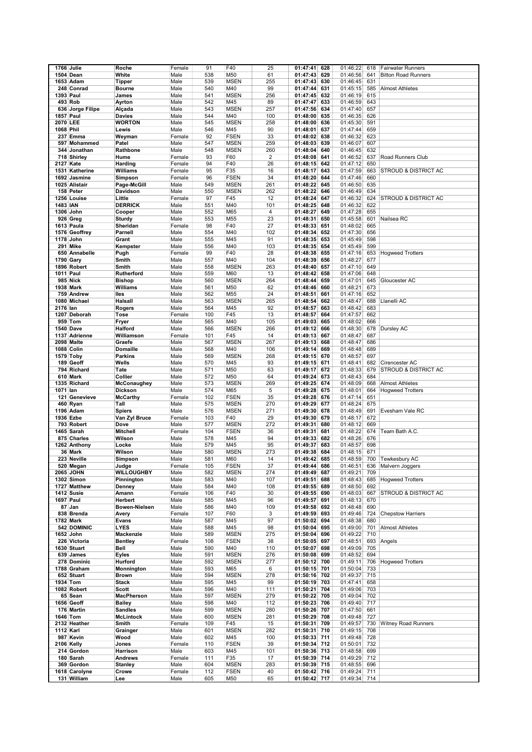| | | | | | | | | | | | | |
|---|---|---|---|---|---|---|---|---|---|---|---|---|
| 1766 | Julie | Roche | Female | 91 | F40 | 25 | 01:47:41 | 628 | 01:46:22 | 618 | Fairwater Runners |
| 1504 | Dean | White | Male | 538 | M50 | 61 | 01:47:43 | 629 | 01:46:56 | 641 | Bitton Road Runners |
| 1653 | Adam | Tipper | Male | 539 | MSEN | 255 | 01:47:43 | 630 | 01:46:45 | 631 | |
| 248 | Conrad | Bourne | Male | 540 | M40 | 99 | 01:47:44 | 631 | 01:45:15 | 585 | Almost Athletes |
| 1393 | Paul | James | Male | 541 | MSEN | 256 | 01:47:45 | 632 | 01:46:19 | 615 | |
| 493 | Rob | Ayrton | Male | 542 | M45 | 89 | 01:47:47 | 633 | 01:46:59 | 643 | |
| 636 | Jorge Filipe | Alçada | Male | 543 | MSEN | 257 | 01:47:56 | 634 | 01:47:40 | 657 | |
| 1857 | Paul | Davies | Male | 544 | M40 | 100 | 01:48:00 | 635 | 01:46:35 | 626 | |
| 2070 | LEE | WORTON | Male | 545 | MSEN | 258 | 01:48:00 | 636 | 01:45:30 | 591 | |
| 1068 | Phil | Lewis | Male | 546 | M45 | 90 | 01:48:01 | 637 | 01:47:44 | 659 | |
| 237 | Emma | Weyman | Female | 92 | FSEN | 33 | 01:48:02 | 638 | 01:46:32 | 623 | |
| 597 | Mohammed | Patel | Male | 547 | MSEN | 259 | 01:48:03 | 639 | 01:46:07 | 607 | |
| 344 | Jonathan | Rathbone | Male | 548 | MSEN | 260 | 01:48:04 | 640 | 01:46:45 | 632 | |
| 718 | Shirley | Hume | Female | 93 | F60 | 2 | 01:48:08 | 641 | 01:46:52 | 637 | Road Runners Club |
| 2127 | Kate | Harding | Female | 94 | F40 | 26 | 01:48:15 | 642 | 01:47:12 | 650 | |
| 1531 | Katherine | Williams | Female | 95 | F35 | 16 | 01:48:17 | 643 | 01:47:59 | 663 | STROUD & DISTRICT AC |
| 1692 | Jasmine | Simpson | Female | 96 | FSEN | 34 | 01:48:20 | 644 | 01:47:46 | 660 | |
| 1025 | Alistair | Page-McGill | Male | 549 | MSEN | 261 | 01:48:22 | 645 | 01:46:50 | 635 | |
| 158 | Peter | Davidson | Male | 550 | MSEN | 262 | 01:48:22 | 646 | 01:46:49 | 634 | |
| 1256 | Louise | Little | Female | 97 | F45 | 12 | 01:48:24 | 647 | 01:46:32 | 624 | STROUD & DISTRICT AC |
| 1483 | IAN | DERRICK | Male | 551 | M40 | 101 | 01:48:25 | 648 | 01:46:32 | 622 | |
| 1306 | John | Cooper | Male | 552 | M65 | 4 | 01:48:27 | 649 | 01:47:28 | 655 | |
| 926 | Greg | Sturdy | Male | 553 | M55 | 23 | 01:48:31 | 650 | 01:45:58 | 601 | Nailsea RC |
| 1613 | Paula | Sheridan | Female | 98 | F40 | 27 | 01:48:33 | 651 | 01:48:02 | 665 | |
| 1576 | Geoffrey | Parnell | Male | 554 | M40 | 102 | 01:48:34 | 652 | 01:47:30 | 656 | |
| 1178 | John | Grant | Male | 555 | M45 | 91 | 01:48:35 | 653 | 01:45:49 | 598 | |
| 291 | Mike | Kempster | Male | 556 | M40 | 103 | 01:48:35 | 654 | 01:45:49 | 599 | |
| 650 | Annabelle | Pugh | Female | 99 | F40 | 28 | 01:48:38 | 655 | 01:47:16 | 653 | Hogweed Trotters |
| 1790 | Gary | Smith | Male | 557 | M40 | 104 | 01:48:39 | 656 | 01:48:27 | 677 | |
| 1896 | Robert | Smith | Male | 558 | MSEN | 263 | 01:48:40 | 657 | 01:47:10 | 649 | |
| 1011 | Paul | Rutherford | Male | 559 | M60 | 13 | 01:48:42 | 658 | 01:47:06 | 648 | |
| 985 | Nick | Bishop | Male | 560 | MSEN | 264 | 01:48:44 | 659 | 01:47:01 | 645 | Gloucester AC |
| 1938 | Mark | Williams | Male | 561 | M50 | 62 | 01:48:46 | 660 | 01:48:21 | 673 | |
| 759 | Andrew | Iles | Male | 562 | M55 | 24 | 01:48:51 | 661 | 01:47:16 | 652 | |
| 1080 | Michael | Halsall | Male | 563 | MSEN | 265 | 01:48:54 | 662 | 01:48:47 | 688 | Llanelli AC |
| 2176 | Ian | Rogers | Male | 564 | M45 | 92 | 01:48:57 | 663 | 01:48:42 | 683 | |
| 1207 | Deborah | Tose | Female | 100 | F45 | 13 | 01:48:57 | 664 | 01:47:57 | 662 | |
| 959 | Tom | Fryer | Male | 565 | M40 | 105 | 01:49:03 | 665 | 01:48:02 | 666 | |
| 1540 | Dave | Halford | Male | 566 | MSEN | 266 | 01:49:12 | 666 | 01:48:30 | 678 | Dursley AC |
| 1137 | Adrienne | Williamson | Female | 101 | F45 | 14 | 01:49:13 | 667 | 01:48:47 | 687 | |
| 2098 | Malte | Graefe | Male | 567 | MSEN | 267 | 01:49:13 | 668 | 01:48:47 | 686 | |
| 1088 | Colin | Domaille | Male | 568 | M40 | 106 | 01:49:14 | 669 | 01:48:48 | 689 | |
| 1579 | Toby | Parkins | Male | 569 | MSEN | 268 | 01:49:15 | 670 | 01:48:57 | 697 | |
| 189 | Geoff | Wells | Male | 570 | M45 | 93 | 01:49:15 | 671 | 01:48:41 | 682 | Cirencester AC |
| 794 | Richard | Tate | Male | 571 | M50 | 63 | 01:49:17 | 672 | 01:48:33 | 679 | STROUD & DISTRICT AC |
| 610 | Mark | Collier | Male | 572 | M50 | 64 | 01:49:24 | 673 | 01:48:43 | 684 | |
| 1335 | Richard | McConaughey | Male | 573 | MSEN | 269 | 01:49:25 | 674 | 01:48:09 | 668 | Almost Athletes |
| 1071 | Ian | Dickson | Male | 574 | M65 | 5 | 01:49:28 | 675 | 01:48:01 | 664 | Hogweed Trotters |
| 121 | Genevieve | McCarthy | Female | 102 | FSEN | 35 | 01:49:28 | 676 | 01:47:14 | 651 | |
| 460 | Ryan | Tall | Male | 575 | MSEN | 270 | 01:49:29 | 677 | 01:48:24 | 675 | |
| 1196 | Adam | Spiers | Male | 576 | MSEN | 271 | 01:49:30 | 678 | 01:48:49 | 691 | Evesham Vale RC |
| 1936 | Ezbe | Van Zyl Bruce | Female | 103 | F40 | 29 | 01:49:30 | 679 | 01:48:17 | 672 | |
| 793 | Robert | Dove | Male | 577 | MSEN | 272 | 01:49:31 | 680 | 01:48:12 | 669 | |
| 1465 | Sarah | Mitchell | Female | 104 | FSEN | 36 | 01:49:31 | 681 | 01:48:22 | 674 | Team Bath A.C. |
| 875 | Charles | Wilson | Male | 578 | M45 | 94 | 01:49:33 | 682 | 01:48:26 | 676 | |
| 1262 | Anthony | Locke | Male | 579 | M45 | 95 | 01:49:37 | 683 | 01:48:57 | 698 | |
| 36 | Mark | Wilson | Male | 580 | MSEN | 273 | 01:49:38 | 684 | 01:48:15 | 671 | |
| 223 | Neville | Simpson | Male | 581 | M60 | 14 | 01:49:42 | 685 | 01:48:59 | 700 | Tewkesbury AC |
| 520 | Megan | Judge | Female | 105 | FSEN | 37 | 01:49:44 | 686 | 01:46:51 | 636 | Malvern Joggers |
| 2065 | JOHN | WILLOUGHBY | Male | 582 | MSEN | 274 | 01:49:49 | 687 | 01:49:21 | 709 | |
| 1302 | Simon | Pinnington | Male | 583 | M40 | 107 | 01:49:51 | 688 | 01:48:43 | 685 | Hogweed Trotters |
| 1727 | Matthew | Denney | Male | 584 | M40 | 108 | 01:49:55 | 689 | 01:48:50 | 692 | |
| 1412 | Susie | Amann | Female | 106 | F40 | 30 | 01:49:55 | 690 | 01:48:03 | 667 | STROUD & DISTRICT AC |
| 1697 | Paul | Herbert | Male | 585 | M45 | 96 | 01:49:57 | 691 | 01:48:13 | 670 | |
| 87 | Jan | Bowen-Nielsen | Male | 586 | M40 | 109 | 01:49:58 | 692 | 01:48:48 | 690 | |
| 838 | Brenda | Avery | Female | 107 | F60 | 3 | 01:49:59 | 693 | 01:49:46 | 724 | Chepstow Harriers |
| 1782 | Mark | Evans | Male | 587 | M45 | 97 | 01:50:02 | 694 | 01:48:38 | 680 | |
| 542 | DOMINIC | LYES | Male | 588 | M45 | 98 | 01:50:04 | 695 | 01:49:00 | 701 | Almost Athletes |
| 1652 | John | Mackenzie | Male | 589 | MSEN | 275 | 01:50:04 | 696 | 01:49:22 | 710 | |
| 226 | Victoria | Bentley | Female | 108 | FSEN | 38 | 01:50:05 | 697 | 01:48:51 | 693 | Angels |
| 1630 | Stuart | Bell | Male | 590 | M40 | 110 | 01:50:07 | 698 | 01:49:09 | 705 | |
| 639 | James | Eyles | Male | 591 | MSEN | 276 | 01:50:08 | 699 | 01:48:52 | 694 | |
| 278 | Dominic | Hurford | Male | 592 | MSEN | 277 | 01:50:12 | 700 | 01:49:11 | 706 | Hogweed Trotters |
| 1788 | Graham | Monnington | Male | 593 | M65 | 6 | 01:50:15 | 701 | 01:50:04 | 733 | |
| 652 | Stuart | Brown | Male | 594 | MSEN | 278 | 01:50:16 | 702 | 01:49:37 | 715 | |
| 1934 | Tom | Stack | Male | 595 | M45 | 99 | 01:50:19 | 703 | 01:47:41 | 658 | |
| 1082 | Robert | Scott | Male | 596 | M40 | 111 | 01:50:21 | 704 | 01:49:06 | 703 | |
| 65 | Sean | MacPherson | Male | 597 | MSEN | 279 | 01:50:22 | 705 | 01:49:04 | 702 | |
| 1656 | Geoff | Bailey | Male | 598 | M40 | 112 | 01:50:23 | 706 | 01:49:40 | 717 | |
| 176 | Martin | Sandles | Male | 599 | MSEN | 280 | 01:50:26 | 707 | 01:47:50 | 661 | |
| 1646 | Tom | McLintock | Male | 600 | MSEN | 281 | 01:50:29 | 708 | 01:49:48 | 727 | |
| 2132 | Heather | Smith | Female | 109 | F45 | 15 | 01:50:31 | 709 | 01:49:57 | 730 | Witney Road Runners |
| 1112 | Karl | Grainger | Male | 601 | MSEN | 282 | 01:50:31 | 710 | 01:49:15 | 708 | |
| 987 | Kevin | Wood | Male | 602 | M45 | 100 | 01:50:33 | 711 | 01:49:48 | 728 | |
| 2106 | Kelly | Jones | Female | 110 | FSEN | 39 | 01:50:34 | 712 | 01:50:01 | 732 | |
| 214 | Gordon | Harrison | Male | 603 | M45 | 101 | 01:50:36 | 713 | 01:48:58 | 699 | |
| 180 | Sarah | Andrews | Female | 111 | F35 | 17 | 01:50:39 | 714 | 01:49:29 | 712 | |
| 369 | Gordon | Stanley | Male | 604 | MSEN | 283 | 01:50:39 | 715 | 01:48:55 | 696 | |
| 1618 | Carolyne | Crowe | Female | 112 | FSEN | 40 | 01:50:42 | 716 | 01:49:24 | 711 | |
| 131 | William | Lee | Male | 605 | M50 | 65 | 01:50:42 | 717 | 01:49:34 | 714 | |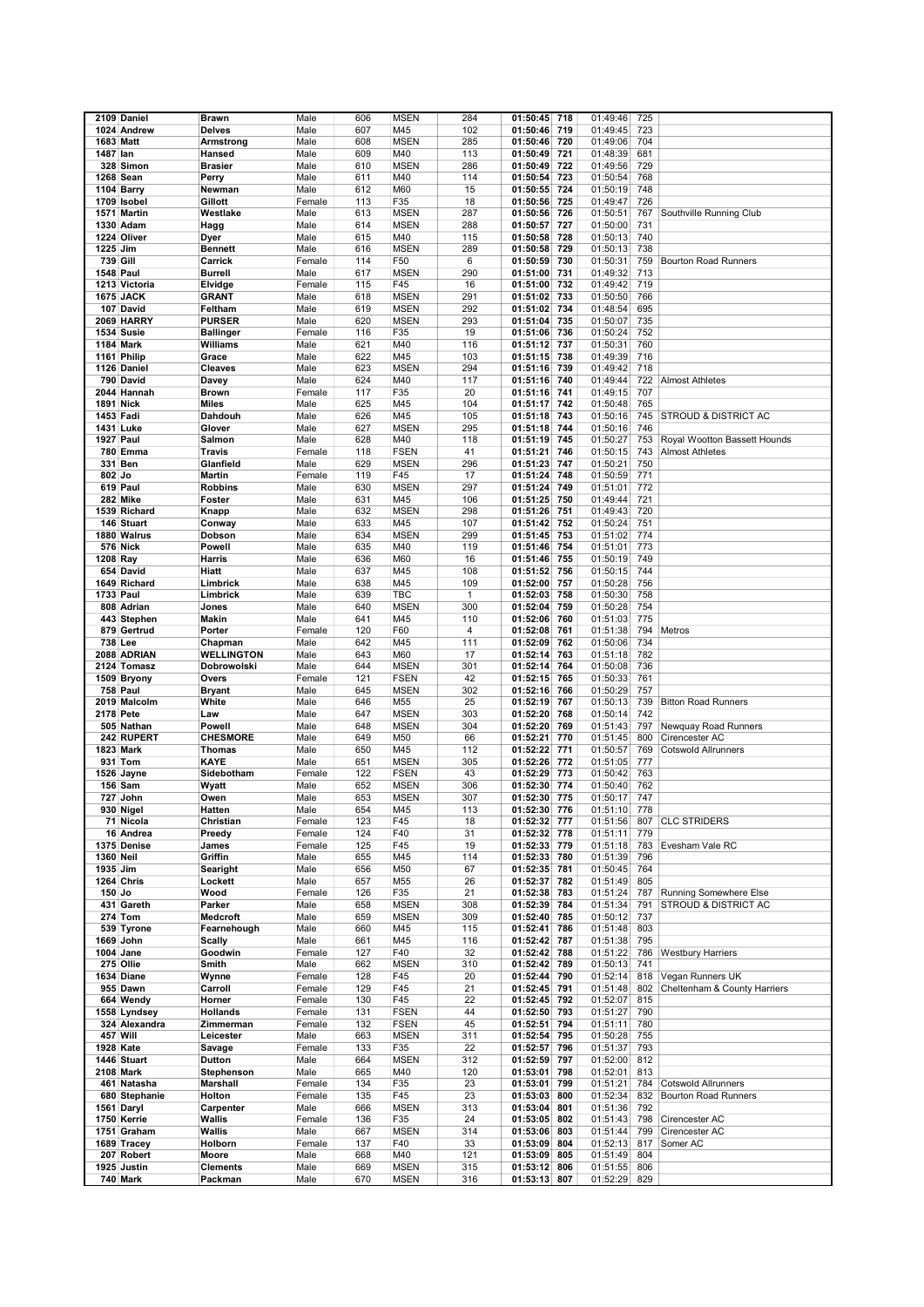| | | | | | | | | | | | |
|---|---|---|---|---|---|---|---|---|---|---|---|
| 2109 | Daniel | Brawn | Male | 606 | MSEN | 284 | 01:50:45 | 718 | 01:49:46 | 725 | |
| 1024 | Andrew | Delves | Male | 607 | M45 | 102 | 01:50:46 | 719 | 01:49:45 | 723 | |
| 1683 | Matt | Armstrong | Male | 608 | MSEN | 285 | 01:50:46 | 720 | 01:49:06 | 704 | |
| 1487 | Ian | Hansed | Male | 609 | M40 | 113 | 01:50:49 | 721 | 01:48:39 | 681 | |
| 328 | Simon | Brasier | Male | 610 | MSEN | 286 | 01:50:49 | 722 | 01:49:56 | 729 | |
| 1268 | Sean | Perry | Male | 611 | M40 | 114 | 01:50:54 | 723 | 01:50:54 | 768 | |
| 1104 | Barry | Newman | Male | 612 | M60 | 15 | 01:50:55 | 724 | 01:50:19 | 748 | |
| 1709 | Isobel | Gillott | Female | 113 | F35 | 18 | 01:50:56 | 725 | 01:49:47 | 726 | |
| 1571 | Martin | Westlake | Male | 613 | MSEN | 287 | 01:50:56 | 726 | 01:50:51 | 767 | Southville Running Club |
| 1330 | Adam | Hagg | Male | 614 | MSEN | 288 | 01:50:57 | 727 | 01:50:00 | 731 | |
| 1224 | Oliver | Dyer | Male | 615 | M40 | 115 | 01:50:58 | 728 | 01:50:13 | 740 | |
| 1225 | Jim | Bennett | Male | 616 | MSEN | 289 | 01:50:58 | 729 | 01:50:13 | 738 | |
| 739 | Gill | Carrick | Female | 114 | F50 | 6 | 01:50:59 | 730 | 01:50:31 | 759 | Bourton Road Runners |
| 1548 | Paul | Burrell | Male | 617 | MSEN | 290 | 01:51:00 | 731 | 01:49:32 | 713 | |
| 1213 | Victoria | Elvidge | Female | 115 | F45 | 16 | 01:51:00 | 732 | 01:49:42 | 719 | |
| 1675 | JACK | GRANT | Male | 618 | MSEN | 291 | 01:51:02 | 733 | 01:50:50 | 766 | |
| 107 | David | Feltham | Male | 619 | MSEN | 292 | 01:51:02 | 734 | 01:48:54 | 695 | |
| 2069 | HARRY | PURSER | Male | 620 | MSEN | 293 | 01:51:04 | 735 | 01:50:07 | 735 | |
| 1534 | Susie | Ballinger | Female | 116 | F35 | 19 | 01:51:06 | 736 | 01:50:24 | 752 | |
| 1184 | Mark | Williams | Male | 621 | M40 | 116 | 01:51:12 | 737 | 01:50:31 | 760 | |
| 1161 | Philip | Grace | Male | 622 | M45 | 103 | 01:51:15 | 738 | 01:49:39 | 716 | |
| 1126 | Daniel | Cleaves | Male | 623 | MSEN | 294 | 01:51:16 | 739 | 01:49:42 | 718 | |
| 790 | David | Davey | Male | 624 | M40 | 117 | 01:51:16 | 740 | 01:49:44 | 722 | Almost Athletes |
| 2044 | Hannah | Brown | Female | 117 | F35 | 20 | 01:51:16 | 741 | 01:49:15 | 707 | |
| 1891 | Nick | Miles | Male | 625 | M45 | 104 | 01:51:17 | 742 | 01:50:48 | 765 | |
| 1453 | Fadi | Dahdouh | Male | 626 | M45 | 105 | 01:51:18 | 743 | 01:50:16 | 745 | STROUD & DISTRICT AC |
| 1431 | Luke | Glover | Male | 627 | MSEN | 295 | 01:51:18 | 744 | 01:50:16 | 746 | |
| 1927 | Paul | Salmon | Male | 628 | M40 | 118 | 01:51:19 | 745 | 01:50:27 | 753 | Royal Wootton Bassett Hounds |
| 780 | Emma | Travis | Female | 118 | FSEN | 41 | 01:51:21 | 746 | 01:50:15 | 743 | Almost Athletes |
| 331 | Ben | Glanfield | Male | 629 | MSEN | 296 | 01:51:23 | 747 | 01:50:21 | 750 | |
| 802 | Jo | Martin | Female | 119 | F45 | 17 | 01:51:24 | 748 | 01:50:59 | 771 | |
| 619 | Paul | Robbins | Male | 630 | MSEN | 297 | 01:51:24 | 749 | 01:51:01 | 772 | |
| 282 | Mike | Foster | Male | 631 | M45 | 106 | 01:51:25 | 750 | 01:49:44 | 721 | |
| 1539 | Richard | Knapp | Male | 632 | MSEN | 298 | 01:51:26 | 751 | 01:49:43 | 720 | |
| 146 | Stuart | Conway | Male | 633 | M45 | 107 | 01:51:42 | 752 | 01:50:24 | 751 | |
| 1880 | Walrus | Dobson | Male | 634 | MSEN | 299 | 01:51:45 | 753 | 01:51:02 | 774 | |
| 576 | Nick | Powell | Male | 635 | M40 | 119 | 01:51:46 | 754 | 01:51:01 | 773 | |
| 1208 | Ray | Harris | Male | 636 | M60 | 16 | 01:51:46 | 755 | 01:50:19 | 749 | |
| 654 | David | Hiatt | Male | 637 | M45 | 108 | 01:51:52 | 756 | 01:50:15 | 744 | |
| 1649 | Richard | Limbrick | Male | 638 | M45 | 109 | 01:52:00 | 757 | 01:50:28 | 756 | |
| 1733 | Paul | Limbrick | Male | 639 | TBC | 1 | 01:52:03 | 758 | 01:50:30 | 758 | |
| 808 | Adrian | Jones | Male | 640 | MSEN | 300 | 01:52:04 | 759 | 01:50:28 | 754 | |
| 443 | Stephen | Makin | Male | 641 | M45 | 110 | 01:52:06 | 760 | 01:51:03 | 775 | |
| 879 | Gertrud | Porter | Female | 120 | F60 | 4 | 01:52:08 | 761 | 01:51:38 | 794 | Metros |
| 738 | Lee | Chapman | Male | 642 | M45 | 111 | 01:52:09 | 762 | 01:50:06 | 734 | |
| 2088 | ADRIAN | WELLINGTON | Male | 643 | M60 | 17 | 01:52:14 | 763 | 01:51:18 | 782 | |
| 2124 | Tomasz | Dobrowolski | Male | 644 | MSEN | 301 | 01:52:14 | 764 | 01:50:08 | 736 | |
| 1509 | Bryony | Overs | Female | 121 | FSEN | 42 | 01:52:15 | 765 | 01:50:33 | 761 | |
| 758 | Paul | Bryant | Male | 645 | MSEN | 302 | 01:52:16 | 766 | 01:50:29 | 757 | |
| 2019 | Malcolm | White | Male | 646 | M55 | 25 | 01:52:19 | 767 | 01:50:13 | 739 | Bitton Road Runners |
| 2178 | Pete | Law | Male | 647 | MSEN | 303 | 01:52:20 | 768 | 01:50:14 | 742 | |
| 505 | Nathan | Powell | Male | 648 | MSEN | 304 | 01:52:20 | 769 | 01:51:43 | 797 | Newquay Road Runners |
| 242 | RUPERT | CHESMORE | Male | 649 | M50 | 66 | 01:52:21 | 770 | 01:51:45 | 800 | Cirencester AC |
| 1823 | Mark | Thomas | Male | 650 | M45 | 112 | 01:52:22 | 771 | 01:50:57 | 769 | Cotswold Allrunners |
| 931 | Tom | KAYE | Male | 651 | MSEN | 305 | 01:52:26 | 772 | 01:51:05 | 777 | |
| 1526 | Jayne | Sidebotham | Female | 122 | FSEN | 43 | 01:52:29 | 773 | 01:50:42 | 763 | |
| 156 | Sam | Wyatt | Male | 652 | MSEN | 306 | 01:52:30 | 774 | 01:50:40 | 762 | |
| 727 | John | Owen | Male | 653 | MSEN | 307 | 01:52:30 | 775 | 01:50:17 | 747 | |
| 930 | Nigel | Hatten | Male | 654 | M45 | 113 | 01:52:30 | 776 | 01:51:10 | 778 | |
| 71 | Nicola | Christian | Female | 123 | F45 | 18 | 01:52:32 | 777 | 01:51:56 | 807 | CLC STRIDERS |
| 16 | Andrea | Preedy | Female | 124 | F40 | 31 | 01:52:32 | 778 | 01:51:11 | 779 | |
| 1375 | Denise | James | Female | 125 | F45 | 19 | 01:52:33 | 779 | 01:51:18 | 783 | Evesham Vale RC |
| 1360 | Neil | Griffin | Male | 655 | M45 | 114 | 01:52:33 | 780 | 01:51:39 | 796 | |
| 1935 | Jim | Searight | Male | 656 | M50 | 67 | 01:52:35 | 781 | 01:50:45 | 764 | |
| 1264 | Chris | Lockett | Male | 657 | M55 | 26 | 01:52:37 | 782 | 01:51:49 | 805 | |
| 150 | Jo | Wood | Female | 126 | F35 | 21 | 01:52:38 | 783 | 01:51:24 | 787 | Running Somewhere Else |
| 431 | Gareth | Parker | Male | 658 | MSEN | 308 | 01:52:39 | 784 | 01:51:34 | 791 | STROUD & DISTRICT AC |
| 274 | Tom | Medcroft | Male | 659 | MSEN | 309 | 01:52:40 | 785 | 01:50:12 | 737 | |
| 539 | Tyrone | Fearnehough | Male | 660 | M45 | 115 | 01:52:41 | 786 | 01:51:48 | 803 | |
| 1669 | John | Scally | Male | 661 | M45 | 116 | 01:52:42 | 787 | 01:51:38 | 795 | |
| 1004 | Jane | Goodwin | Female | 127 | F40 | 32 | 01:52:42 | 788 | 01:51:22 | 786 | Westbury Harriers |
| 275 | Ollie | Smith | Male | 662 | MSEN | 310 | 01:52:42 | 789 | 01:50:13 | 741 | |
| 1634 | Diane | Wynne | Female | 128 | F45 | 20 | 01:52:44 | 790 | 01:52:14 | 818 | Vegan Runners UK |
| 955 | Dawn | Carroll | Female | 129 | F45 | 21 | 01:52:45 | 791 | 01:51:48 | 802 | Cheltenham & County Harriers |
| 664 | Wendy | Horner | Female | 130 | F45 | 22 | 01:52:45 | 792 | 01:52:07 | 815 | |
| 1558 | Lyndsey | Hollands | Female | 131 | FSEN | 44 | 01:52:50 | 793 | 01:51:27 | 790 | |
| 324 | Alexandra | Zimmerman | Female | 132 | FSEN | 45 | 01:52:51 | 794 | 01:51:11 | 780 | |
| 457 | Will | Leicester | Male | 663 | MSEN | 311 | 01:52:54 | 795 | 01:50:28 | 755 | |
| 1928 | Kate | Savage | Female | 133 | F35 | 22 | 01:52:57 | 796 | 01:51:37 | 793 | |
| 1446 | Stuart | Dutton | Male | 664 | MSEN | 312 | 01:52:59 | 797 | 01:52:00 | 812 | |
| 2108 | Mark | Stephenson | Male | 665 | M40 | 120 | 01:53:01 | 798 | 01:52:01 | 813 | |
| 461 | Natasha | Marshall | Female | 134 | F35 | 23 | 01:53:01 | 799 | 01:51:21 | 784 | Cotswold Allrunners |
| 680 | Stephanie | Holton | Female | 135 | F45 | 23 | 01:53:03 | 800 | 01:52:34 | 832 | Bourton Road Runners |
| 1561 | Daryl | Carpenter | Male | 666 | MSEN | 313 | 01:53:04 | 801 | 01:51:36 | 792 | |
| 1750 | Kerrie | Wallis | Female | 136 | F35 | 24 | 01:53:05 | 802 | 01:51:43 | 798 | Cirencester AC |
| 1751 | Graham | Wallis | Male | 667 | MSEN | 314 | 01:53:06 | 803 | 01:51:44 | 799 | Cirencester AC |
| 1689 | Tracey | Holborn | Female | 137 | F40 | 33 | 01:53:09 | 804 | 01:52:13 | 817 | Somer AC |
| 207 | Robert | Moore | Male | 668 | M40 | 121 | 01:53:09 | 805 | 01:51:49 | 804 | |
| 1925 | Justin | Clements | Male | 669 | MSEN | 315 | 01:53:12 | 806 | 01:51:55 | 806 | |
| 740 | Mark | Packman | Male | 670 | MSEN | 316 | 01:53:13 | 807 | 01:52:29 | 829 | |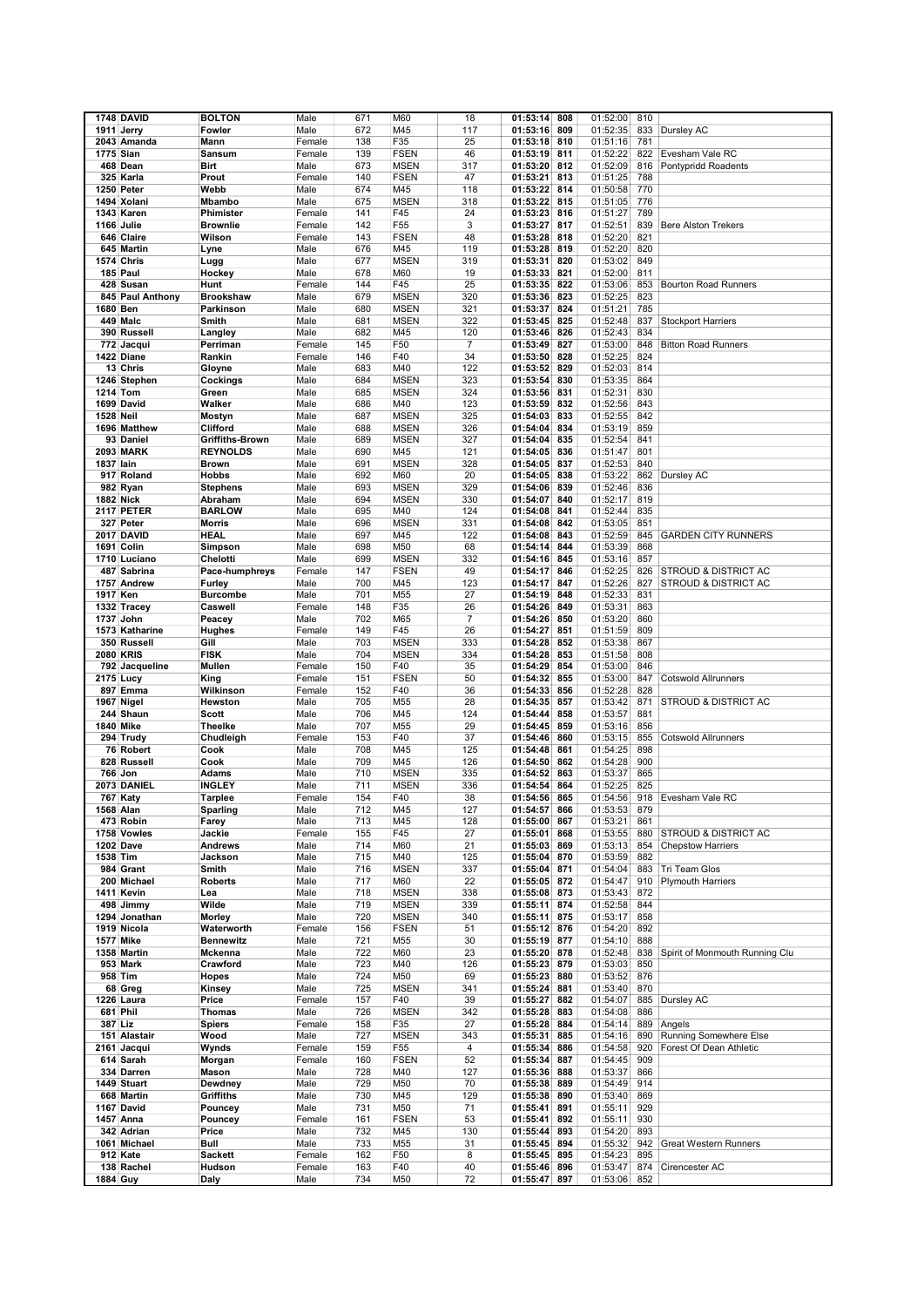| | | | | | | | | | | | | |
|---|---|---|---|---|---|---|---|---|---|---|---|---|
| 1748 | DAVID | BOLTON | Male | 671 | M60 | 18 | 01:53:14 | 808 | 01:52:00 | 810 | |
| 1911 | Jerry | Fowler | Male | 672 | M45 | 117 | 01:53:16 | 809 | 01:52:35 | 833 | Dursley AC |
| 2043 | Amanda | Mann | Female | 138 | F35 | 25 | 01:53:18 | 810 | 01:51:16 | 781 | |
| 1775 | Sian | Sansum | Female | 139 | FSEN | 46 | 01:53:19 | 811 | 01:52:22 | 822 | Evesham Vale RC |
| 468 | Dean | Birt | Male | 673 | MSEN | 317 | 01:53:20 | 812 | 01:52:09 | 816 | Pontypridd Roadents |
| 325 | Karla | Prout | Female | 140 | FSEN | 47 | 01:53:21 | 813 | 01:51:25 | 788 | |
| 1250 | Peter | Webb | Male | 674 | M45 | 118 | 01:53:22 | 814 | 01:50:58 | 770 | |
| 1494 | Xolani | Mbambo | Male | 675 | MSEN | 318 | 01:53:22 | 815 | 01:51:05 | 776 | |
| 1343 | Karen | Phimister | Female | 141 | F45 | 24 | 01:53:23 | 816 | 01:51:27 | 789 | |
| 1166 | Julie | Brownlie | Female | 142 | F55 | 3 | 01:53:27 | 817 | 01:52:51 | 839 | Bere Alston Trekers |
| 646 | Claire | Wilson | Female | 143 | FSEN | 48 | 01:53:28 | 818 | 01:52:20 | 821 | |
| 645 | Martin | Lyne | Male | 676 | M45 | 119 | 01:53:28 | 819 | 01:52:20 | 820 | |
| 1574 | Chris | Lugg | Male | 677 | MSEN | 319 | 01:53:31 | 820 | 01:53:02 | 849 | |
| 185 | Paul | Hockey | Male | 678 | M60 | 19 | 01:53:33 | 821 | 01:52:00 | 811 | |
| 428 | Susan | Hunt | Female | 144 | F45 | 25 | 01:53:35 | 822 | 01:53:06 | 853 | Bourton Road Runners |
| 845 | Paul Anthony | Brookshaw | Male | 679 | MSEN | 320 | 01:53:36 | 823 | 01:52:25 | 823 | |
| 1680 | Ben | Parkinson | Male | 680 | MSEN | 321 | 01:53:37 | 824 | 01:51:21 | 785 | |
| 449 | Malc | Smith | Male | 681 | MSEN | 322 | 01:53:45 | 825 | 01:52:48 | 837 | Stockport Harriers |
| 390 | Russell | Langley | Male | 682 | M45 | 120 | 01:53:46 | 826 | 01:52:43 | 834 | |
| 772 | Jacqui | Perriman | Female | 145 | F50 | 7 | 01:53:49 | 827 | 01:53:00 | 848 | Bitton Road Runners |
| 1422 | Diane | Rankin | Female | 146 | F40 | 34 | 01:53:50 | 828 | 01:52:25 | 824 | |
| 13 | Chris | Gloyne | Male | 683 | M40 | 122 | 01:53:52 | 829 | 01:52:03 | 814 | |
| 1246 | Stephen | Cockings | Male | 684 | MSEN | 323 | 01:53:54 | 830 | 01:53:35 | 864 | |
| 1214 | Tom | Green | Male | 685 | MSEN | 324 | 01:53:56 | 831 | 01:52:31 | 830 | |
| 1699 | David | Walker | Male | 686 | M40 | 123 | 01:53:59 | 832 | 01:52:56 | 843 | |
| 1528 | Neil | Mostyn | Male | 687 | MSEN | 325 | 01:54:03 | 833 | 01:52:55 | 842 | |
| 1696 | Matthew | Clifford | Male | 688 | MSEN | 326 | 01:54:04 | 834 | 01:53:19 | 859 | |
| 93 | Daniel | Griffiths-Brown | Male | 689 | MSEN | 327 | 01:54:04 | 835 | 01:52:54 | 841 | |
| 2093 | MARK | REYNOLDS | Male | 690 | M45 | 121 | 01:54:05 | 836 | 01:51:47 | 801 | |
| 1837 | Iain | Brown | Male | 691 | MSEN | 328 | 01:54:05 | 837 | 01:52:53 | 840 | |
| 917 | Roland | Hobbs | Male | 692 | M60 | 20 | 01:54:05 | 838 | 01:53:22 | 862 | Dursley AC |
| 982 | Ryan | Stephens | Male | 693 | MSEN | 329 | 01:54:06 | 839 | 01:52:46 | 836 | |
| 1882 | Nick | Abraham | Male | 694 | MSEN | 330 | 01:54:07 | 840 | 01:52:17 | 819 | |
| 2117 | PETER | BARLOW | Male | 695 | M40 | 124 | 01:54:08 | 841 | 01:52:44 | 835 | |
| 327 | Peter | Morris | Male | 696 | MSEN | 331 | 01:54:08 | 842 | 01:53:05 | 851 | |
| 2017 | DAVID | HEAL | Male | 697 | M45 | 122 | 01:54:08 | 843 | 01:52:59 | 845 | GARDEN CITY RUNNERS |
| 1691 | Colin | Simpson | Male | 698 | M50 | 68 | 01:54:14 | 844 | 01:53:39 | 868 | |
| 1710 | Luciano | Chelotti | Male | 699 | MSEN | 332 | 01:54:16 | 845 | 01:53:16 | 857 | |
| 487 | Sabrina | Pace-humphreys | Female | 147 | FSEN | 49 | 01:54:17 | 846 | 01:52:25 | 826 | STROUD & DISTRICT AC |
| 1757 | Andrew | Furley | Male | 700 | M45 | 123 | 01:54:17 | 847 | 01:52:26 | 827 | STROUD & DISTRICT AC |
| 1917 | Ken | Burcombe | Male | 701 | M55 | 27 | 01:54:19 | 848 | 01:52:33 | 831 | |
| 1332 | Tracey | Caswell | Female | 148 | F35 | 26 | 01:54:26 | 849 | 01:53:31 | 863 | |
| 1737 | John | Peacey | Male | 702 | M65 | 7 | 01:54:26 | 850 | 01:53:20 | 860 | |
| 1573 | Katharine | Hughes | Female | 149 | F45 | 26 | 01:54:27 | 851 | 01:51:59 | 809 | |
| 350 | Russell | Gill | Male | 703 | MSEN | 333 | 01:54:28 | 852 | 01:53:38 | 867 | |
| 2080 | KRIS | FISK | Male | 704 | MSEN | 334 | 01:54:28 | 853 | 01:51:58 | 808 | |
| 792 | Jacqueline | Mullen | Female | 150 | F40 | 35 | 01:54:29 | 854 | 01:53:00 | 846 | |
| 2175 | Lucy | King | Female | 151 | FSEN | 50 | 01:54:32 | 855 | 01:53:00 | 847 | Cotswold Allrunners |
| 897 | Emma | Wilkinson | Female | 152 | F40 | 36 | 01:54:33 | 856 | 01:52:28 | 828 | |
| 1967 | Nigel | Hewston | Male | 705 | M55 | 28 | 01:54:35 | 857 | 01:53:42 | 871 | STROUD & DISTRICT AC |
| 244 | Shaun | Scott | Male | 706 | M45 | 124 | 01:54:44 | 858 | 01:53:57 | 881 | |
| 1840 | Mike | Theelke | Male | 707 | M55 | 29 | 01:54:45 | 859 | 01:53:16 | 856 | |
| 294 | Trudy | Chudleigh | Female | 153 | F40 | 37 | 01:54:46 | 860 | 01:53:15 | 855 | Cotswold Allrunners |
| 76 | Robert | Cook | Male | 708 | M45 | 125 | 01:54:48 | 861 | 01:54:25 | 898 | |
| 828 | Russell | Cook | Male | 709 | M45 | 126 | 01:54:50 | 862 | 01:54:28 | 900 | |
| 766 | Jon | Adams | Male | 710 | MSEN | 335 | 01:54:52 | 863 | 01:53:37 | 865 | |
| 2073 | DANIEL | INGLEY | Male | 711 | MSEN | 336 | 01:54:54 | 864 | 01:52:25 | 825 | |
| 767 | Katy | Tarplee | Female | 154 | F40 | 38 | 01:54:56 | 865 | 01:54:56 | 918 | Evesham Vale RC |
| 1568 | Alan | Sparling | Male | 712 | M45 | 127 | 01:54:57 | 866 | 01:53:53 | 879 | |
| 473 | Robin | Farey | Male | 713 | M45 | 128 | 01:55:00 | 867 | 01:53:21 | 861 | |
| 1758 | Vowles | Jackie | Female | 155 | F45 | 27 | 01:55:01 | 868 | 01:53:55 | 880 | STROUD & DISTRICT AC |
| 1202 | Dave | Andrews | Male | 714 | M60 | 21 | 01:55:03 | 869 | 01:53:13 | 854 | Chepstow Harriers |
| 1538 | Tim | Jackson | Male | 715 | M40 | 125 | 01:55:04 | 870 | 01:53:59 | 882 | |
| 984 | Grant | Smith | Male | 716 | MSEN | 337 | 01:55:04 | 871 | 01:54:04 | 883 | Tri Team Glos |
| 200 | Michael | Roberts | Male | 717 | M60 | 22 | 01:55:05 | 872 | 01:54:47 | 910 | Plymouth Harriers |
| 1411 | Kevin | Lea | Male | 718 | MSEN | 338 | 01:55:08 | 873 | 01:53:43 | 872 | |
| 498 | Jimmy | Wilde | Male | 719 | MSEN | 339 | 01:55:11 | 874 | 01:52:58 | 844 | |
| 1294 | Jonathan | Morley | Male | 720 | MSEN | 340 | 01:55:11 | 875 | 01:53:17 | 858 | |
| 1919 | Nicola | Waterworth | Female | 156 | FSEN | 51 | 01:55:12 | 876 | 01:54:20 | 892 | |
| 1577 | Mike | Bennewitz | Male | 721 | M55 | 30 | 01:55:19 | 877 | 01:54:10 | 888 | |
| 1358 | Martin | Mckenna | Male | 722 | M60 | 23 | 01:55:20 | 878 | 01:52:48 | 838 | Spirit of Monmouth Running Clu |
| 953 | Mark | Crawford | Male | 723 | M40 | 126 | 01:55:23 | 879 | 01:53:03 | 850 | |
| 958 | Tim | Hopes | Male | 724 | M50 | 69 | 01:55:23 | 880 | 01:53:52 | 876 | |
| 68 | Greg | Kinsey | Male | 725 | MSEN | 341 | 01:55:24 | 881 | 01:53:40 | 870 | |
| 1226 | Laura | Price | Female | 157 | F40 | 39 | 01:55:27 | 882 | 01:54:07 | 885 | Dursley AC |
| 681 | Phil | Thomas | Male | 726 | MSEN | 342 | 01:55:28 | 883 | 01:54:08 | 886 | |
| 387 | Liz | Spiers | Female | 158 | F35 | 27 | 01:55:28 | 884 | 01:54:14 | 889 | Angels |
| 151 | Alastair | Wood | Male | 727 | MSEN | 343 | 01:55:31 | 885 | 01:54:16 | 890 | Running Somewhere Else |
| 2161 | Jacqui | Wynds | Female | 159 | F55 | 4 | 01:55:34 | 886 | 01:54:58 | 920 | Forest Of Dean Athletic |
| 614 | Sarah | Morgan | Female | 160 | FSEN | 52 | 01:55:34 | 887 | 01:54:45 | 909 | |
| 334 | Darren | Mason | Male | 728 | M40 | 127 | 01:55:36 | 888 | 01:53:37 | 866 | |
| 1449 | Stuart | Dewdney | Male | 729 | M50 | 70 | 01:55:38 | 889 | 01:54:49 | 914 | |
| 668 | Martin | Griffiths | Male | 730 | M45 | 129 | 01:55:38 | 890 | 01:53:40 | 869 | |
| 1167 | David | Pouncey | Male | 731 | M50 | 71 | 01:55:41 | 891 | 01:55:11 | 929 | |
| 1457 | Anna | Pouncey | Female | 161 | FSEN | 53 | 01:55:41 | 892 | 01:55:11 | 930 | |
| 342 | Adrian | Price | Male | 732 | M45 | 130 | 01:55:44 | 893 | 01:54:20 | 893 | |
| 1061 | Michael | Bull | Male | 733 | M55 | 31 | 01:55:45 | 894 | 01:55:32 | 942 | Great Western Runners |
| 912 | Kate | Sackett | Female | 162 | F50 | 8 | 01:55:45 | 895 | 01:54:23 | 895 | |
| 138 | Rachel | Hudson | Female | 163 | F40 | 40 | 01:55:46 | 896 | 01:53:47 | 874 | Cirencester AC |
| 1884 | Guy | Daly | Male | 734 | M50 | 72 | 01:55:47 | 897 | 01:53:06 | 852 | |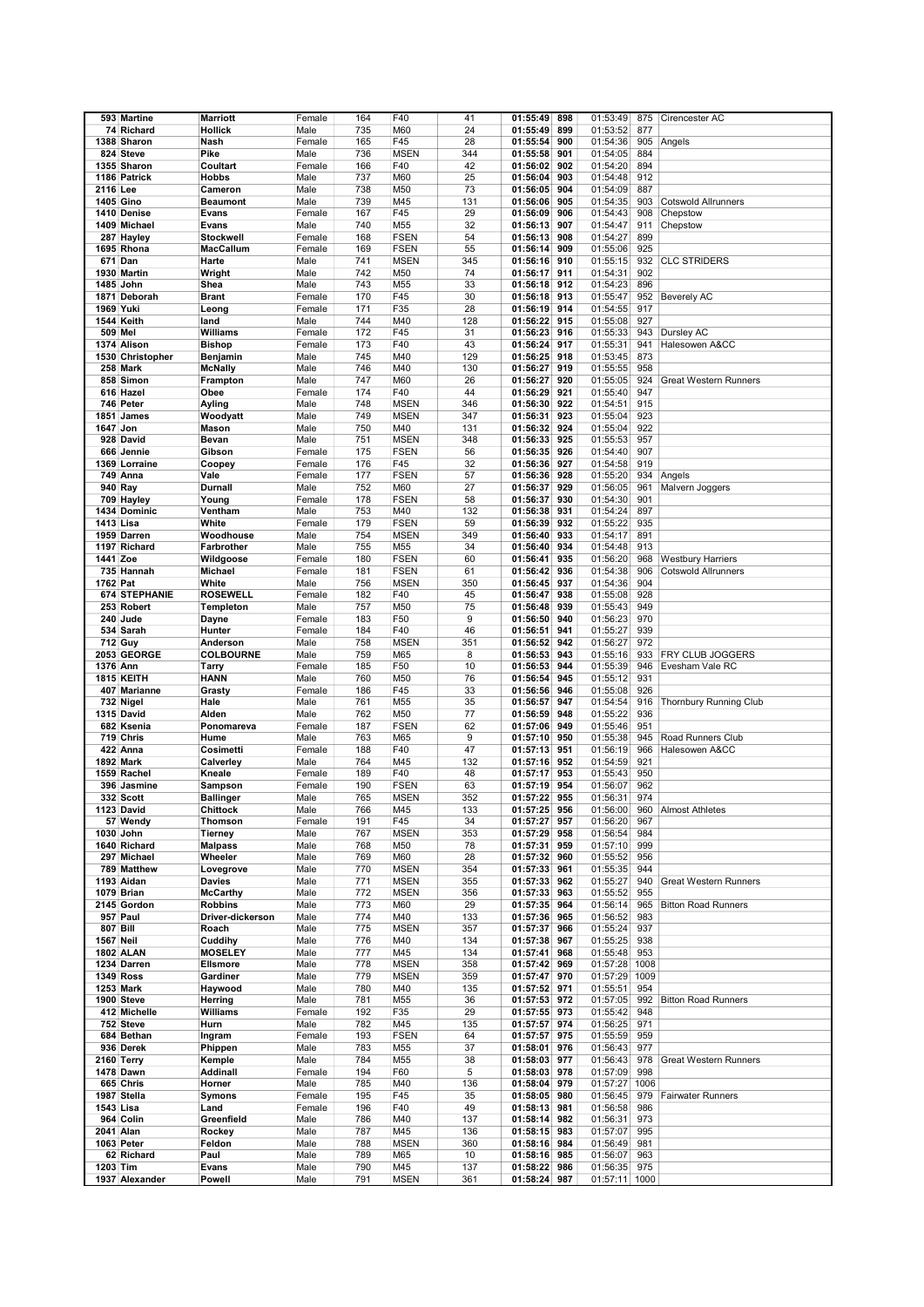| | | | | | | | | | | | | |
|---|---|---|---|---|---|---|---|---|---|---|---|---|
| 593 | Martine | Marriott | Female | 164 | F40 | 41 | 01:55:49 | 898 | 01:53:49 | 875 | Cirencester AC |
| 74 | Richard | Hollick | Male | 735 | M60 | 24 | 01:55:49 | 899 | 01:53:52 | 877 | |
| 1388 | Sharon | Nash | Female | 165 | F45 | 28 | 01:55:54 | 900 | 01:54:36 | 905 | Angels |
| 824 | Steve | Pike | Male | 736 | MSEN | 344 | 01:55:58 | 901 | 01:54:05 | 884 | |
| 1355 | Sharon | Coultart | Female | 166 | F40 | 42 | 01:56:02 | 902 | 01:54:20 | 894 | |
| 1186 | Patrick | Hobbs | Male | 737 | M60 | 25 | 01:56:04 | 903 | 01:54:48 | 912 | |
| 2116 | Lee | Cameron | Male | 738 | M50 | 73 | 01:56:05 | 904 | 01:54:09 | 887 | |
| 1405 | Gino | Beaumont | Male | 739 | M45 | 131 | 01:56:06 | 905 | 01:54:35 | 903 | Cotswold Allrunners |
| 1410 | Denise | Evans | Female | 167 | F45 | 29 | 01:56:09 | 906 | 01:54:43 | 908 | Chepstow |
| 1409 | Michael | Evans | Male | 740 | M55 | 32 | 01:56:13 | 907 | 01:54:47 | 911 | Chepstow |
| 287 | Hayley | Stockwell | Female | 168 | FSEN | 54 | 01:56:13 | 908 | 01:54:27 | 899 | |
| 1695 | Rhona | MacCallum | Female | 169 | FSEN | 55 | 01:56:14 | 909 | 01:55:06 | 925 | |
| 671 | Dan | Harte | Male | 741 | MSEN | 345 | 01:56:16 | 910 | 01:55:15 | 932 | CLC STRIDERS |
| 1930 | Martin | Wright | Male | 742 | M50 | 74 | 01:56:17 | 911 | 01:54:31 | 902 | |
| 1485 | John | Shea | Male | 743 | M55 | 33 | 01:56:18 | 912 | 01:54:23 | 896 | |
| 1871 | Deborah | Brant | Female | 170 | F45 | 30 | 01:56:18 | 913 | 01:55:47 | 952 | Beverely AC |
| 1969 | Yuki | Leong | Female | 171 | F35 | 28 | 01:56:19 | 914 | 01:54:55 | 917 | |
| 1544 | Keith | land | Male | 744 | M40 | 128 | 01:56:22 | 915 | 01:55:08 | 927 | |
| 509 | Mel | Williams | Female | 172 | F45 | 31 | 01:56:23 | 916 | 01:55:33 | 943 | Dursley AC |
| 1374 | Alison | Bishop | Female | 173 | F40 | 43 | 01:56:24 | 917 | 01:55:31 | 941 | Halesowen A&CC |
| 1530 | Christopher | Benjamin | Male | 745 | M40 | 129 | 01:56:25 | 918 | 01:53:45 | 873 | |
| 258 | Mark | McNally | Male | 746 | M40 | 130 | 01:56:27 | 919 | 01:55:55 | 958 | |
| 858 | Simon | Frampton | Male | 747 | M60 | 26 | 01:56:27 | 920 | 01:55:05 | 924 | Great Western Runners |
| 616 | Hazel | Obee | Female | 174 | F40 | 44 | 01:56:29 | 921 | 01:55:40 | 947 | |
| 746 | Peter | Ayling | Male | 748 | MSEN | 346 | 01:56:30 | 922 | 01:54:51 | 915 | |
| 1851 | James | Woodyatt | Male | 749 | MSEN | 347 | 01:56:31 | 923 | 01:55:04 | 923 | |
| 1647 | Jon | Mason | Male | 750 | M40 | 131 | 01:56:32 | 924 | 01:55:04 | 922 | |
| 928 | David | Bevan | Male | 751 | MSEN | 348 | 01:56:33 | 925 | 01:55:53 | 957 | |
| 666 | Jennie | Gibson | Female | 175 | FSEN | 56 | 01:56:35 | 926 | 01:54:40 | 907 | |
| 1369 | Lorraine | Coopey | Female | 176 | F45 | 32 | 01:56:36 | 927 | 01:54:58 | 919 | |
| 749 | Anna | Vale | Female | 177 | FSEN | 57 | 01:56:36 | 928 | 01:55:20 | 934 | Angels |
| 940 | Ray | Durnall | Male | 752 | M60 | 27 | 01:56:37 | 929 | 01:56:05 | 961 | Malvern Joggers |
| 709 | Hayley | Young | Female | 178 | FSEN | 58 | 01:56:37 | 930 | 01:54:30 | 901 | |
| 1434 | Dominic | Ventham | Male | 753 | M40 | 132 | 01:56:38 | 931 | 01:54:24 | 897 | |
| 1413 | Lisa | White | Female | 179 | FSEN | 59 | 01:56:39 | 932 | 01:55:22 | 935 | |
| 1959 | Darren | Woodhouse | Male | 754 | MSEN | 349 | 01:56:40 | 933 | 01:54:17 | 891 | |
| 1197 | Richard | Farbrother | Male | 755 | M55 | 34 | 01:56:40 | 934 | 01:54:48 | 913 | |
| 1441 | Zoe | Wildgoose | Female | 180 | FSEN | 60 | 01:56:41 | 935 | 01:56:20 | 968 | Westbury Harriers |
| 735 | Hannah | Michael | Female | 181 | FSEN | 61 | 01:56:42 | 936 | 01:54:38 | 906 | Cotswold Allrunners |
| 1762 | Pat | White | Male | 756 | MSEN | 350 | 01:56:45 | 937 | 01:54:36 | 904 | |
| 674 | STEPHANIE | ROSEWELL | Female | 182 | F40 | 45 | 01:56:47 | 938 | 01:55:08 | 928 | |
| 253 | Robert | Templeton | Male | 757 | M50 | 75 | 01:56:48 | 939 | 01:55:43 | 949 | |
| 240 | Jude | Dayne | Female | 183 | F50 | 9 | 01:56:50 | 940 | 01:56:23 | 970 | |
| 534 | Sarah | Hunter | Female | 184 | F40 | 46 | 01:56:51 | 941 | 01:55:27 | 939 | |
| 712 | Guy | Anderson | Male | 758 | MSEN | 351 | 01:56:52 | 942 | 01:56:27 | 972 | |
| 2053 | GEORGE | COLBOURNE | Male | 759 | M65 | 8 | 01:56:53 | 943 | 01:55:16 | 933 | FRY CLUB JOGGERS |
| 1376 | Ann | Tarry | Female | 185 | F50 | 10 | 01:56:53 | 944 | 01:55:39 | 946 | Evesham Vale RC |
| 1815 | KEITH | HANN | Male | 760 | M50 | 76 | 01:56:54 | 945 | 01:55:12 | 931 | |
| 407 | Marianne | Grasty | Female | 186 | F45 | 33 | 01:56:56 | 946 | 01:55:08 | 926 | |
| 732 | Nigel | Hale | Male | 761 | M55 | 35 | 01:56:57 | 947 | 01:54:54 | 916 | Thornbury Running Club |
| 1315 | David | Alden | Male | 762 | M50 | 77 | 01:56:59 | 948 | 01:55:22 | 936 | |
| 682 | Ksenia | Ponomareva | Female | 187 | FSEN | 62 | 01:57:06 | 949 | 01:55:46 | 951 | |
| 719 | Chris | Hume | Male | 763 | M65 | 9 | 01:57:10 | 950 | 01:55:38 | 945 | Road Runners Club |
| 422 | Anna | Cosimetti | Female | 188 | F40 | 47 | 01:57:13 | 951 | 01:56:19 | 966 | Halesowen A&CC |
| 1892 | Mark | Calverley | Male | 764 | M45 | 132 | 01:57:16 | 952 | 01:54:59 | 921 | |
| 1559 | Rachel | Kneale | Female | 189 | F40 | 48 | 01:57:17 | 953 | 01:55:43 | 950 | |
| 396 | Jasmine | Sampson | Female | 190 | FSEN | 63 | 01:57:19 | 954 | 01:56:07 | 962 | |
| 332 | Scott | Ballinger | Male | 765 | MSEN | 352 | 01:57:22 | 955 | 01:56:31 | 974 | |
| 1123 | David | Chittock | Male | 766 | M45 | 133 | 01:57:25 | 956 | 01:56:00 | 960 | Almost Athletes |
| 57 | Wendy | Thomson | Female | 191 | F45 | 34 | 01:57:27 | 957 | 01:56:20 | 967 | |
| 1030 | John | Tierney | Male | 767 | MSEN | 353 | 01:57:29 | 958 | 01:56:54 | 984 | |
| 1640 | Richard | Malpass | Male | 768 | M50 | 78 | 01:57:31 | 959 | 01:57:10 | 999 | |
| 297 | Michael | Wheeler | Male | 769 | M60 | 28 | 01:57:32 | 960 | 01:55:52 | 956 | |
| 789 | Matthew | Lovegrove | Male | 770 | MSEN | 354 | 01:57:33 | 961 | 01:55:35 | 944 | |
| 1193 | Aidan | Davies | Male | 771 | MSEN | 355 | 01:57:33 | 962 | 01:55:27 | 940 | Great Western Runners |
| 1079 | Brian | McCarthy | Male | 772 | MSEN | 356 | 01:57:33 | 963 | 01:55:52 | 955 | |
| 2145 | Gordon | Robbins | Male | 773 | M60 | 29 | 01:57:35 | 964 | 01:56:14 | 965 | Bitton Road Runners |
| 957 | Paul | Driver-dickerson | Male | 774 | M40 | 133 | 01:57:36 | 965 | 01:56:52 | 983 | |
| 807 | Bill | Roach | Male | 775 | MSEN | 357 | 01:57:37 | 966 | 01:55:24 | 937 | |
| 1567 | Neil | Cuddihy | Male | 776 | M40 | 134 | 01:57:38 | 967 | 01:55:25 | 938 | |
| 1802 | ALAN | MOSELEY | Male | 777 | M45 | 134 | 01:57:41 | 968 | 01:55:48 | 953 | |
| 1234 | Darren | Ellsmore | Male | 778 | MSEN | 358 | 01:57:42 | 969 | 01:57:28 | 1008 | |
| 1349 | Ross | Gardiner | Male | 779 | MSEN | 359 | 01:57:47 | 970 | 01:57:29 | 1009 | |
| 1253 | Mark | Haywood | Male | 780 | M40 | 135 | 01:57:52 | 971 | 01:55:51 | 954 | |
| 1900 | Steve | Herring | Male | 781 | M55 | 36 | 01:57:53 | 972 | 01:57:05 | 992 | Bitton Road Runners |
| 412 | Michelle | Williams | Female | 192 | F35 | 29 | 01:57:55 | 973 | 01:55:42 | 948 | |
| 752 | Steve | Hurn | Male | 782 | M45 | 135 | 01:57:57 | 974 | 01:56:25 | 971 | |
| 684 | Bethan | Ingram | Female | 193 | FSEN | 64 | 01:57:57 | 975 | 01:55:59 | 959 | |
| 936 | Derek | Phippen | Male | 783 | M55 | 37 | 01:58:01 | 976 | 01:56:43 | 977 | |
| 2160 | Terry | Kemple | Male | 784 | M55 | 38 | 01:58:03 | 977 | 01:56:43 | 978 | Great Western Runners |
| 1478 | Dawn | Addinall | Female | 194 | F60 | 5 | 01:58:03 | 978 | 01:57:09 | 998 | |
| 665 | Chris | Horner | Male | 785 | M40 | 136 | 01:58:04 | 979 | 01:57:27 | 1006 | |
| 1987 | Stella | Symons | Female | 195 | F45 | 35 | 01:58:05 | 980 | 01:56:45 | 979 | Fairwater Runners |
| 1543 | Lisa | Land | Female | 196 | F40 | 49 | 01:58:13 | 981 | 01:56:58 | 986 | |
| 964 | Colin | Greenfield | Male | 786 | M40 | 137 | 01:58:14 | 982 | 01:56:31 | 973 | |
| 2041 | Alan | Rockey | Male | 787 | M45 | 136 | 01:58:15 | 983 | 01:57:07 | 995 | |
| 1063 | Peter | Feldon | Male | 788 | MSEN | 360 | 01:58:16 | 984 | 01:56:49 | 981 | |
| 62 | Richard | Paul | Male | 789 | M65 | 10 | 01:58:16 | 985 | 01:56:07 | 963 | |
| 1203 | Tim | Evans | Male | 790 | M45 | 137 | 01:58:22 | 986 | 01:56:35 | 975 | |
| 1937 | Alexander | Powell | Male | 791 | MSEN | 361 | 01:58:24 | 987 | 01:57:11 | 1000 | |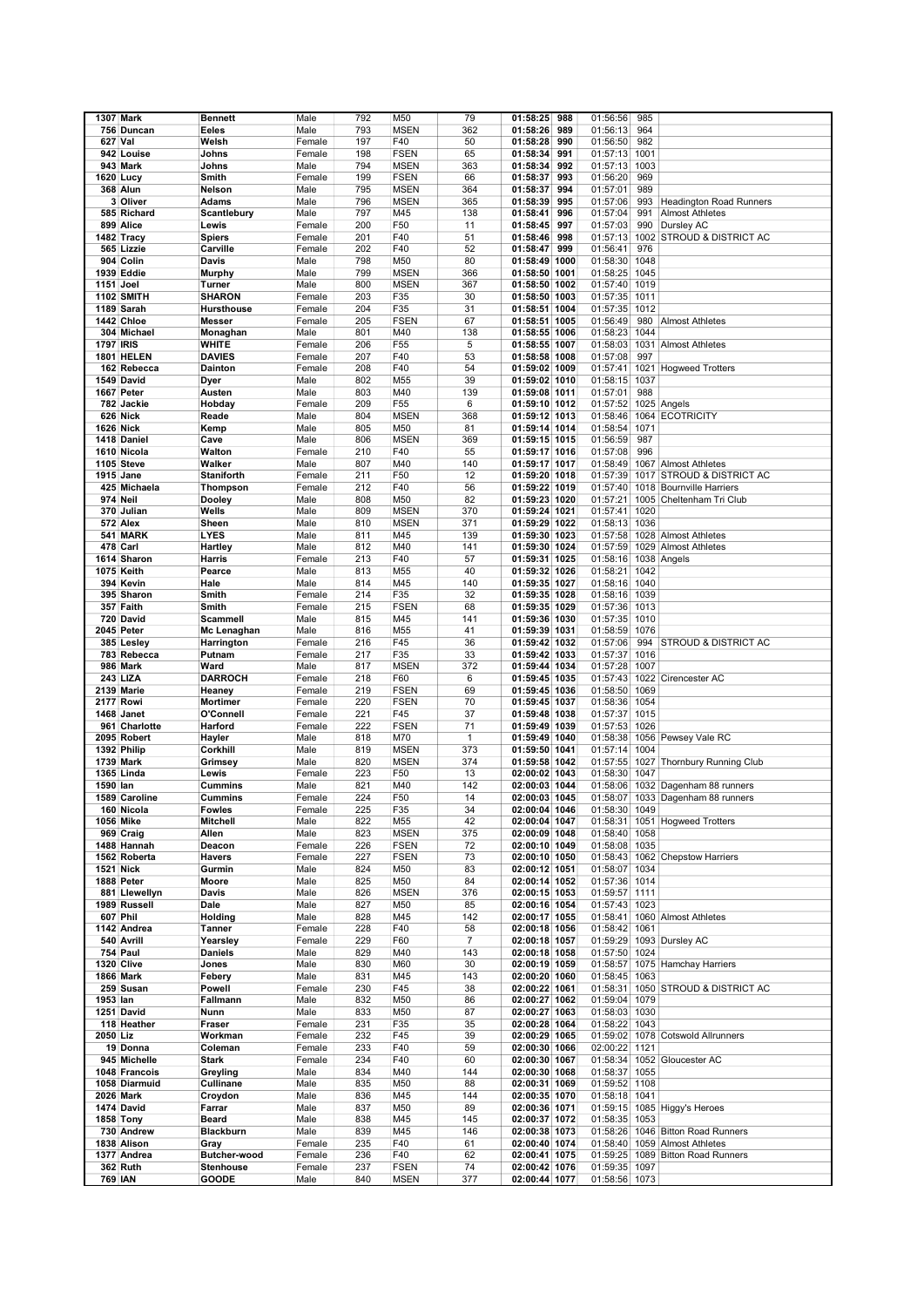| 1307 | Mark | Bennett | Male | 792 | M50 | 79 | 01:58:25 | 988 | 01:56:56 | 985 | |
|---|---|---|---|---|---|---|---|---|---|---|---|
| 756 | Duncan | Eeles | Male | 793 | MSEN | 362 | 01:58:26 | 989 | 01:56:13 | 964 | |
| 627 | Val | Welsh | Female | 197 | F40 | 50 | 01:58:28 | 990 | 01:56:50 | 982 | |
| 942 | Louise | Johns | Female | 198 | FSEN | 65 | 01:58:34 | 991 | 01:57:13 | 1001 | |
| 943 | Mark | Johns | Male | 794 | MSEN | 363 | 01:58:34 | 992 | 01:57:13 | 1003 | |
| 1620 | Lucy | Smith | Female | 199 | FSEN | 66 | 01:58:37 | 993 | 01:56:20 | 969 | |
| 368 | Alun | Nelson | Male | 795 | MSEN | 364 | 01:58:37 | 994 | 01:57:01 | 989 | |
| 3 | Oliver | Adams | Male | 796 | MSEN | 365 | 01:58:39 | 995 | 01:57:06 | 993 | Headington Road Runners |
| 585 | Richard | Scantlebury | Male | 797 | M45 | 138 | 01:58:41 | 996 | 01:57:04 | 991 | Almost Athletes |
| 899 | Alice | Lewis | Female | 200 | F50 | 11 | 01:58:45 | 997 | 01:57:03 | 990 | Dursley AC |
| 1482 | Tracy | Spiers | Female | 201 | F40 | 51 | 01:58:46 | 998 | 01:57:13 | 1002 | STROUD & DISTRICT AC |
| 565 | Lizzie | Carville | Female | 202 | F40 | 52 | 01:58:47 | 999 | 01:56:41 | 976 | |
| 904 | Colin | Davis | Male | 798 | M50 | 80 | 01:58:49 | 1000 | 01:58:30 | 1048 | |
| 1939 | Eddie | Murphy | Male | 799 | MSEN | 366 | 01:58:50 | 1001 | 01:58:25 | 1045 | |
| 1151 | Joel | Turner | Male | 800 | MSEN | 367 | 01:58:50 | 1002 | 01:57:40 | 1019 | |
| 1102 | SHARON | SHARON | Female | 203 | F35 | 30 | 01:58:50 | 1003 | 01:57:35 | 1011 | |
| 1189 | Sarah | Hursthouse | Female | 204 | F35 | 31 | 01:58:51 | 1004 | 01:57:35 | 1012 | |
| 1442 | Chloe | Messer | Female | 205 | FSEN | 67 | 01:58:51 | 1005 | 01:56:49 | 980 | Almost Athletes |
| 304 | Michael | Monaghan | Male | 801 | M40 | 138 | 01:58:55 | 1006 | 01:58:23 | 1044 | |
| 1797 | IRIS | WHITE | Female | 206 | F55 | 5 | 01:58:55 | 1007 | 01:58:03 | 1031 | Almost Athletes |
| 1801 | HELEN | DAVIES | Female | 207 | F40 | 53 | 01:58:58 | 1008 | 01:57:08 | 997 | |
| 162 | Rebecca | Dainton | Female | 208 | F40 | 54 | 01:59:02 | 1009 | 01:57:41 | 1021 | Hogweed Trotters |
| 1549 | David | Dyer | Male | 802 | M55 | 39 | 01:59:02 | 1010 | 01:58:15 | 1037 | |
| 1667 | Peter | Austen | Male | 803 | M40 | 139 | 01:59:08 | 1011 | 01:57:01 | 988 | |
| 782 | Jackie | Hobday | Female | 209 | F55 | 6 | 01:59:10 | 1012 | 01:57:52 | 1025 | Angels |
| 626 | Nick | Reade | Male | 804 | MSEN | 368 | 01:59:12 | 1013 | 01:58:46 | 1064 | ECOTRICITY |
| 1626 | Nick | Kemp | Male | 805 | M50 | 81 | 01:59:14 | 1014 | 01:58:54 | 1071 | |
| 1418 | Daniel | Cave | Male | 806 | MSEN | 369 | 01:59:15 | 1015 | 01:56:59 | 987 | |
| 1610 | Nicola | Walton | Female | 210 | F40 | 55 | 01:59:17 | 1016 | 01:57:08 | 996 | |
| 1105 | Steve | Walker | Male | 807 | M40 | 140 | 01:59:17 | 1017 | 01:58:49 | 1067 | Almost Athletes |
| 1915 | Jane | Staniforth | Female | 211 | F50 | 12 | 01:59:20 | 1018 | 01:57:39 | 1017 | STROUD & DISTRICT AC |
| 425 | Michaela | Thompson | Female | 212 | F40 | 56 | 01:59:22 | 1019 | 01:57:40 | 1018 | Bournville Harriers |
| 974 | Neil | Dooley | Male | 808 | M50 | 82 | 01:59:23 | 1020 | 01:57:21 | 1005 | Cheltenham Tri Club |
| 370 | Julian | Wells | Male | 809 | MSEN | 370 | 01:59:24 | 1021 | 01:57:41 | 1020 | |
| 572 | Alex | Sheen | Male | 810 | MSEN | 371 | 01:59:29 | 1022 | 01:58:13 | 1036 | |
| 541 | MARK | LYES | Male | 811 | M45 | 139 | 01:59:30 | 1023 | 01:57:58 | 1028 | Almost Athletes |
| 478 | Carl | Hartley | Male | 812 | M40 | 141 | 01:59:30 | 1024 | 01:57:59 | 1029 | Almost Athletes |
| 1614 | Sharon | Harris | Female | 213 | F40 | 57 | 01:59:31 | 1025 | 01:58:16 | 1038 | Angels |
| 1075 | Keith | Pearce | Male | 813 | M55 | 40 | 01:59:32 | 1026 | 01:58:21 | 1042 | |
| 394 | Kevin | Hale | Male | 814 | M45 | 140 | 01:59:35 | 1027 | 01:58:16 | 1040 | |
| 395 | Sharon | Smith | Female | 214 | F35 | 32 | 01:59:35 | 1028 | 01:58:16 | 1039 | |
| 357 | Faith | Smith | Female | 215 | FSEN | 68 | 01:59:35 | 1029 | 01:57:36 | 1013 | |
| 720 | David | Scammell | Male | 815 | M45 | 141 | 01:59:36 | 1030 | 01:57:35 | 1010 | |
| 2045 | Peter | Mc Lenaghan | Male | 816 | M55 | 41 | 01:59:39 | 1031 | 01:58:59 | 1076 | |
| 385 | Lesley | Harrington | Female | 216 | F45 | 36 | 01:59:42 | 1032 | 01:57:06 | 994 | STROUD & DISTRICT AC |
| 783 | Rebecca | Putnam | Female | 217 | F35 | 33 | 01:59:42 | 1033 | 01:57:37 | 1016 | |
| 986 | Mark | Ward | Male | 817 | MSEN | 372 | 01:59:44 | 1034 | 01:57:28 | 1007 | |
| 243 | LIZA | DARROCH | Female | 218 | F60 | 6 | 01:59:45 | 1035 | 01:57:43 | 1022 | Cirencester AC |
| 2139 | Marie | Heaney | Female | 219 | FSEN | 69 | 01:59:45 | 1036 | 01:58:50 | 1069 | |
| 2177 | Rowi | Mortimer | Female | 220 | FSEN | 70 | 01:59:45 | 1037 | 01:58:36 | 1054 | |
| 1468 | Janet | O'Connell | Female | 221 | F45 | 37 | 01:59:48 | 1038 | 01:57:37 | 1015 | |
| 961 | Charlotte | Harford | Female | 222 | FSEN | 71 | 01:59:49 | 1039 | 01:57:53 | 1026 | |
| 2095 | Robert | Hayler | Male | 818 | M70 | 1 | 01:59:49 | 1040 | 01:58:38 | 1056 | Pewsey Vale RC |
| 1392 | Philip | Corkhill | Male | 819 | MSEN | 373 | 01:59:50 | 1041 | 01:57:14 | 1004 | |
| 1739 | Mark | Grimsey | Male | 820 | MSEN | 374 | 01:59:58 | 1042 | 01:57:55 | 1027 | Thornbury Running Club |
| 1365 | Linda | Lewis | Female | 223 | F50 | 13 | 02:00:02 | 1043 | 01:58:30 | 1047 | |
| 1590 | Ian | Cummins | Male | 821 | M40 | 142 | 02:00:03 | 1044 | 01:58:06 | 1032 | Dagenham 88 runners |
| 1589 | Caroline | Cummins | Female | 224 | F50 | 14 | 02:00:03 | 1045 | 01:58:07 | 1033 | Dagenham 88 runners |
| 160 | Nicola | Fowles | Female | 225 | F35 | 34 | 02:00:04 | 1046 | 01:58:30 | 1049 | |
| 1056 | Mike | Mitchell | Male | 822 | M55 | 42 | 02:00:04 | 1047 | 01:58:31 | 1051 | Hogweed Trotters |
| 969 | Craig | Allen | Male | 823 | MSEN | 375 | 02:00:09 | 1048 | 01:58:40 | 1058 | |
| 1488 | Hannah | Deacon | Female | 226 | FSEN | 72 | 02:00:10 | 1049 | 01:58:08 | 1035 | |
| 1562 | Roberta | Havers | Female | 227 | FSEN | 73 | 02:00:10 | 1050 | 01:58:43 | 1062 | Chepstow Harriers |
| 1521 | Nick | Gurmin | Male | 824 | M50 | 83 | 02:00:12 | 1051 | 01:58:07 | 1034 | |
| 1888 | Peter | Moore | Male | 825 | M50 | 84 | 02:00:14 | 1052 | 01:57:36 | 1014 | |
| 881 | Llewellyn | Davis | Male | 826 | MSEN | 376 | 02:00:15 | 1053 | 01:59:57 | 1111 | |
| 1989 | Russell | Dale | Male | 827 | M50 | 85 | 02:00:16 | 1054 | 01:57:43 | 1023 | |
| 607 | Phil | Holding | Male | 828 | M45 | 142 | 02:00:17 | 1055 | 01:58:41 | 1060 | Almost Athletes |
| 1142 | Andrea | Tanner | Female | 228 | F40 | 58 | 02:00:18 | 1056 | 01:58:42 | 1061 | |
| 540 | Avrill | Yearsley | Female | 229 | F60 | 7 | 02:00:18 | 1057 | 01:59:29 | 1093 | Dursley AC |
| 754 | Paul | Daniels | Male | 829 | M40 | 143 | 02:00:18 | 1058 | 01:57:50 | 1024 | |
| 1320 | Clive | Jones | Male | 830 | M60 | 30 | 02:00:19 | 1059 | 01:58:57 | 1075 | Hamchay Harriers |
| 1866 | Mark | Febery | Male | 831 | M45 | 143 | 02:00:20 | 1060 | 01:58:45 | 1063 | |
| 259 | Susan | Powell | Female | 230 | F45 | 38 | 02:00:22 | 1061 | 01:58:31 | 1050 | STROUD & DISTRICT AC |
| 1953 | Ian | Fallmann | Male | 832 | M50 | 86 | 02:00:27 | 1062 | 01:59:04 | 1079 | |
| 1251 | David | Nunn | Male | 833 | M50 | 87 | 02:00:27 | 1063 | 01:58:03 | 1030 | |
| 118 | Heather | Fraser | Female | 231 | F35 | 35 | 02:00:28 | 1064 | 01:58:22 | 1043 | |
| 2050 | Liz | Workman | Female | 232 | F45 | 39 | 02:00:29 | 1065 | 01:59:02 | 1078 | Cotswold Allrunners |
| 19 | Donna | Coleman | Female | 233 | F40 | 59 | 02:00:30 | 1066 | 02:00:22 | 1121 | |
| 945 | Michelle | Stark | Female | 234 | F40 | 60 | 02:00:30 | 1067 | 01:58:34 | 1052 | Gloucester AC |
| 1048 | Francois | Greyling | Male | 834 | M40 | 144 | 02:00:30 | 1068 | 01:58:37 | 1055 | |
| 1058 | Diarmuid | Cullinane | Male | 835 | M50 | 88 | 02:00:31 | 1069 | 01:59:52 | 1108 | |
| 2026 | Mark | Croydon | Male | 836 | M45 | 144 | 02:00:35 | 1070 | 01:58:18 | 1041 | |
| 1474 | David | Farrar | Male | 837 | M50 | 89 | 02:00:36 | 1071 | 01:59:15 | 1085 | Higgy's Heroes |
| 1858 | Tony | Beard | Male | 838 | M45 | 145 | 02:00:37 | 1072 | 01:58:35 | 1053 | |
| 730 | Andrew | Blackburn | Male | 839 | M45 | 146 | 02:00:38 | 1073 | 01:58:26 | 1046 | Bitton Road Runners |
| 1838 | Alison | Gray | Female | 235 | F40 | 61 | 02:00:40 | 1074 | 01:58:40 | 1059 | Almost Athletes |
| 1377 | Andrea | Butcher-wood | Female | 236 | F40 | 62 | 02:00:41 | 1075 | 01:59:25 | 1089 | Bitton Road Runners |
| 362 | Ruth | Stenhouse | Female | 237 | FSEN | 74 | 02:00:42 | 1076 | 01:59:35 | 1097 | |
| 769 | IAN | GOODE | Male | 840 | MSEN | 377 | 02:00:44 | 1077 | 01:58:56 | 1073 | |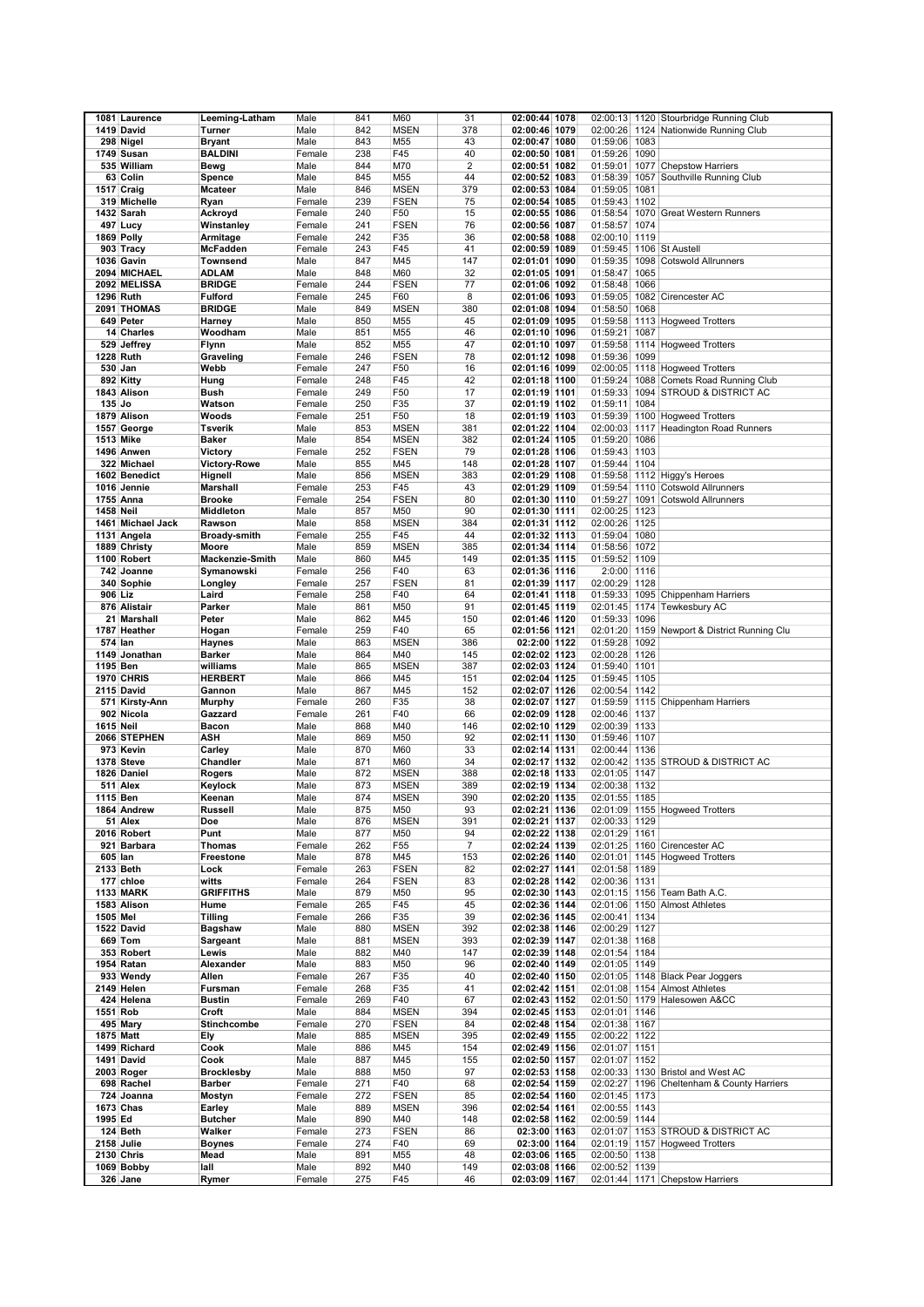| | | | | | | | | | | | | |
|---|---|---|---|---|---|---|---|---|---|---|---|---|
| 1081 | Laurence | Leeming-Latham | Male | 841 | M60 | 31 | **02:00:44** | **1078** | 02:00:13 | 1120 | Stourbridge Running Club |
| 1419 | David | Turner | Male | 842 | MSEN | 378 | **02:00:46** | **1079** | 02:00:26 | 1124 | Nationwide Running Club |
| 298 | Nigel | Bryant | Male | 843 | M55 | 43 | **02:00:47** | **1080** | 01:59:06 | 1083 | |
| 1749 | Susan | BALDINI | Female | 238 | F45 | 40 | **02:00:50** | **1081** | 01:59:26 | 1090 | |
| 535 | William | Bewg | Male | 844 | M70 | 2 | **02:00:51** | **1082** | 01:59:01 | 1077 | Chepstow Harriers |
| 63 | Colin | Spence | Male | 845 | M55 | 44 | **02:00:52** | **1083** | 01:58:39 | 1057 | Southville Running Club |
| 1517 | Craig | Mcateer | Male | 846 | MSEN | 379 | **02:00:53** | **1084** | 01:59:05 | 1081 | |
| 319 | Michelle | Ryan | Female | 239 | FSEN | 75 | **02:00:54** | **1085** | 01:59:43 | 1102 | |
| 1432 | Sarah | Ackroyd | Female | 240 | F50 | 15 | **02:00:55** | **1086** | 01:58:54 | 1070 | Great Western Runners |
| 497 | Lucy | Winstanley | Female | 241 | FSEN | 76 | **02:00:56** | **1087** | 01:58:57 | 1074 | |
| 1869 | Polly | Armitage | Female | 242 | F35 | 36 | **02:00:58** | **1088** | 02:00:10 | 1119 | |
| 903 | Tracy | McFadden | Female | 243 | F45 | 41 | **02:00:59** | **1089** | 01:59:45 | 1106 | St Austell |
| 1036 | Gavin | Townsend | Male | 847 | M45 | 147 | **02:01:01** | **1090** | 01:59:35 | 1098 | Cotswold Allrunners |
| 2094 | MICHAEL | ADLAM | Male | 848 | M60 | 32 | **02:01:05** | **1091** | 01:58:47 | 1065 | |
| 2092 | MELISSA | BRIDGE | Female | 244 | FSEN | 77 | **02:01:06** | **1092** | 01:58:48 | 1066 | |
| 1296 | Ruth | Fulford | Female | 245 | F60 | 8 | **02:01:06** | **1093** | 01:59:05 | 1082 | Cirencester AC |
| 2091 | THOMAS | BRIDGE | Male | 849 | MSEN | 380 | **02:01:08** | **1094** | 01:58:50 | 1068 | |
| 649 | Peter | Harney | Male | 850 | M55 | 45 | **02:01:09** | **1095** | 01:59:58 | 1113 | Hogweed Trotters |
| 14 | Charles | Woodham | Male | 851 | M55 | 46 | **02:01:10** | **1096** | 01:59:21 | 1087 | |
| 529 | Jeffrey | Flynn | Male | 852 | M55 | 47 | **02:01:10** | **1097** | 01:59:58 | 1114 | Hogweed Trotters |
| 1228 | Ruth | Graveling | Female | 246 | FSEN | 78 | **02:01:12** | **1098** | 01:59:36 | 1099 | |
| 530 | Jan | Webb | Female | 247 | F50 | 16 | **02:01:16** | **1099** | 02:00:05 | 1118 | Hogweed Trotters |
| 892 | Kitty | Hung | Female | 248 | F45 | 42 | **02:01:18** | **1100** | 01:59:24 | 1088 | Comets Road Running Club |
| 1843 | Alison | Bush | Female | 249 | F50 | 17 | **02:01:19** | **1101** | 01:59:33 | 1094 | STROUD & DISTRICT AC |
| 135 | Jo | Watson | Female | 250 | F35 | 37 | **02:01:19** | **1102** | 01:59:11 | 1084 | |
| 1879 | Alison | Woods | Female | 251 | F50 | 18 | **02:01:19** | **1103** | 01:59:39 | 1100 | Hogweed Trotters |
| 1557 | George | Tsverik | Male | 853 | MSEN | 381 | **02:01:22** | **1104** | 02:00:03 | 1117 | Headington Road Runners |
| 1513 | Mike | Baker | Male | 854 | MSEN | 382 | **02:01:24** | **1105** | 01:59:20 | 1086 | |
| 1496 | Anwen | Victory | Female | 252 | FSEN | 79 | **02:01:28** | **1106** | 01:59:43 | 1103 | |
| 322 | Michael | Victory-Rowe | Male | 855 | M45 | 148 | **02:01:28** | **1107** | 01:59:44 | 1104 | |
| 1602 | Benedict | Hignell | Male | 856 | MSEN | 383 | **02:01:29** | **1108** | 01:59:58 | 1112 | Higgy's Heroes |
| 1016 | Jennie | Marshall | Female | 253 | F45 | 43 | **02:01:29** | **1109** | 01:59:54 | 1110 | Cotswold Allrunners |
| 1755 | Anna | Brooke | Female | 254 | FSEN | 80 | **02:01:30** | **1110** | 01:59:27 | 1091 | Cotswold Allrunners |
| 1458 | Neil | Middleton | Male | 857 | M50 | 90 | **02:01:30** | **1111** | 02:00:25 | 1123 | |
| 1461 | Michael Jack | Rawson | Male | 858 | MSEN | 384 | **02:01:31** | **1112** | 02:00:26 | 1125 | |
| 1131 | Angela | Broady-smith | Female | 255 | F45 | 44 | **02:01:32** | **1113** | 01:59:04 | 1080 | |
| 1889 | Christy | Moore | Male | 859 | MSEN | 385 | **02:01:34** | **1114** | 01:58:56 | 1072 | |
| 1100 | Robert | Mackenzie-Smith | Male | 860 | M45 | 149 | **02:01:35** | **1115** | 01:59:52 | 1109 | |
| 742 | Joanne | Symanowski | Female | 256 | F40 | 63 | **02:01:36** | **1116** | 2:00:00 | 1116 | |
| 340 | Sophie | Longley | Female | 257 | FSEN | 81 | **02:01:39** | **1117** | 02:00:29 | 1128 | |
| 906 | Liz | Laird | Female | 258 | F40 | 64 | **02:01:41** | **1118** | 01:59:33 | 1095 | Chippenham Harriers |
| 876 | Alistair | Parker | Male | 861 | M50 | 91 | **02:01:45** | **1119** | 02:01:45 | 1174 | Tewkesbury AC |
| 21 | Marshall | Peter | Male | 862 | M45 | 150 | **02:01:46** | **1120** | 01:59:33 | 1096 | |
| 1787 | Heather | Hogan | Female | 259 | F40 | 65 | **02:01:56** | **1121** | 02:01:20 | 1159 | Newport & District Running Clu |
| 574 | Ian | Haynes | Male | 863 | MSEN | 386 | **02:2:00** | **1122** | 01:59:28 | 1092 | |
| 1149 | Jonathan | Barker | Male | 864 | M40 | 145 | **02:02:02** | **1123** | 02:00:28 | 1126 | |
| 1195 | Ben | williams | Male | 865 | MSEN | 387 | **02:02:03** | **1124** | 01:59:40 | 1101 | |
| 1970 | CHRIS | HERBERT | Male | 866 | M45 | 151 | **02:02:04** | **1125** | 01:59:45 | 1105 | |
| 2115 | David | Gannon | Male | 867 | M45 | 152 | **02:02:07** | **1126** | 02:00:54 | 1142 | |
| 571 | Kirsty-Ann | Murphy | Female | 260 | F35 | 38 | **02:02:07** | **1127** | 01:59:59 | 1115 | Chippenham Harriers |
| 902 | Nicola | Gazzard | Female | 261 | F40 | 66 | **02:02:09** | **1128** | 02:00:46 | 1137 | |
| 1615 | Neil | Bacon | Male | 868 | M40 | 146 | **02:02:10** | **1129** | 02:00:39 | 1133 | |
| 2066 | STEPHEN | ASH | Male | 869 | M50 | 92 | **02:02:11** | **1130** | 01:59:46 | 1107 | |
| 973 | Kevin | Carley | Male | 870 | M60 | 33 | **02:02:14** | **1131** | 02:00:44 | 1136 | |
| 1378 | Steve | Chandler | Male | 871 | M60 | 34 | **02:02:17** | **1132** | 02:00:42 | 1135 | STROUD & DISTRICT AC |
| 1826 | Daniel | Rogers | Male | 872 | MSEN | 388 | **02:02:18** | **1133** | 02:01:05 | 1147 | |
| 511 | Alex | Keylock | Male | 873 | MSEN | 389 | **02:02:19** | **1134** | 02:00:38 | 1132 | |
| 1115 | Ben | Keenan | Male | 874 | MSEN | 390 | **02:02:20** | **1135** | 02:01:55 | 1185 | |
| 1864 | Andrew | Russell | Male | 875 | M50 | 93 | **02:02:21** | **1136** | 02:01:09 | 1155 | Hogweed Trotters |
| 51 | Alex | Doe | Male | 876 | MSEN | 391 | **02:02:21** | **1137** | 02:00:33 | 1129 | |
| 2016 | Robert | Punt | Male | 877 | M50 | 94 | **02:02:22** | **1138** | 02:01:29 | 1161 | |
| 921 | Barbara | Thomas | Female | 262 | F55 | 7 | **02:02:24** | **1139** | 02:01:25 | 1160 | Cirencester AC |
| 605 | Ian | Freestone | Male | 878 | M45 | 153 | **02:02:26** | **1140** | 02:01:01 | 1145 | Hogweed Trotters |
| 2133 | Beth | Lock | Female | 263 | FSEN | 82 | **02:02:27** | **1141** | 02:01:58 | 1189 | |
| 177 | chloe | witts | Female | 264 | FSEN | 83 | **02:02:28** | **1142** | 02:00:36 | 1131 | |
| 1133 | MARK | GRIFFITHS | Male | 879 | M50 | 95 | **02:02:30** | **1143** | 02:01:15 | 1156 | Team Bath A.C. |
| 1583 | Alison | Hume | Female | 265 | F45 | 45 | **02:02:36** | **1144** | 02:01:06 | 1150 | Almost Athletes |
| 1505 | Mel | Tilling | Female | 266 | F35 | 39 | **02:02:36** | **1145** | 02:00:41 | 1134 | |
| 1522 | David | Bagshaw | Male | 880 | MSEN | 392 | **02:02:38** | **1146** | 02:00:29 | 1127 | |
| 669 | Tom | Sargeant | Male | 881 | MSEN | 393 | **02:02:39** | **1147** | 02:01:38 | 1168 | |
| 353 | Robert | Lewis | Male | 882 | M40 | 147 | **02:02:39** | **1148** | 02:01:54 | 1184 | |
| 1954 | Ratan | Alexander | Male | 883 | M50 | 96 | **02:02:40** | **1149** | 02:01:05 | 1149 | |
| 933 | Wendy | Allen | Female | 267 | F35 | 40 | **02:02:40** | **1150** | 02:01:05 | 1148 | Black Pear Joggers |
| 2149 | Helen | Fursman | Female | 268 | F35 | 41 | **02:02:42** | **1151** | 02:01:08 | 1154 | Almost Athletes |
| 424 | Helena | Bustin | Female | 269 | F40 | 67 | **02:02:43** | **1152** | 02:01:50 | 1179 | Halesowen A&CC |
| 1551 | Rob | Croft | Male | 884 | MSEN | 394 | **02:02:45** | **1153** | 02:01:01 | 1146 | |
| 495 | Mary | Stinchcombe | Female | 270 | FSEN | 84 | **02:02:48** | **1154** | 02:01:38 | 1167 | |
| 1875 | Matt | Ely | Male | 885 | MSEN | 395 | **02:02:49** | **1155** | 02:00:22 | 1122 | |
| 1499 | Richard | Cook | Male | 886 | M45 | 154 | **02:02:49** | **1156** | 02:01:07 | 1151 | |
| 1491 | David | Cook | Male | 887 | M45 | 155 | **02:02:50** | **1157** | 02:01:07 | 1152 | |
| 2003 | Roger | Brocklesby | Male | 888 | M50 | 97 | **02:02:53** | **1158** | 02:00:33 | 1130 | Bristol and West AC |
| 698 | Rachel | Barber | Female | 271 | F40 | 68 | **02:02:54** | **1159** | 02:02:27 | 1196 | Cheltenham & County Harriers |
| 724 | Joanna | Mostyn | Female | 272 | FSEN | 85 | **02:02:54** | **1160** | 02:01:45 | 1173 | |
| 1673 | Chas | Earley | Male | 889 | MSEN | 396 | **02:02:54** | **1161** | 02:00:55 | 1143 | |
| 1995 | Ed | Butcher | Male | 890 | M40 | 148 | **02:02:58** | **1162** | 02:00:59 | 1144 | |
| 124 | Beth | Walker | Female | 273 | FSEN | 86 | **02:3:00** | **1163** | 02:01:07 | 1153 | STROUD & DISTRICT AC |
| 2158 | Julie | Boynes | Female | 274 | F40 | 69 | **02:3:00** | **1164** | 02:01:19 | 1157 | Hogweed Trotters |
| 2130 | Chris | Mead | Male | 891 | M55 | 48 | **02:03:06** | **1165** | 02:00:50 | 1138 | |
| 1069 | Bobby | Iall | Male | 892 | M40 | 149 | **02:03:08** | **1166** | 02:00:52 | 1139 | |
| 326 | Jane | Rymer | Female | 275 | F45 | 46 | **02:03:09** | **1167** | 02:01:44 | 1171 | Chepstow Harriers |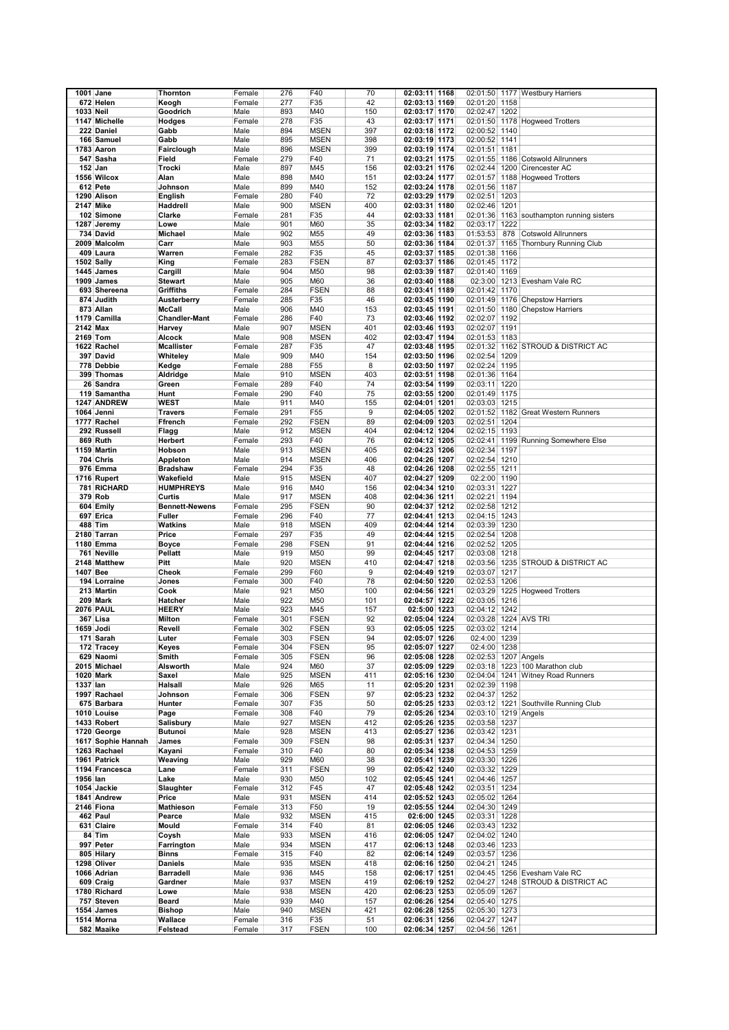| | | | | | | | | | | | |
|---|---|---|---|---|---|---|---|---|---|---|---|
| 1001 | Jane | Thornton | Female | 276 | F40 | 70 | 02:03:11 | 1168 | 02:01:50 | 1177 | Westbury Harriers |
| 672 | Helen | Keogh | Female | 277 | F35 | 42 | 02:03:13 | 1169 | 02:01:20 | 1158 | |
| 1033 | Neil | Goodrich | Male | 893 | M40 | 150 | 02:03:17 | 1170 | 02:02:47 | 1202 | |
| 1147 | Michelle | Hodges | Female | 278 | F35 | 43 | 02:03:17 | 1171 | 02:01:50 | 1178 | Hogweed Trotters |
| 222 | Daniel | Gabb | Male | 894 | MSEN | 397 | 02:03:18 | 1172 | 02:00:52 | 1140 | |
| 166 | Samuel | Gabb | Male | 895 | MSEN | 398 | 02:03:19 | 1173 | 02:00:52 | 1141 | |
| 1783 | Aaron | Fairclough | Male | 896 | MSEN | 399 | 02:03:19 | 1174 | 02:01:51 | 1181 | |
| 547 | Sasha | Field | Female | 279 | F40 | 71 | 02:03:21 | 1175 | 02:01:55 | 1186 | Cotswold Allrunners |
| 152 | Jan | Trocki | Male | 897 | M45 | 156 | 02:03:21 | 1176 | 02:02:44 | 1200 | Cirencester AC |
| 1556 | Wilcox | Alan | Male | 898 | M40 | 151 | 02:03:24 | 1177 | 02:01:57 | 1188 | Hogweed Trotters |
| 612 | Pete | Johnson | Male | 899 | M40 | 152 | 02:03:24 | 1178 | 02:01:56 | 1187 | |
| 1290 | Alison | English | Female | 280 | F40 | 72 | 02:03:29 | 1179 | 02:02:51 | 1203 | |
| 2147 | Mike | Haddrell | Male | 900 | MSEN | 400 | 02:03:31 | 1180 | 02:02:46 | 1201 | |
| 102 | Simone | Clarke | Female | 281 | F35 | 44 | 02:03:33 | 1181 | 02:01:36 | 1163 | southampton running sisters |
| 1287 | Jeremy | Lowe | Male | 901 | M60 | 35 | 02:03:34 | 1182 | 02:03:17 | 1222 | |
| 734 | David | Michael | Male | 902 | M55 | 49 | 02:03:36 | 1183 | 01:53:53 | 878 | Cotswold Allrunners |
| 2009 | Malcolm | Carr | Male | 903 | M55 | 50 | 02:03:36 | 1184 | 02:01:37 | 1165 | Thornbury Running Club |
| 409 | Laura | Warren | Female | 282 | F35 | 45 | 02:03:37 | 1185 | 02:01:38 | 1166 | |
| 1502 | Sally | King | Female | 283 | FSEN | 87 | 02:03:37 | 1186 | 02:01:45 | 1172 | |
| 1445 | James | Cargill | Male | 904 | M50 | 98 | 02:03:39 | 1187 | 02:01:40 | 1169 | |
| 1909 | James | Stewart | Male | 905 | M60 | 36 | 02:03:40 | 1188 | 02:3:00 | 1213 | Evesham Vale RC |
| 693 | Shereena | Griffiths | Female | 284 | FSEN | 88 | 02:03:41 | 1189 | 02:01:42 | 1170 | |
| 874 | Judith | Austerberry | Female | 285 | F35 | 46 | 02:03:45 | 1190 | 02:01:49 | 1176 | Chepstow Harriers |
| 873 | Allan | McCall | Male | 906 | M40 | 153 | 02:03:45 | 1191 | 02:01:50 | 1180 | Chepstow Harriers |
| 1179 | Camilla | Chandler-Mant | Female | 286 | F40 | 73 | 02:03:46 | 1192 | 02:02:07 | 1192 | |
| 2142 | Max | Harvey | Male | 907 | MSEN | 401 | 02:03:46 | 1193 | 02:02:07 | 1191 | |
| 2169 | Tom | Alcock | Male | 908 | MSEN | 402 | 02:03:47 | 1194 | 02:01:53 | 1183 | |
| 1622 | Rachel | Mcallister | Female | 287 | F35 | 47 | 02:03:48 | 1195 | 02:01:32 | 1162 | STROUD & DISTRICT AC |
| 397 | David | Whiteley | Male | 909 | M40 | 154 | 02:03:50 | 1196 | 02:02:54 | 1209 | |
| 778 | Debbie | Kedge | Female | 288 | F55 | 8 | 02:03:50 | 1197 | 02:02:24 | 1195 | |
| 399 | Thomas | Aldridge | Male | 910 | MSEN | 403 | 02:03:51 | 1198 | 02:01:36 | 1164 | |
| 26 | Sandra | Green | Female | 289 | F40 | 74 | 02:03:54 | 1199 | 02:03:11 | 1220 | |
| 119 | Samantha | Hunt | Female | 290 | F40 | 75 | 02:03:55 | 1200 | 02:01:49 | 1175 | |
| 1247 | ANDREW | WEST | Male | 911 | M40 | 155 | 02:04:01 | 1201 | 02:03:03 | 1215 | |
| 1064 | Jenni | Travers | Female | 291 | F55 | 9 | 02:04:05 | 1202 | 02:01:52 | 1182 | Great Western Runners |
| 1777 | Rachel | Ffrench | Female | 292 | FSEN | 89 | 02:04:09 | 1203 | 02:02:51 | 1204 | |
| 292 | Russell | Flagg | Male | 912 | MSEN | 404 | 02:04:12 | 1204 | 02:02:15 | 1193 | |
| 869 | Ruth | Herbert | Female | 293 | F40 | 76 | 02:04:12 | 1205 | 02:02:41 | 1199 | Running Somewhere Else |
| 1159 | Martin | Hobson | Male | 913 | MSEN | 405 | 02:04:23 | 1206 | 02:02:34 | 1197 | |
| 704 | Chris | Appleton | Male | 914 | MSEN | 406 | 02:04:26 | 1207 | 02:02:54 | 1210 | |
| 976 | Emma | Bradshaw | Female | 294 | F35 | 48 | 02:04:26 | 1208 | 02:02:55 | 1211 | |
| 1716 | Rupert | Wakefield | Male | 915 | MSEN | 407 | 02:04:27 | 1209 | 02:2:00 | 1190 | |
| 781 | RICHARD | HUMPHREYS | Male | 916 | M40 | 156 | 02:04:34 | 1210 | 02:03:31 | 1227 | |
| 379 | Rob | Curtis | Male | 917 | MSEN | 408 | 02:04:36 | 1211 | 02:02:21 | 1194 | |
| 604 | Emily | Bennett-Newens | Female | 295 | FSEN | 90 | 02:04:37 | 1212 | 02:02:58 | 1212 | |
| 697 | Erica | Fuller | Female | 296 | F40 | 77 | 02:04:41 | 1213 | 02:04:15 | 1243 | |
| 488 | Tim | Watkins | Male | 918 | MSEN | 409 | 02:04:44 | 1214 | 02:03:39 | 1230 | |
| 2180 | Tarran | Price | Female | 297 | F35 | 49 | 02:04:44 | 1215 | 02:02:54 | 1208 | |
| 1180 | Emma | Boyce | Female | 298 | FSEN | 91 | 02:04:44 | 1216 | 02:02:52 | 1205 | |
| 761 | Neville | Pellatt | Male | 919 | M50 | 99 | 02:04:45 | 1217 | 02:03:08 | 1218 | |
| 2148 | Matthew | Pitt | Male | 920 | MSEN | 410 | 02:04:47 | 1218 | 02:03:56 | 1235 | STROUD & DISTRICT AC |
| 1407 | Bee | Cheok | Female | 299 | F60 | 9 | 02:04:49 | 1219 | 02:03:07 | 1217 | |
| 194 | Lorraine | Jones | Female | 300 | F40 | 78 | 02:04:50 | 1220 | 02:02:53 | 1206 | |
| 213 | Martin | Cook | Male | 921 | M50 | 100 | 02:04:56 | 1221 | 02:03:29 | 1225 | Hogweed Trotters |
| 209 | Mark | Hatcher | Male | 922 | M50 | 101 | 02:04:57 | 1222 | 02:03:05 | 1216 | |
| 2076 | PAUL | HEERY | Male | 923 | M45 | 157 | 02:5:00 | 1223 | 02:04:12 | 1242 | |
| 367 | Lisa | Milton | Female | 301 | FSEN | 92 | 02:05:04 | 1224 | 02:03:28 | 1224 | AVS TRI |
| 1659 | Jodi | Revell | Female | 302 | FSEN | 93 | 02:05:05 | 1225 | 02:03:02 | 1214 | |
| 171 | Sarah | Luter | Female | 303 | FSEN | 94 | 02:05:07 | 1226 | 02:4:00 | 1239 | |
| 172 | Tracey | Keyes | Female | 304 | FSEN | 95 | 02:05:07 | 1227 | 02:4:00 | 1238 | |
| 629 | Naomi | Smith | Female | 305 | FSEN | 96 | 02:05:08 | 1228 | 02:02:53 | 1207 | Angels |
| 2015 | Michael | Alsworth | Male | 924 | M60 | 37 | 02:05:09 | 1229 | 02:03:18 | 1223 | 100 Marathon club |
| 1020 | Mark | Saxel | Male | 925 | MSEN | 411 | 02:05:16 | 1230 | 02:04:04 | 1241 | Witney Road Runners |
| 1337 | Ian | Halsall | Male | 926 | M65 | 11 | 02:05:20 | 1231 | 02:02:39 | 1198 | |
| 1997 | Rachael | Johnson | Female | 306 | FSEN | 97 | 02:05:23 | 1232 | 02:04:37 | 1252 | |
| 675 | Barbara | Hunter | Female | 307 | F35 | 50 | 02:05:25 | 1233 | 02:03:12 | 1221 | Southville Running Club |
| 1010 | Louise | Page | Female | 308 | F40 | 79 | 02:05:26 | 1234 | 02:03:10 | 1219 | Angels |
| 1433 | Robert | Salisbury | Male | 927 | MSEN | 412 | 02:05:26 | 1235 | 02:03:58 | 1237 | |
| 1720 | George | Butunoi | Male | 928 | MSEN | 413 | 02:05:27 | 1236 | 02:03:42 | 1231 | |
| 1617 | Sophie Hannah | James | Female | 309 | FSEN | 98 | 02:05:31 | 1237 | 02:04:34 | 1250 | |
| 1263 | Rachael | Kayani | Female | 310 | F40 | 80 | 02:05:34 | 1238 | 02:04:53 | 1259 | |
| 1961 | Patrick | Weaving | Male | 929 | M60 | 38 | 02:05:41 | 1239 | 02:03:30 | 1226 | |
| 1194 | Francesca | Lane | Female | 311 | FSEN | 99 | 02:05:42 | 1240 | 02:03:32 | 1229 | |
| 1956 | Ian | Lake | Male | 930 | M50 | 102 | 02:05:45 | 1241 | 02:04:46 | 1257 | |
| 1054 | Jackie | Slaughter | Female | 312 | F45 | 47 | 02:05:48 | 1242 | 02:03:51 | 1234 | |
| 1841 | Andrew | Price | Male | 931 | MSEN | 414 | 02:05:52 | 1243 | 02:05:02 | 1264 | |
| 2146 | Fiona | Mathieson | Female | 313 | F50 | 19 | 02:05:55 | 1244 | 02:04:30 | 1249 | |
| 462 | Paul | Pearce | Male | 932 | MSEN | 415 | 02:6:00 | 1245 | 02:03:31 | 1228 | |
| 631 | Claire | Mould | Female | 314 | F40 | 81 | 02:06:05 | 1246 | 02:03:43 | 1232 | |
| 84 | Tim | Coysh | Male | 933 | MSEN | 416 | 02:06:05 | 1247 | 02:04:02 | 1240 | |
| 997 | Peter | Farrington | Male | 934 | MSEN | 417 | 02:06:13 | 1248 | 02:03:46 | 1233 | |
| 805 | Hilary | Binns | Female | 315 | F40 | 82 | 02:06:14 | 1249 | 02:03:57 | 1236 | |
| 1298 | Oliver | Daniels | Male | 935 | MSEN | 418 | 02:06:16 | 1250 | 02:04:21 | 1245 | |
| 1066 | Adrian | Barradell | Male | 936 | M45 | 158 | 02:06:17 | 1251 | 02:04:45 | 1256 | Evesham Vale RC |
| 609 | Craig | Gardner | Male | 937 | MSEN | 419 | 02:06:19 | 1252 | 02:04:27 | 1248 | STROUD & DISTRICT AC |
| 1780 | Richard | Lowe | Male | 938 | MSEN | 420 | 02:06:23 | 1253 | 02:05:09 | 1267 | |
| 757 | Steven | Beard | Male | 939 | M40 | 157 | 02:06:26 | 1254 | 02:05:40 | 1275 | |
| 1554 | James | Bishop | Male | 940 | MSEN | 421 | 02:06:28 | 1255 | 02:05:30 | 1273 | |
| 1514 | Morna | Wallace | Female | 316 | F35 | 51 | 02:06:31 | 1256 | 02:04:27 | 1247 | |
| 582 | Maaike | Felstead | Female | 317 | FSEN | 100 | 02:06:34 | 1257 | 02:04:56 | 1261 | |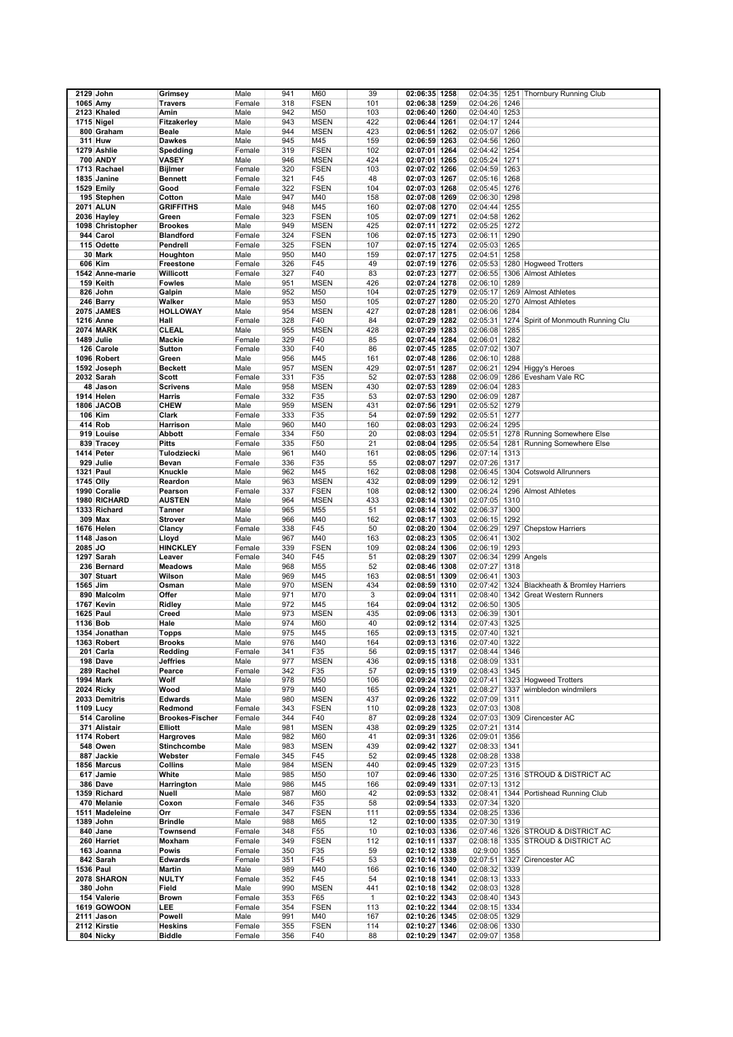| | | | | | | | | | | | |
|---|---|---|---|---|---|---|---|---|---|---|---|
| 2129 | John | Grimsey | Male | 941 | M60 | 39 | 02:06:35 | 1258 | 02:04:35 | 1251 | Thornbury Running Club |
| 1065 | Amy | Travers | Female | 318 | FSEN | 101 | 02:06:38 | 1259 | 02:04:26 | 1246 | |
| 2123 | Khaled | Amin | Male | 942 | M50 | 103 | 02:06:40 | 1260 | 02:04:40 | 1253 | |
| 1715 | Nigel | Fitzakerley | Male | 943 | MSEN | 422 | 02:06:44 | 1261 | 02:04:17 | 1244 | |
| 800 | Graham | Beale | Male | 944 | MSEN | 423 | 02:06:51 | 1262 | 02:05:07 | 1266 | |
| 311 | Huw | Dawkes | Male | 945 | M45 | 159 | 02:06:59 | 1263 | 02:04:56 | 1260 | |
| 1279 | Ashlie | Spedding | Female | 319 | FSEN | 102 | 02:07:01 | 1264 | 02:04:42 | 1254 | |
| 700 | ANDY | VASEY | Male | 946 | MSEN | 424 | 02:07:01 | 1265 | 02:05:24 | 1271 | |
| 1713 | Rachael | Bijlmer | Female | 320 | FSEN | 103 | 02:07:02 | 1266 | 02:04:59 | 1263 | |
| 1835 | Janine | Bennett | Female | 321 | F45 | 48 | 02:07:03 | 1267 | 02:05:16 | 1268 | |
| 1529 | Emily | Good | Female | 322 | FSEN | 104 | 02:07:03 | 1268 | 02:05:45 | 1276 | |
| 195 | Stephen | Cotton | Male | 947 | M40 | 158 | 02:07:08 | 1269 | 02:06:30 | 1298 | |
| 2071 | ALUN | GRIFFITHS | Male | 948 | M45 | 160 | 02:07:08 | 1270 | 02:04:44 | 1255 | |
| 2036 | Hayley | Green | Female | 323 | FSEN | 105 | 02:07:09 | 1271 | 02:04:58 | 1262 | |
| 1098 | Christopher | Brookes | Male | 949 | MSEN | 425 | 02:07:11 | 1272 | 02:05:25 | 1272 | |
| 944 | Carol | Blandford | Female | 324 | FSEN | 106 | 02:07:15 | 1273 | 02:06:11 | 1290 | |
| 115 | Odette | Pendrell | Female | 325 | FSEN | 107 | 02:07:15 | 1274 | 02:05:03 | 1265 | |
| 30 | Mark | Houghton | Male | 950 | M40 | 159 | 02:07:17 | 1275 | 02:04:51 | 1258 | |
| 606 | Kim | Freestone | Female | 326 | F45 | 49 | 02:07:19 | 1276 | 02:05:53 | 1280 | Hogweed Trotters |
| 1542 | Anne-marie | Willicott | Female | 327 | F40 | 83 | 02:07:23 | 1277 | 02:06:55 | 1306 | Almost Athletes |
| 159 | Keith | Fowles | Male | 951 | MSEN | 426 | 02:07:24 | 1278 | 02:06:10 | 1289 | |
| 826 | John | Galpin | Male | 952 | M50 | 104 | 02:07:25 | 1279 | 02:05:17 | 1269 | Almost Athletes |
| 246 | Barry | Walker | Male | 953 | M50 | 105 | 02:07:27 | 1280 | 02:05:20 | 1270 | Almost Athletes |
| 2075 | JAMES | HOLLOWAY | Male | 954 | MSEN | 427 | 02:07:28 | 1281 | 02:06:06 | 1284 | |
| 1216 | Anne | Hall | Female | 328 | F40 | 84 | 02:07:29 | 1282 | 02:05:31 | 1274 | Spirit of Monmouth Running Clu |
| 2074 | MARK | CLEAL | Male | 955 | MSEN | 428 | 02:07:29 | 1283 | 02:06:08 | 1285 | |
| 1489 | Julie | Mackie | Female | 329 | F40 | 85 | 02:07:44 | 1284 | 02:06:01 | 1282 | |
| 126 | Carole | Sutton | Female | 330 | F40 | 86 | 02:07:45 | 1285 | 02:07:02 | 1307 | |
| 1096 | Robert | Green | Male | 956 | M45 | 161 | 02:07:48 | 1286 | 02:06:10 | 1288 | |
| 1592 | Joseph | Beckett | Male | 957 | MSEN | 429 | 02:07:51 | 1287 | 02:06:21 | 1294 | Higgy's Heroes |
| 2032 | Sarah | Scott | Female | 331 | F35 | 52 | 02:07:53 | 1288 | 02:06:09 | 1286 | Evesham Vale RC |
| 48 | Jason | Scrivens | Male | 958 | MSEN | 430 | 02:07:53 | 1289 | 02:06:04 | 1283 | |
| 1914 | Helen | Harris | Female | 332 | F35 | 53 | 02:07:53 | 1290 | 02:06:09 | 1287 | |
| 1806 | JACOB | CHEW | Male | 959 | MSEN | 431 | 02:07:56 | 1291 | 02:05:52 | 1279 | |
| 106 | Kim | Clark | Female | 333 | F35 | 54 | 02:07:59 | 1292 | 02:05:51 | 1277 | |
| 414 | Rob | Harrison | Male | 960 | M40 | 160 | 02:08:03 | 1293 | 02:06:24 | 1295 | |
| 919 | Louise | Abbott | Female | 334 | F50 | 20 | 02:08:03 | 1294 | 02:05:51 | 1278 | Running Somewhere Else |
| 839 | Tracey | Pitts | Female | 335 | F50 | 21 | 02:08:04 | 1295 | 02:05:54 | 1281 | Running Somewhere Else |
| 1414 | Peter | Tulodziecki | Male | 961 | M40 | 161 | 02:08:05 | 1296 | 02:07:14 | 1313 | |
| 929 | Julie | Bevan | Female | 336 | F35 | 55 | 02:08:07 | 1297 | 02:07:26 | 1317 | |
| 1321 | Paul | Knuckle | Male | 962 | M45 | 162 | 02:08:08 | 1298 | 02:06:45 | 1304 | Cotswold Allrunners |
| 1745 | Olly | Reardon | Male | 963 | MSEN | 432 | 02:08:09 | 1299 | 02:06:12 | 1291 | |
| 1990 | Coralie | Pearson | Female | 337 | FSEN | 108 | 02:08:12 | 1300 | 02:06:24 | 1296 | Almost Athletes |
| 1980 | RICHARD | AUSTEN | Male | 964 | MSEN | 433 | 02:08:14 | 1301 | 02:07:05 | 1310 | |
| 1333 | Richard | Tanner | Male | 965 | M55 | 51 | 02:08:14 | 1302 | 02:06:37 | 1300 | |
| 309 | Max | Strover | Male | 966 | M40 | 162 | 02:08:17 | 1303 | 02:06:15 | 1292 | |
| 1676 | Helen | Clancy | Female | 338 | F45 | 50 | 02:08:20 | 1304 | 02:06:29 | 1297 | Chepstow Harriers |
| 1148 | Jason | Lloyd | Male | 967 | M40 | 163 | 02:08:23 | 1305 | 02:06:41 | 1302 | |
| 2085 | JO | HINCKLEY | Female | 339 | FSEN | 109 | 02:08:24 | 1306 | 02:06:19 | 1293 | |
| 1297 | Sarah | Leaver | Female | 340 | F45 | 51 | 02:08:29 | 1307 | 02:06:34 | 1299 | Angels |
| 236 | Bernard | Meadows | Male | 968 | M55 | 52 | 02:08:46 | 1308 | 02:07:27 | 1318 | |
| 307 | Stuart | Wilson | Male | 969 | M45 | 163 | 02:08:51 | 1309 | 02:06:41 | 1303 | |
| 1565 | Jim | Osman | Male | 970 | MSEN | 434 | 02:08:59 | 1310 | 02:07:42 | 1324 | Blackheath & Bromley Harriers |
| 890 | Malcolm | Offer | Male | 971 | M70 | 3 | 02:09:04 | 1311 | 02:08:40 | 1342 | Great Western Runners |
| 1767 | Kevin | Ridley | Male | 972 | M45 | 164 | 02:09:04 | 1312 | 02:06:50 | 1305 | |
| 1625 | Paul | Creed | Male | 973 | MSEN | 435 | 02:09:06 | 1313 | 02:06:39 | 1301 | |
| 1136 | Bob | Hale | Male | 974 | M60 | 40 | 02:09:12 | 1314 | 02:07:43 | 1325 | |
| 1354 | Jonathan | Topps | Male | 975 | M45 | 165 | 02:09:13 | 1315 | 02:07:40 | 1321 | |
| 1363 | Robert | Brooks | Male | 976 | M40 | 164 | 02:09:13 | 1316 | 02:07:40 | 1322 | |
| 201 | Carla | Redding | Female | 341 | F35 | 56 | 02:09:15 | 1317 | 02:08:44 | 1346 | |
| 198 | Dave | Jeffries | Male | 977 | MSEN | 436 | 02:09:15 | 1318 | 02:08:09 | 1331 | |
| 289 | Rachel | Pearce | Female | 342 | F35 | 57 | 02:09:15 | 1319 | 02:08:43 | 1345 | |
| 1994 | Mark | Wolf | Male | 978 | M50 | 106 | 02:09:24 | 1320 | 02:07:41 | 1323 | Hogweed Trotters |
| 2024 | Ricky | Wood | Male | 979 | M40 | 165 | 02:09:24 | 1321 | 02:08:27 | 1337 | wimbledon windmilers |
| 2033 | Demitris | Edwards | Male | 980 | MSEN | 437 | 02:09:26 | 1322 | 02:07:09 | 1311 | |
| 1109 | Lucy | Redmond | Female | 343 | FSEN | 110 | 02:09:28 | 1323 | 02:07:03 | 1308 | |
| 514 | Caroline | Brookes-Fischer | Female | 344 | F40 | 87 | 02:09:28 | 1324 | 02:07:03 | 1309 | Cirencester AC |
| 371 | Alistair | Elliott | Male | 981 | MSEN | 438 | 02:09:29 | 1325 | 02:07:21 | 1314 | |
| 1174 | Robert | Hargroves | Male | 982 | M60 | 41 | 02:09:31 | 1326 | 02:09:01 | 1356 | |
| 548 | Owen | Stinchcombe | Male | 983 | MSEN | 439 | 02:09:42 | 1327 | 02:08:33 | 1341 | |
| 887 | Jackie | Webster | Female | 345 | F45 | 52 | 02:09:45 | 1328 | 02:08:28 | 1338 | |
| 1856 | Marcus | Collins | Male | 984 | MSEN | 440 | 02:09:45 | 1329 | 02:07:23 | 1315 | |
| 617 | Jamie | White | Male | 985 | M50 | 107 | 02:09:46 | 1330 | 02:07:25 | 1316 | STROUD & DISTRICT AC |
| 386 | Dave | Harrington | Male | 986 | M45 | 166 | 02:09:49 | 1331 | 02:07:13 | 1312 | |
| 1359 | Richard | Nuell | Male | 987 | M60 | 42 | 02:09:53 | 1332 | 02:08:41 | 1344 | Portishead Running Club |
| 470 | Melanie | Coxon | Female | 346 | F35 | 58 | 02:09:54 | 1333 | 02:07:34 | 1320 | |
| 1511 | Madeleine | Orr | Female | 347 | FSEN | 111 | 02:09:55 | 1334 | 02:08:25 | 1336 | |
| 1389 | John | Brindle | Male | 988 | M65 | 12 | 02:10:00 | 1335 | 02:07:30 | 1319 | |
| 840 | Jane | Townsend | Female | 348 | F55 | 10 | 02:10:03 | 1336 | 02:07:46 | 1326 | STROUD & DISTRICT AC |
| 260 | Harriet | Moxham | Female | 349 | FSEN | 112 | 02:10:11 | 1337 | 02:08:18 | 1335 | STROUD & DISTRICT AC |
| 163 | Joanna | Powis | Female | 350 | F35 | 59 | 02:10:12 | 1338 | 02:9:00 | 1355 | |
| 842 | Sarah | Edwards | Female | 351 | F45 | 53 | 02:10:14 | 1339 | 02:07:51 | 1327 | Cirencester AC |
| 1536 | Paul | Martin | Male | 989 | M40 | 166 | 02:10:16 | 1340 | 02:08:32 | 1339 | |
| 2078 | SHARON | NULTY | Female | 352 | F45 | 54 | 02:10:18 | 1341 | 02:08:13 | 1333 | |
| 380 | John | Field | Male | 990 | MSEN | 441 | 02:10:18 | 1342 | 02:08:03 | 1328 | |
| 154 | Valerie | Brown | Female | 353 | F65 | 1 | 02:10:22 | 1343 | 02:08:40 | 1343 | |
| 1619 | GOWOON | LEE | Female | 354 | FSEN | 113 | 02:10:22 | 1344 | 02:08:15 | 1334 | |
| 2111 | Jason | Powell | Male | 991 | M40 | 167 | 02:10:26 | 1345 | 02:08:05 | 1329 | |
| 2112 | Kirstie | Heskins | Female | 355 | FSEN | 114 | 02:10:27 | 1346 | 02:08:06 | 1330 | |
| 804 | Nicky | Biddle | Female | 356 | F40 | 88 | 02:10:29 | 1347 | 02:09:07 | 1358 | |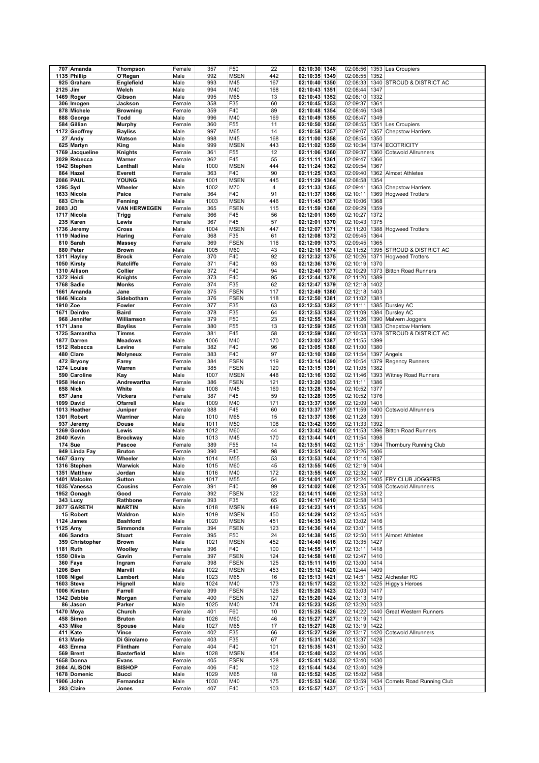| | | | | | | | | | | | | |
|---|---|---|---|---|---|---|---|---|---|---|---|---|
| 707 | Amanda | Thompson | Female | 357 | F50 | 22 | 02:10:30 | 1348 | 02:08:56 | 1353 | Les Croupiers |
| 1135 | Phillip | O'Regan | Male | 992 | MSEN | 442 | 02:10:35 | 1349 | 02:08:55 | 1352 | |
| 925 | Graham | Englefield | Male | 993 | M45 | 167 | 02:10:40 | 1350 | 02:08:33 | 1340 | STROUD & DISTRICT AC |
| 2125 | Jim | Welch | Male | 994 | M40 | 168 | 02:10:43 | 1351 | 02:08:44 | 1347 | |
| 1469 | Roger | Gibson | Male | 995 | M65 | 13 | 02:10:43 | 1352 | 02:08:10 | 1332 | |
| 306 | Imogen | Jackson | Female | 358 | F35 | 60 | 02:10:45 | 1353 | 02:09:37 | 1361 | |
| 878 | Michele | Browning | Female | 359 | F40 | 89 | 02:10:48 | 1354 | 02:08:46 | 1348 | |
| 888 | George | Todd | Male | 996 | M40 | 169 | 02:10:49 | 1355 | 02:08:47 | 1349 | |
| 584 | Gillian | Murphy | Female | 360 | F55 | 11 | 02:10:50 | 1356 | 02:08:55 | 1351 | Les Croupiers |
| 1172 | Geoffrey | Bayliss | Male | 997 | M65 | 14 | 02:10:58 | 1357 | 02:09:07 | 1357 | Chepstow Harriers |
| 27 | Andy | Watson | Male | 998 | M45 | 168 | 02:11:00 | 1358 | 02:08:54 | 1350 | |
| 625 | Martyn | King | Male | 999 | MSEN | 443 | 02:11:02 | 1359 | 02:10:34 | 1374 | ECOTRICITY |
| 1769 | Jacqueline | Knights | Female | 361 | F55 | 12 | 02:11:06 | 1360 | 02:09:37 | 1360 | Cotswold Allrunners |
| 2029 | Rebecca | Warner | Female | 362 | F45 | 55 | 02:11:11 | 1361 | 02:09:47 | 1366 | |
| 1942 | Stephen | Lenthall | Male | 1000 | MSEN | 444 | 02:11:24 | 1362 | 02:09:54 | 1367 | |
| 864 | Hazel | Everett | Female | 363 | F40 | 90 | 02:11:25 | 1363 | 02:09:40 | 1362 | Almost Athletes |
| 2086 | PAUL | YOUNG | Male | 1001 | MSEN | 445 | 02:11:29 | 1364 | 02:08:58 | 1354 | |
| 1295 | Syd | Wheeler | Male | 1002 | M70 | 4 | 02:11:33 | 1365 | 02:09:41 | 1363 | Chepstow Harriers |
| 1633 | Nicola | Paice | Female | 364 | F40 | 91 | 02:11:37 | 1366 | 02:10:11 | 1369 | Hogweed Trotters |
| 683 | Chris | Fenning | Male | 1003 | MSEN | 446 | 02:11:45 | 1367 | 02:10:06 | 1368 | |
| 2083 | JO | VAN HERWEGEN | Female | 365 | FSEN | 115 | 02:11:59 | 1368 | 02:09:29 | 1359 | |
| 1717 | Nicola | Trigg | Female | 366 | F45 | 56 | 02:12:01 | 1369 | 02:10:27 | 1372 | |
| 235 | Karen | Lewis | Female | 367 | F45 | 57 | 02:12:01 | 1370 | 02:10:43 | 1375 | |
| 1736 | Jeremy | Cross | Male | 1004 | MSEN | 447 | 02:12:07 | 1371 | 02:11:20 | 1388 | Hogweed Trotters |
| 1119 | Nadine | Haring | Female | 368 | F35 | 61 | 02:12:08 | 1372 | 02:09:45 | 1364 | |
| 810 | Sarah | Massey | Female | 369 | FSEN | 116 | 02:12:09 | 1373 | 02:09:45 | 1365 | |
| 880 | Peter | Brown | Male | 1005 | M60 | 43 | 02:12:18 | 1374 | 02:11:52 | 1395 | STROUD & DISTRICT AC |
| 1311 | Hayley | Brock | Female | 370 | F40 | 92 | 02:12:32 | 1375 | 02:10:26 | 1371 | Hogweed Trotters |
| 1050 | Kirsty | Ratcliffe | Female | 371 | F40 | 93 | 02:12:36 | 1376 | 02:10:19 | 1370 | |
| 1310 | Allison | Collier | Female | 372 | F40 | 94 | 02:12:40 | 1377 | 02:10:29 | 1373 | Bitton Road Runners |
| 1372 | Heidi | Knights | Female | 373 | F40 | 95 | 02:12:44 | 1378 | 02:11:20 | 1389 | |
| 1768 | Sadie | Monks | Female | 374 | F35 | 62 | 02:12:47 | 1379 | 02:12:18 | 1402 | |
| 1661 | Amanda | Jane | Female | 375 | FSEN | 117 | 02:12:49 | 1380 | 02:12:18 | 1403 | |
| 1846 | Nicola | Sidebotham | Female | 376 | FSEN | 118 | 02:12:50 | 1381 | 02:11:02 | 1381 | |
| 1910 | Zoe | Fowler | Female | 377 | F35 | 63 | 02:12:53 | 1382 | 02:11:11 | 1385 | Dursley AC |
| 1671 | Deirdre | Baird | Female | 378 | F35 | 64 | 02:12:53 | 1383 | 02:11:09 | 1384 | Dursley AC |
| 968 | Jennifer | Williamson | Female | 379 | F50 | 23 | 02:12:55 | 1384 | 02:11:26 | 1390 | Malvern Joggers |
| 1171 | Jane | Bayliss | Female | 380 | F55 | 13 | 02:12:59 | 1385 | 02:11:08 | 1383 | Chepstow Harriers |
| 1725 | Samantha | Timms | Female | 381 | F45 | 58 | 02:12:59 | 1386 | 02:10:53 | 1378 | STROUD & DISTRICT AC |
| 1877 | Darren | Meadows | Male | 1006 | M40 | 170 | 02:13:02 | 1387 | 02:11:55 | 1399 | |
| 1512 | Rebecca | Levine | Female | 382 | F40 | 96 | 02:13:05 | 1388 | 02:11:00 | 1380 | |
| 480 | Clare | Molyneux | Female | 383 | F40 | 97 | 02:13:10 | 1389 | 02:11:54 | 1397 | Angels |
| 472 | Bryony | Farey | Female | 384 | FSEN | 119 | 02:13:14 | 1390 | 02:10:54 | 1379 | Regency Runners |
| 1274 | Louise | Warren | Female | 385 | FSEN | 120 | 02:13:15 | 1391 | 02:11:05 | 1382 | |
| 590 | Caroline | Kay | Male | 1007 | MSEN | 448 | 02:13:16 | 1392 | 02:11:46 | 1393 | Witney Road Runners |
| 1958 | Helen | Andrewartha | Female | 386 | FSEN | 121 | 02:13:20 | 1393 | 02:11:11 | 1386 | |
| 658 | Nick | White | Male | 1008 | M45 | 169 | 02:13:28 | 1394 | 02:10:52 | 1377 | |
| 657 | Jane | Vickers | Female | 387 | F45 | 59 | 02:13:28 | 1395 | 02:10:52 | 1376 | |
| 1099 | David | Ofarrell | Male | 1009 | M40 | 171 | 02:13:37 | 1396 | 02:12:09 | 1401 | |
| 1013 | Heather | Juniper | Female | 388 | F45 | 60 | 02:13:37 | 1397 | 02:11:59 | 1400 | Cotswold Allrunners |
| 1301 | Robert | Warriner | Male | 1010 | M65 | 15 | 02:13:37 | 1398 | 02:11:28 | 1391 | |
| 937 | Jeremy | Douse | Male | 1011 | M50 | 108 | 02:13:42 | 1399 | 02:11:33 | 1392 | |
| 1269 | Gordon | Lewis | Male | 1012 | M60 | 44 | 02:13:42 | 1400 | 02:11:53 | 1396 | Bitton Road Runners |
| 2040 | Kevin | Brockway | Male | 1013 | M45 | 170 | 02:13:44 | 1401 | 02:11:54 | 1398 | |
| 174 | Sue | Pascoe | Female | 389 | F55 | 14 | 02:13:51 | 1402 | 02:11:51 | 1394 | Thornbury Running Club |
| 949 | Linda Fay | Bruton | Female | 390 | F40 | 98 | 02:13:51 | 1403 | 02:12:26 | 1406 | |
| 1467 | Garry | Wheeler | Male | 1014 | M55 | 53 | 02:13:53 | 1404 | 02:11:14 | 1387 | |
| 1316 | Stephen | Warwick | Male | 1015 | M60 | 45 | 02:13:55 | 1405 | 02:12:19 | 1404 | |
| 1351 | Matthew | Jordan | Male | 1016 | M40 | 172 | 02:13:55 | 1406 | 02:12:32 | 1407 | |
| 1401 | Malcolm | Sutton | Male | 1017 | M55 | 54 | 02:14:01 | 1407 | 02:12:24 | 1405 | FRY CLUB JOGGERS |
| 1035 | Vanessa | Cousins | Female | 391 | F40 | 99 | 02:14:02 | 1408 | 02:12:35 | 1408 | Cotswold Allrunners |
| 1952 | Oonagh | Good | Female | 392 | FSEN | 122 | 02:14:11 | 1409 | 02:12:53 | 1412 | |
| 343 | Lucy | Rathbone | Female | 393 | F35 | 65 | 02:14:17 | 1410 | 02:12:58 | 1413 | |
| 2077 | GARETH | MARTIN | Male | 1018 | MSEN | 449 | 02:14:23 | 1411 | 02:13:35 | 1426 | |
| 15 | Robert | Waldron | Male | 1019 | MSEN | 450 | 02:14:29 | 1412 | 02:13:45 | 1431 | |
| 1124 | James | Bashford | Male | 1020 | MSEN | 451 | 02:14:35 | 1413 | 02:13:02 | 1416 | |
| 1125 | Amy | Simmonds | Female | 394 | FSEN | 123 | 02:14:36 | 1414 | 02:13:01 | 1415 | |
| 406 | Sandra | Stuart | Female | 395 | F50 | 24 | 02:14:38 | 1415 | 02:12:50 | 1411 | Almost Athletes |
| 359 | Christopher | Brown | Male | 1021 | MSEN | 452 | 02:14:40 | 1416 | 02:13:35 | 1427 | |
| 1181 | Ruth | Woolley | Female | 396 | F40 | 100 | 02:14:55 | 1417 | 02:13:11 | 1418 | |
| 1550 | Olivia | Gavin | Female | 397 | FSEN | 124 | 02:14:58 | 1418 | 02:12:47 | 1410 | |
| 360 | Faye | Ingram | Female | 398 | FSEN | 125 | 02:15:11 | 1419 | 02:13:00 | 1414 | |
| 1206 | Ben | Marvill | Male | 1022 | MSEN | 453 | 02:15:12 | 1420 | 02:12:44 | 1409 | |
| 1008 | Nigel | Lambert | Male | 1023 | M65 | 16 | 02:15:13 | 1421 | 02:14:51 | 1452 | Alchester RC |
| 1603 | Steve | Hignell | Male | 1024 | M40 | 173 | 02:15:17 | 1422 | 02:13:32 | 1425 | Higgy's Heroes |
| 1006 | Kirsten | Farrell | Female | 399 | FSEN | 126 | 02:15:20 | 1423 | 02:13:03 | 1417 | |
| 1342 | Debbie | Morgan | Female | 400 | FSEN | 127 | 02:15:20 | 1424 | 02:13:13 | 1419 | |
| 86 | Jason | Parker | Male | 1025 | M40 | 174 | 02:15:23 | 1425 | 02:13:20 | 1423 | |
| 1470 | Moya | Church | Female | 401 | F60 | 10 | 02:15:25 | 1426 | 02:14:22 | 1440 | Great Western Runners |
| 458 | Simon | Bruton | Male | 1026 | M60 | 46 | 02:15:27 | 1427 | 02:13:19 | 1421 | |
| 433 | Mike | Spouse | Male | 1027 | M65 | 17 | 02:15:27 | 1428 | 02:13:19 | 1422 | |
| 411 | Kate | Vince | Female | 402 | F35 | 66 | 02:15:27 | 1429 | 02:13:17 | 1420 | Cotswold Allrunners |
| 613 | Marie | Di Girolamo | Female | 403 | F35 | 67 | 02:15:31 | 1430 | 02:13:37 | 1428 | |
| 463 | Emma | Flintham | Female | 404 | F40 | 101 | 02:15:35 | 1431 | 02:13:50 | 1432 | |
| 569 | Brent | Basterfield | Male | 1028 | MSEN | 454 | 02:15:40 | 1432 | 02:14:06 | 1435 | |
| 1658 | Donna | Evans | Female | 405 | FSEN | 128 | 02:15:41 | 1433 | 02:13:40 | 1430 | |
| 2084 | ALISON | BISHOP | Female | 406 | F40 | 102 | 02:15:44 | 1434 | 02:13:40 | 1429 | |
| 1678 | Domenic | Bucci | Male | 1029 | M65 | 18 | 02:15:52 | 1435 | 02:15:02 | 1458 | |
| 1906 | John | Fernandez | Male | 1030 | M40 | 175 | 02:15:53 | 1436 | 02:13:59 | 1434 | Comets Road Running Club |
| 283 | Claire | Jones | Female | 407 | F40 | 103 | 02:15:57 | 1437 | 02:13:51 | 1433 | |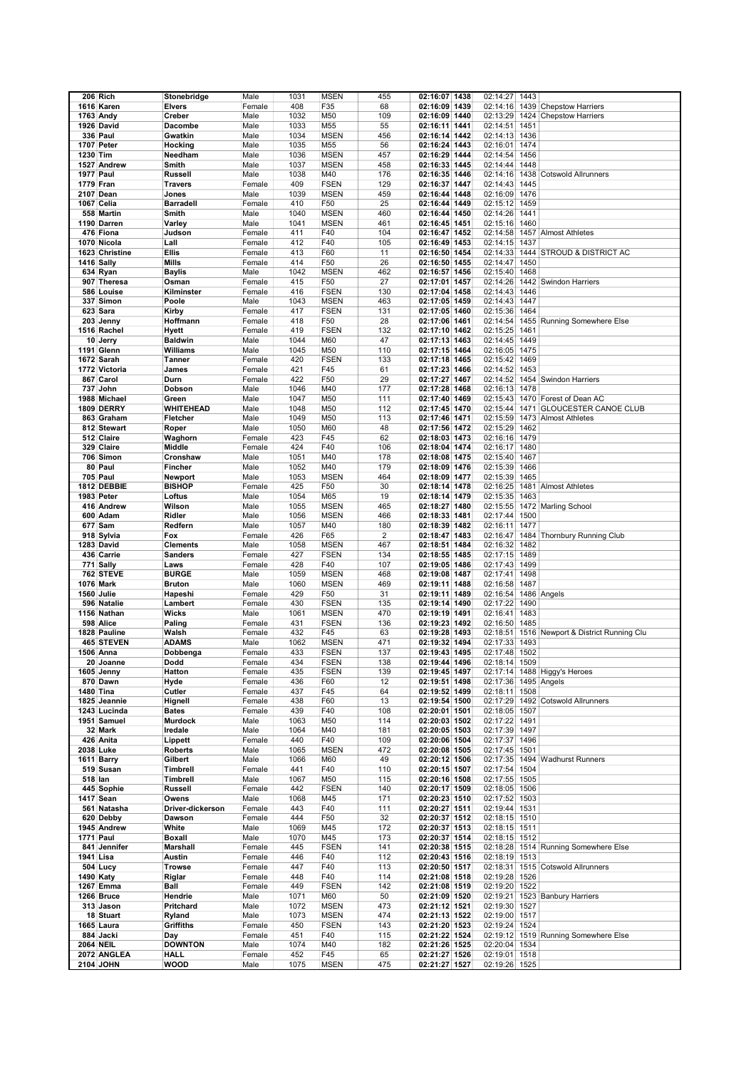| | | | | | | | | | | | |
|---|---|---|---|---|---|---|---|---|---|---|---|
| 206 | Rich | Stonebridge | Male | 1031 | MSEN | 455 | 02:16:07 | 1438 | 02:14:27 | 1443 | |
| 1616 | Karen | Elvers | Female | 408 | F35 | 68 | 02:16:09 | 1439 | 02:14:16 | 1439 | Chepstow Harriers |
| 1763 | Andy | Creber | Male | 1032 | M50 | 109 | 02:16:09 | 1440 | 02:13:29 | 1424 | Chepstow Harriers |
| 1926 | David | Dacombe | Male | 1033 | M55 | 55 | 02:16:11 | 1441 | 02:14:51 | 1451 | |
| 336 | Paul | Gwatkin | Male | 1034 | MSEN | 456 | 02:16:14 | 1442 | 02:14:13 | 1436 | |
| 1707 | Peter | Hocking | Male | 1035 | M55 | 56 | 02:16:24 | 1443 | 02:16:01 | 1474 | |
| 1230 | Tim | Needham | Male | 1036 | MSEN | 457 | 02:16:29 | 1444 | 02:14:54 | 1456 | |
| 1527 | Andrew | Smith | Male | 1037 | MSEN | 458 | 02:16:33 | 1445 | 02:14:44 | 1448 | |
| 1977 | Paul | Russell | Male | 1038 | M40 | 176 | 02:16:35 | 1446 | 02:14:16 | 1438 | Cotswold Allrunners |
| 1779 | Fran | Travers | Female | 409 | FSEN | 129 | 02:16:37 | 1447 | 02:14:43 | 1445 | |
| 2107 | Dean | Jones | Male | 1039 | MSEN | 459 | 02:16:44 | 1448 | 02:16:09 | 1476 | |
| 1067 | Celia | Barradell | Female | 410 | F50 | 25 | 02:16:44 | 1449 | 02:15:12 | 1459 | |
| 558 | Martin | Smith | Male | 1040 | MSEN | 460 | 02:16:44 | 1450 | 02:14:26 | 1441 | |
| 1190 | Darren | Varley | Male | 1041 | MSEN | 461 | 02:16:45 | 1451 | 02:15:16 | 1460 | |
| 476 | Fiona | Judson | Female | 411 | F40 | 104 | 02:16:47 | 1452 | 02:14:58 | 1457 | Almost Athletes |
| 1070 | Nicola | Lall | Female | 412 | F40 | 105 | 02:16:49 | 1453 | 02:14:15 | 1437 | |
| 1623 | Christine | Ellis | Female | 413 | F60 | 11 | 02:16:50 | 1454 | 02:14:33 | 1444 | STROUD & DISTRICT AC |
| 1416 | Sally | Mills | Female | 414 | F50 | 26 | 02:16:50 | 1455 | 02:14:47 | 1450 | |
| 634 | Ryan | Baylis | Male | 1042 | MSEN | 462 | 02:16:57 | 1456 | 02:15:40 | 1468 | |
| 907 | Theresa | Osman | Female | 415 | F50 | 27 | 02:17:01 | 1457 | 02:14:26 | 1442 | Swindon Harriers |
| 586 | Louise | Kilminster | Female | 416 | FSEN | 130 | 02:17:04 | 1458 | 02:14:43 | 1446 | |
| 337 | Simon | Poole | Male | 1043 | MSEN | 463 | 02:17:05 | 1459 | 02:14:43 | 1447 | |
| 623 | Sara | Kirby | Female | 417 | FSEN | 131 | 02:17:05 | 1460 | 02:15:36 | 1464 | |
| 203 | Jenny | Hoffmann | Female | 418 | F50 | 28 | 02:17:06 | 1461 | 02:14:54 | 1455 | Running Somewhere Else |
| 1516 | Rachel | Hyett | Female | 419 | FSEN | 132 | 02:17:10 | 1462 | 02:15:25 | 1461 | |
| 10 | Jerry | Baldwin | Male | 1044 | M60 | 47 | 02:17:13 | 1463 | 02:14:45 | 1449 | |
| 1191 | Glenn | Williams | Male | 1045 | M50 | 110 | 02:17:15 | 1464 | 02:16:05 | 1475 | |
| 1672 | Sarah | Tanner | Female | 420 | FSEN | 133 | 02:17:18 | 1465 | 02:15:42 | 1469 | |
| 1772 | Victoria | James | Female | 421 | F45 | 61 | 02:17:23 | 1466 | 02:14:52 | 1453 | |
| 867 | Carol | Durn | Female | 422 | F50 | 29 | 02:17:27 | 1467 | 02:14:52 | 1454 | Swindon Harriers |
| 737 | John | Dobson | Male | 1046 | M40 | 177 | 02:17:28 | 1468 | 02:16:13 | 1478 | |
| 1988 | Michael | Green | Male | 1047 | M50 | 111 | 02:17:40 | 1469 | 02:15:43 | 1470 | Forest of Dean AC |
| 1809 | DERRY | WHITEHEAD | Male | 1048 | M50 | 112 | 02:17:45 | 1470 | 02:15:44 | 1471 | GLOUCESTER CANOE CLUB |
| 863 | Graham | Fletcher | Male | 1049 | M50 | 113 | 02:17:46 | 1471 | 02:15:59 | 1473 | Almost Athletes |
| 812 | Stewart | Roper | Male | 1050 | M60 | 48 | 02:17:56 | 1472 | 02:15:29 | 1462 | |
| 512 | Claire | Waghorn | Female | 423 | F45 | 62 | 02:18:03 | 1473 | 02:16:16 | 1479 | |
| 329 | Claire | Middle | Female | 424 | F40 | 106 | 02:18:04 | 1474 | 02:16:17 | 1480 | |
| 706 | Simon | Cronshaw | Male | 1051 | M40 | 178 | 02:18:08 | 1475 | 02:15:40 | 1467 | |
| 80 | Paul | Fincher | Male | 1052 | M40 | 179 | 02:18:09 | 1476 | 02:15:39 | 1466 | |
| 705 | Paul | Newport | Male | 1053 | MSEN | 464 | 02:18:09 | 1477 | 02:15:39 | 1465 | |
| 1812 | DEBBIE | BISHOP | Female | 425 | F50 | 30 | 02:18:14 | 1478 | 02:16:25 | 1481 | Almost Athletes |
| 1983 | Peter | Loftus | Male | 1054 | M65 | 19 | 02:18:14 | 1479 | 02:15:35 | 1463 | |
| 416 | Andrew | Wilson | Male | 1055 | MSEN | 465 | 02:18:27 | 1480 | 02:15:55 | 1472 | Marling School |
| 600 | Adam | Ridler | Male | 1056 | MSEN | 466 | 02:18:33 | 1481 | 02:17:44 | 1500 | |
| 677 | Sam | Redfern | Male | 1057 | M40 | 180 | 02:18:39 | 1482 | 02:16:11 | 1477 | |
| 918 | Sylvia | Fox | Female | 426 | F65 | 2 | 02:18:47 | 1483 | 02:16:47 | 1484 | Thornbury Running Club |
| 1283 | David | Clements | Male | 1058 | MSEN | 467 | 02:18:51 | 1484 | 02:16:32 | 1482 | |
| 436 | Carrie | Sanders | Female | 427 | FSEN | 134 | 02:18:55 | 1485 | 02:17:15 | 1489 | |
| 771 | Sally | Laws | Female | 428 | F40 | 107 | 02:19:05 | 1486 | 02:17:43 | 1499 | |
| 762 | STEVE | BURGE | Male | 1059 | MSEN | 468 | 02:19:08 | 1487 | 02:17:41 | 1498 | |
| 1076 | Mark | Bruton | Male | 1060 | MSEN | 469 | 02:19:11 | 1488 | 02:16:58 | 1487 | |
| 1560 | Julie | Hapeshi | Female | 429 | F50 | 31 | 02:19:11 | 1489 | 02:16:54 | 1486 | Angels |
| 596 | Natalie | Lambert | Female | 430 | FSEN | 135 | 02:19:14 | 1490 | 02:17:22 | 1490 | |
| 1156 | Nathan | Wicks | Male | 1061 | MSEN | 470 | 02:19:19 | 1491 | 02:16:41 | 1483 | |
| 598 | Alice | Paling | Female | 431 | FSEN | 136 | 02:19:23 | 1492 | 02:16:50 | 1485 | |
| 1828 | Pauline | Walsh | Female | 432 | F45 | 63 | 02:19:28 | 1493 | 02:18:51 | 1516 | Newport & District Running Clu |
| 465 | STEVEN | ADAMS | Male | 1062 | MSEN | 471 | 02:19:32 | 1494 | 02:17:33 | 1493 | |
| 1506 | Anna | Dobbenga | Female | 433 | FSEN | 137 | 02:19:43 | 1495 | 02:17:48 | 1502 | |
| 20 | Joanne | Dodd | Female | 434 | FSEN | 138 | 02:19:44 | 1496 | 02:18:14 | 1509 | |
| 1605 | Jenny | Hatton | Female | 435 | FSEN | 139 | 02:19:45 | 1497 | 02:17:14 | 1488 | Higgy's Heroes |
| 870 | Dawn | Hyde | Female | 436 | F60 | 12 | 02:19:51 | 1498 | 02:17:36 | 1495 | Angels |
| 1480 | Tina | Cutler | Female | 437 | F45 | 64 | 02:19:52 | 1499 | 02:18:11 | 1508 | |
| 1825 | Jeannie | Hignell | Female | 438 | F60 | 13 | 02:19:54 | 1500 | 02:17:29 | 1492 | Cotswold Allrunners |
| 1243 | Lucinda | Bates | Female | 439 | F40 | 108 | 02:20:01 | 1501 | 02:18:05 | 1507 | |
| 1951 | Samuel | Murdock | Male | 1063 | M50 | 114 | 02:20:03 | 1502 | 02:17:22 | 1491 | |
| 32 | Mark | Iredale | Male | 1064 | M40 | 181 | 02:20:05 | 1503 | 02:17:39 | 1497 | |
| 426 | Anita | Lippett | Female | 440 | F40 | 109 | 02:20:06 | 1504 | 02:17:37 | 1496 | |
| 2038 | Luke | Roberts | Male | 1065 | MSEN | 472 | 02:20:08 | 1505 | 02:17:45 | 1501 | |
| 1611 | Barry | Gilbert | Male | 1066 | M60 | 49 | 02:20:12 | 1506 | 02:17:35 | 1494 | Wadhurst Runners |
| 519 | Susan | Timbrell | Female | 441 | F40 | 110 | 02:20:15 | 1507 | 02:17:54 | 1504 | |
| 518 | Ian | Timbrell | Male | 1067 | M50 | 115 | 02:20:16 | 1508 | 02:17:55 | 1505 | |
| 445 | Sophie | Russell | Female | 442 | FSEN | 140 | 02:20:17 | 1509 | 02:18:05 | 1506 | |
| 1417 | Sean | Owens | Male | 1068 | M45 | 171 | 02:20:23 | 1510 | 02:17:52 | 1503 | |
| 561 | Natasha | Driver-dickerson | Female | 443 | F40 | 111 | 02:20:27 | 1511 | 02:19:44 | 1531 | |
| 620 | Debby | Dawson | Female | 444 | F50 | 32 | 02:20:37 | 1512 | 02:18:15 | 1510 | |
| 1945 | Andrew | White | Male | 1069 | M45 | 172 | 02:20:37 | 1513 | 02:18:15 | 1511 | |
| 1771 | Paul | Boxall | Male | 1070 | M45 | 173 | 02:20:37 | 1514 | 02:18:15 | 1512 | |
| 841 | Jennifer | Marshall | Female | 445 | FSEN | 141 | 02:20:38 | 1515 | 02:18:28 | 1514 | Running Somewhere Else |
| 1941 | Lisa | Austin | Female | 446 | F40 | 112 | 02:20:43 | 1516 | 02:18:19 | 1513 | |
| 504 | Lucy | Trowse | Female | 447 | F40 | 113 | 02:20:50 | 1517 | 02:18:31 | 1515 | Cotswold Allrunners |
| 1490 | Katy | Riglar | Female | 448 | F40 | 114 | 02:21:08 | 1518 | 02:19:28 | 1526 | |
| 1267 | Emma | Ball | Female | 449 | FSEN | 142 | 02:21:08 | 1519 | 02:19:20 | 1522 | |
| 1266 | Bruce | Hendrie | Male | 1071 | M60 | 50 | 02:21:09 | 1520 | 02:19:21 | 1523 | Banbury Harriers |
| 313 | Jason | Pritchard | Male | 1072 | MSEN | 473 | 02:21:12 | 1521 | 02:19:30 | 1527 | |
| 18 | Stuart | Ryland | Male | 1073 | MSEN | 474 | 02:21:13 | 1522 | 02:19:00 | 1517 | |
| 1665 | Laura | Griffiths | Female | 450 | FSEN | 143 | 02:21:20 | 1523 | 02:19:24 | 1524 | |
| 884 | Jacki | Day | Female | 451 | F40 | 115 | 02:21:22 | 1524 | 02:19:12 | 1519 | Running Somewhere Else |
| 2064 | NEIL | DOWNTON | Male | 1074 | M40 | 182 | 02:21:26 | 1525 | 02:20:04 | 1534 | |
| 2072 | ANGLEA | HALL | Female | 452 | F45 | 65 | 02:21:27 | 1526 | 02:19:01 | 1518 | |
| 2104 | JOHN | WOOD | Male | 1075 | MSEN | 475 | 02:21:27 | 1527 | 02:19:26 | 1525 | |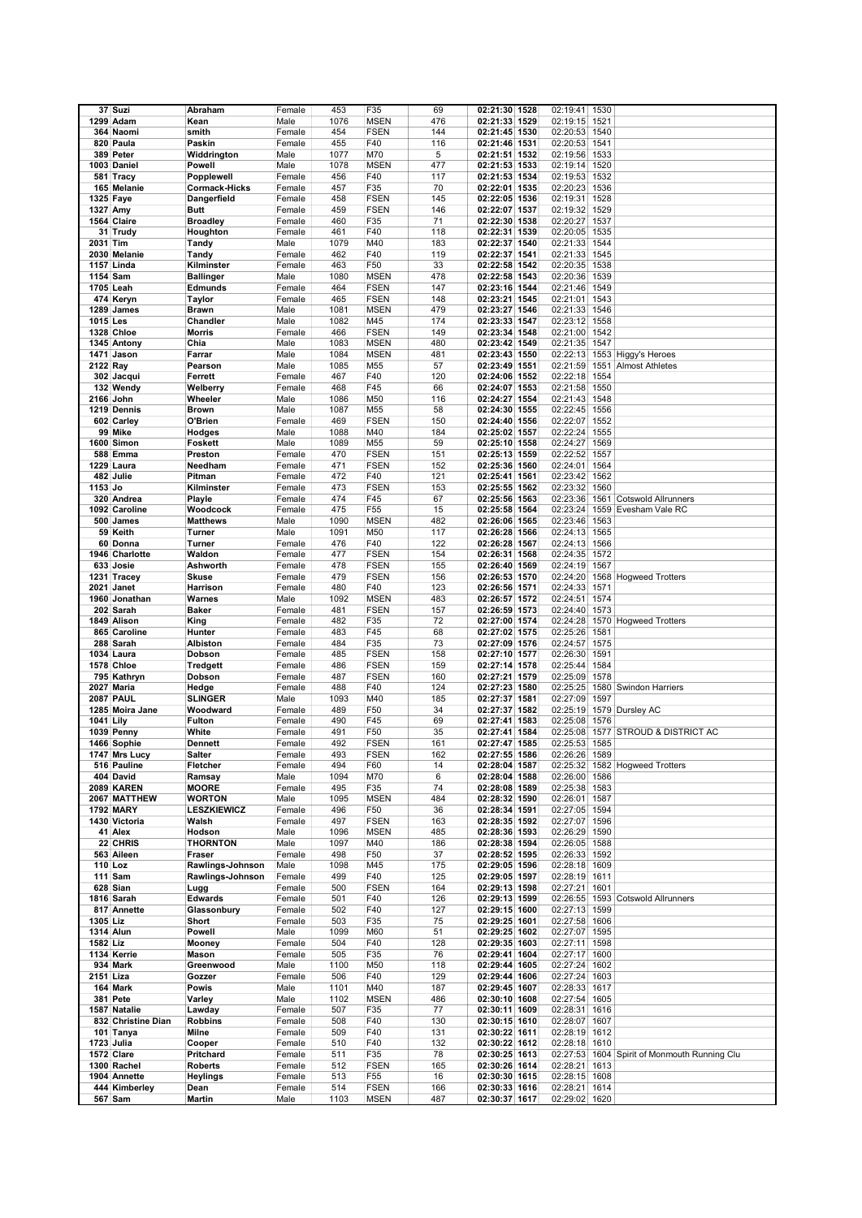| 37 | Suzi | Abraham | Female | 453 | F35 | 69 | 02:21:30 | 1528 | 02:19:41 | 1530 | |
|---|---|---|---|---|---|---|---|---|---|---|---|
| 1299 | Adam | Kean | Male | 1076 | MSEN | 476 | 02:21:33 | 1529 | 02:19:15 | 1521 | |
| 364 | Naomi | smith | Female | 454 | FSEN | 144 | 02:21:45 | 1530 | 02:20:53 | 1540 | |
| 820 | Paula | Paskin | Female | 455 | F40 | 116 | 02:21:46 | 1531 | 02:20:53 | 1541 | |
| 389 | Peter | Widdrington | Male | 1077 | M70 | 5 | 02:21:51 | 1532 | 02:19:56 | 1533 | |
| 1003 | Daniel | Powell | Male | 1078 | MSEN | 477 | 02:21:53 | 1533 | 02:19:14 | 1520 | |
| 581 | Tracy | Popplewell | Female | 456 | F40 | 117 | 02:21:53 | 1534 | 02:19:53 | 1532 | |
| 165 | Melanie | Cormack-Hicks | Female | 457 | F35 | 70 | 02:22:01 | 1535 | 02:20:23 | 1536 | |
| 1325 | Faye | Dangerfield | Female | 458 | FSEN | 145 | 02:22:05 | 1536 | 02:19:31 | 1528 | |
| 1327 | Amy | Butt | Female | 459 | FSEN | 146 | 02:22:07 | 1537 | 02:19:32 | 1529 | |
| 1564 | Claire | Broadley | Female | 460 | F35 | 71 | 02:22:30 | 1538 | 02:20:27 | 1537 | |
| 31 | Trudy | Houghton | Female | 461 | F40 | 118 | 02:22:31 | 1539 | 02:20:05 | 1535 | |
| 2031 | Tim | Tandy | Male | 1079 | M40 | 183 | 02:22:37 | 1540 | 02:21:33 | 1544 | |
| 2030 | Melanie | Tandy | Female | 462 | F40 | 119 | 02:22:37 | 1541 | 02:21:33 | 1545 | |
| 1157 | Linda | Kilminster | Female | 463 | F50 | 33 | 02:22:58 | 1542 | 02:20:35 | 1538 | |
| 1154 | Sam | Ballinger | Male | 1080 | MSEN | 478 | 02:22:58 | 1543 | 02:20:36 | 1539 | |
| 1705 | Leah | Edmunds | Female | 464 | FSEN | 147 | 02:23:16 | 1544 | 02:21:46 | 1549 | |
| 474 | Keryn | Taylor | Female | 465 | FSEN | 148 | 02:23:21 | 1545 | 02:21:01 | 1543 | |
| 1289 | James | Brawn | Male | 1081 | MSEN | 479 | 02:23:27 | 1546 | 02:21:33 | 1546 | |
| 1015 | Les | Chandler | Male | 1082 | M45 | 174 | 02:23:33 | 1547 | 02:23:12 | 1558 | |
| 1328 | Chloe | Morris | Female | 466 | FSEN | 149 | 02:23:34 | 1548 | 02:21:00 | 1542 | |
| 1345 | Antony | Chia | Male | 1083 | MSEN | 480 | 02:23:42 | 1549 | 02:21:35 | 1547 | |
| 1471 | Jason | Farrar | Male | 1084 | MSEN | 481 | 02:23:43 | 1550 | 02:22:13 | 1553 | Higgy's Heroes |
| 2122 | Ray | Pearson | Male | 1085 | M55 | 57 | 02:23:49 | 1551 | 02:21:59 | 1551 | Almost Athletes |
| 302 | Jacqui | Ferrett | Female | 467 | F40 | 120 | 02:24:06 | 1552 | 02:22:18 | 1554 | |
| 132 | Wendy | Welberry | Female | 468 | F45 | 66 | 02:24:07 | 1553 | 02:21:58 | 1550 | |
| 2166 | John | Wheeler | Male | 1086 | M50 | 116 | 02:24:27 | 1554 | 02:21:43 | 1548 | |
| 1219 | Dennis | Brown | Male | 1087 | M55 | 58 | 02:24:30 | 1555 | 02:22:45 | 1556 | |
| 602 | Carley | O'Brien | Female | 469 | FSEN | 150 | 02:24:40 | 1556 | 02:22:07 | 1552 | |
| 99 | Mike | Hodges | Male | 1088 | M40 | 184 | 02:25:02 | 1557 | 02:22:24 | 1555 | |
| 1600 | Simon | Foskett | Male | 1089 | M55 | 59 | 02:25:10 | 1558 | 02:24:27 | 1569 | |
| 588 | Emma | Preston | Female | 470 | FSEN | 151 | 02:25:13 | 1559 | 02:22:52 | 1557 | |
| 1229 | Laura | Needham | Female | 471 | FSEN | 152 | 02:25:36 | 1560 | 02:24:01 | 1564 | |
| 482 | Julie | Pitman | Female | 472 | F40 | 121 | 02:25:41 | 1561 | 02:23:42 | 1562 | |
| 1153 | Jo | Kilminster | Female | 473 | FSEN | 153 | 02:25:55 | 1562 | 02:23:32 | 1560 | |
| 320 | Andrea | Playle | Female | 474 | F45 | 67 | 02:25:56 | 1563 | 02:23:36 | 1561 | Cotswold Allrunners |
| 1092 | Caroline | Woodcock | Female | 475 | F55 | 15 | 02:25:58 | 1564 | 02:23:24 | 1559 | Evesham Vale RC |
| 500 | James | Matthews | Male | 1090 | MSEN | 482 | 02:26:06 | 1565 | 02:23:46 | 1563 | |
| 59 | Keith | Turner | Male | 1091 | M50 | 117 | 02:26:28 | 1566 | 02:24:13 | 1565 | |
| 60 | Donna | Turner | Female | 476 | F40 | 122 | 02:26:28 | 1567 | 02:24:13 | 1566 | |
| 1946 | Charlotte | Waldon | Female | 477 | FSEN | 154 | 02:26:31 | 1568 | 02:24:35 | 1572 | |
| 633 | Josie | Ashworth | Female | 478 | FSEN | 155 | 02:26:40 | 1569 | 02:24:19 | 1567 | |
| 1231 | Tracey | Skuse | Female | 479 | FSEN | 156 | 02:26:53 | 1570 | 02:24:20 | 1568 | Hogweed Trotters |
| 2021 | Janet | Harrison | Female | 480 | F40 | 123 | 02:26:56 | 1571 | 02:24:33 | 1571 | |
| 1960 | Jonathan | Warnes | Male | 1092 | MSEN | 483 | 02:26:57 | 1572 | 02:24:51 | 1574 | |
| 202 | Sarah | Baker | Female | 481 | FSEN | 157 | 02:26:59 | 1573 | 02:24:40 | 1573 | |
| 1849 | Alison | King | Female | 482 | F35 | 72 | 02:27:00 | 1574 | 02:24:28 | 1570 | Hogweed Trotters |
| 865 | Caroline | Hunter | Female | 483 | F45 | 68 | 02:27:02 | 1575 | 02:25:26 | 1581 | |
| 288 | Sarah | Albiston | Female | 484 | F35 | 73 | 02:27:09 | 1576 | 02:24:57 | 1575 | |
| 1034 | Laura | Dobson | Female | 485 | FSEN | 158 | 02:27:10 | 1577 | 02:26:30 | 1591 | |
| 1578 | Chloe | Tredgett | Female | 486 | FSEN | 159 | 02:27:14 | 1578 | 02:25:44 | 1584 | |
| 795 | Kathryn | Dobson | Female | 487 | FSEN | 160 | 02:27:21 | 1579 | 02:25:09 | 1578 | |
| 2027 | Maria | Hedge | Female | 488 | F40 | 124 | 02:27:23 | 1580 | 02:25:25 | 1580 | Swindon Harriers |
| 2087 | PAUL | SLINGER | Male | 1093 | M40 | 185 | 02:27:37 | 1581 | 02:27:09 | 1597 | |
| 1285 | Moira Jane | Woodward | Female | 489 | F50 | 34 | 02:27:37 | 1582 | 02:25:19 | 1579 | Dursley AC |
| 1041 | Lily | Fulton | Female | 490 | F45 | 69 | 02:27:41 | 1583 | 02:25:08 | 1576 | |
| 1039 | Penny | White | Female | 491 | F50 | 35 | 02:27:41 | 1584 | 02:25:08 | 1577 | STROUD & DISTRICT AC |
| 1466 | Sophie | Dennett | Female | 492 | FSEN | 161 | 02:27:47 | 1585 | 02:25:53 | 1585 | |
| 1747 | Mrs Lucy | Salter | Female | 493 | FSEN | 162 | 02:27:55 | 1586 | 02:26:26 | 1589 | |
| 516 | Pauline | Fletcher | Female | 494 | F60 | 14 | 02:28:04 | 1587 | 02:25:32 | 1582 | Hogweed Trotters |
| 404 | David | Ramsay | Male | 1094 | M70 | 6 | 02:28:04 | 1588 | 02:26:00 | 1586 | |
| 2089 | KAREN | MOORE | Female | 495 | F35 | 74 | 02:28:08 | 1589 | 02:25:38 | 1583 | |
| 2067 | MATTHEW | WORTON | Male | 1095 | MSEN | 484 | 02:28:32 | 1590 | 02:26:01 | 1587 | |
| 1792 | MARY | LESZKIEWICZ | Female | 496 | F50 | 36 | 02:28:34 | 1591 | 02:27:05 | 1594 | |
| 1430 | Victoria | Walsh | Female | 497 | FSEN | 163 | 02:28:35 | 1592 | 02:27:07 | 1596 | |
| 41 | Alex | Hodson | Male | 1096 | MSEN | 485 | 02:28:36 | 1593 | 02:26:29 | 1590 | |
| 22 | CHRIS | THORNTON | Male | 1097 | M40 | 186 | 02:28:38 | 1594 | 02:26:05 | 1588 | |
| 563 | Aileen | Fraser | Female | 498 | F50 | 37 | 02:28:52 | 1595 | 02:26:33 | 1592 | |
| 110 | Loz | Rawlings-Johnson | Male | 1098 | M45 | 175 | 02:29:05 | 1596 | 02:28:18 | 1609 | |
| 111 | Sam | Rawlings-Johnson | Female | 499 | F40 | 125 | 02:29:05 | 1597 | 02:28:19 | 1611 | |
| 628 | Sian | Lugg | Female | 500 | FSEN | 164 | 02:29:13 | 1598 | 02:27:21 | 1601 | |
| 1816 | Sarah | Edwards | Female | 501 | F40 | 126 | 02:29:13 | 1599 | 02:26:55 | 1593 | Cotswold Allrunners |
| 817 | Annette | Glassonbury | Female | 502 | F40 | 127 | 02:29:15 | 1600 | 02:27:13 | 1599 | |
| 1305 | Liz | Short | Female | 503 | F35 | 75 | 02:29:25 | 1601 | 02:27:58 | 1606 | |
| 1314 | Alun | Powell | Male | 1099 | M60 | 51 | 02:29:25 | 1602 | 02:27:07 | 1595 | |
| 1582 | Liz | Mooney | Female | 504 | F40 | 128 | 02:29:35 | 1603 | 02:27:11 | 1598 | |
| 1134 | Kerrie | Mason | Female | 505 | F35 | 76 | 02:29:41 | 1604 | 02:27:17 | 1600 | |
| 934 | Mark | Greenwood | Male | 1100 | M50 | 118 | 02:29:44 | 1605 | 02:27:24 | 1602 | |
| 2151 | Liza | Gozzer | Female | 506 | F40 | 129 | 02:29:44 | 1606 | 02:27:24 | 1603 | |
| 164 | Mark | Powis | Male | 1101 | M40 | 187 | 02:29:45 | 1607 | 02:28:33 | 1617 | |
| 381 | Pete | Varley | Male | 1102 | MSEN | 486 | 02:30:10 | 1608 | 02:27:54 | 1605 | |
| 1587 | Natalie | Lawday | Female | 507 | F35 | 77 | 02:30:11 | 1609 | 02:28:31 | 1616 | |
| 832 | Christine Dian | Robbins | Female | 508 | F40 | 130 | 02:30:15 | 1610 | 02:28:07 | 1607 | |
| 101 | Tanya | Milne | Female | 509 | F40 | 131 | 02:30:22 | 1611 | 02:28:19 | 1612 | |
| 1723 | Julia | Cooper | Female | 510 | F40 | 132 | 02:30:22 | 1612 | 02:28:18 | 1610 | |
| 1572 | Clare | Pritchard | Female | 511 | F35 | 78 | 02:30:25 | 1613 | 02:27:53 | 1604 | Spirit of Monmouth Running Clu |
| 1300 | Rachel | Roberts | Female | 512 | FSEN | 165 | 02:30:26 | 1614 | 02:28:21 | 1613 | |
| 1904 | Annette | Heylings | Female | 513 | F55 | 16 | 02:30:30 | 1615 | 02:28:15 | 1608 | |
| 444 | Kimberley | Dean | Female | 514 | FSEN | 166 | 02:30:33 | 1616 | 02:28:21 | 1614 | |
| 567 | Sam | Martin | Male | 1103 | MSEN | 487 | 02:30:37 | 1617 | 02:29:02 | 1620 | |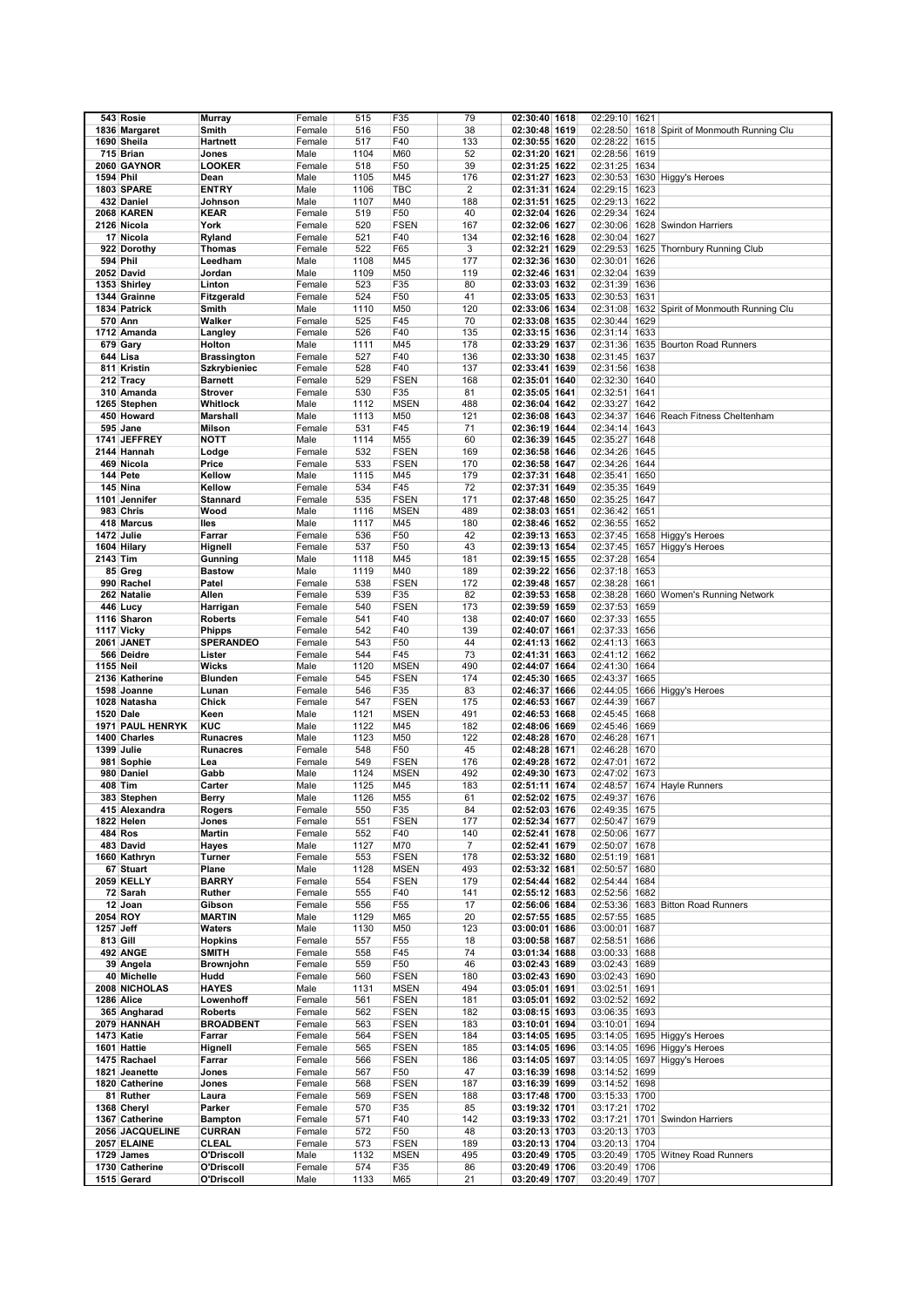| | | | | | | | | | | | | |
|---|---|---|---|---|---|---|---|---|---|---|---|---|
| 543 | Rosie | Murray | Female | 515 | F35 | 79 | 02:30:40 | 1618 | 02:29:10 | 1621 | |
| 1836 | Margaret | Smith | Female | 516 | F50 | 38 | 02:30:48 | 1619 | 02:28:50 | 1618 | Spirit of Monmouth Running Clu |
| 1690 | Sheila | Hartnett | Female | 517 | F40 | 133 | 02:30:55 | 1620 | 02:28:22 | 1615 | |
| 715 | Brian | Jones | Male | 1104 | M60 | 52 | 02:31:20 | 1621 | 02:28:56 | 1619 | |
| 2060 | GAYNOR | LOOKER | Female | 518 | F50 | 39 | 02:31:25 | 1622 | 02:31:25 | 1634 | |
| 1594 | Phil | Dean | Male | 1105 | M45 | 176 | 02:31:27 | 1623 | 02:30:53 | 1630 | Higgy's Heroes |
| 1803 | SPARE | ENTRY | Male | 1106 | TBC | 2 | 02:31:31 | 1624 | 02:29:15 | 1623 | |
| 432 | Daniel | Johnson | Male | 1107 | M40 | 188 | 02:31:51 | 1625 | 02:29:13 | 1622 | |
| 2068 | KAREN | KEAR | Female | 519 | F50 | 40 | 02:32:04 | 1626 | 02:29:34 | 1624 | |
| 2126 | Nicola | York | Female | 520 | FSEN | 167 | 02:32:06 | 1627 | 02:30:06 | 1628 | Swindon Harriers |
| 17 | Nicola | Ryland | Female | 521 | F40 | 134 | 02:32:16 | 1628 | 02:30:04 | 1627 | |
| 922 | Dorothy | Thomas | Female | 522 | F65 | 3 | 02:32:21 | 1629 | 02:29:53 | 1625 | Thornbury Running Club |
| 594 | Phil | Leedham | Male | 1108 | M45 | 177 | 02:32:36 | 1630 | 02:30:01 | 1626 | |
| 2052 | David | Jordan | Male | 1109 | M50 | 119 | 02:32:46 | 1631 | 02:32:04 | 1639 | |
| 1353 | Shirley | Linton | Female | 523 | F35 | 80 | 02:33:03 | 1632 | 02:31:39 | 1636 | |
| 1344 | Grainne | Fitzgerald | Female | 524 | F50 | 41 | 02:33:05 | 1633 | 02:30:53 | 1631 | |
| 1834 | Patrick | Smith | Male | 1110 | M50 | 120 | 02:33:06 | 1634 | 02:31:08 | 1632 | Spirit of Monmouth Running Clu |
| 570 | Ann | Walker | Female | 525 | F45 | 70 | 02:33:08 | 1635 | 02:30:44 | 1629 | |
| 1712 | Amanda | Langley | Female | 526 | F40 | 135 | 02:33:15 | 1636 | 02:31:14 | 1633 | |
| 679 | Gary | Holton | Male | 1111 | M45 | 178 | 02:33:29 | 1637 | 02:31:36 | 1635 | Bourton Road Runners |
| 644 | Lisa | Brassington | Female | 527 | F40 | 136 | 02:33:30 | 1638 | 02:31:45 | 1637 | |
| 811 | Kristin | Szkrybieniec | Female | 528 | F40 | 137 | 02:33:41 | 1639 | 02:31:56 | 1638 | |
| 212 | Tracy | Barnett | Female | 529 | FSEN | 168 | 02:35:01 | 1640 | 02:32:30 | 1640 | |
| 310 | Amanda | Strover | Female | 530 | F35 | 81 | 02:35:05 | 1641 | 02:32:51 | 1641 | |
| 1265 | Stephen | Whitlock | Male | 1112 | MSEN | 488 | 02:36:04 | 1642 | 02:33:27 | 1642 | |
| 450 | Howard | Marshall | Male | 1113 | M50 | 121 | 02:36:08 | 1643 | 02:34:37 | 1646 | Reach Fitness Cheltenham |
| 595 | Jane | Milson | Female | 531 | F45 | 71 | 02:36:19 | 1644 | 02:34:14 | 1643 | |
| 1741 | JEFFREY | NOTT | Male | 1114 | M55 | 60 | 02:36:39 | 1645 | 02:35:27 | 1648 | |
| 2144 | Hannah | Lodge | Female | 532 | FSEN | 169 | 02:36:58 | 1646 | 02:34:26 | 1645 | |
| 469 | Nicola | Price | Female | 533 | FSEN | 170 | 02:36:58 | 1647 | 02:34:26 | 1644 | |
| 144 | Pete | Kellow | Male | 1115 | M45 | 179 | 02:37:31 | 1648 | 02:35:41 | 1650 | |
| 145 | Nina | Kellow | Female | 534 | F45 | 72 | 02:37:31 | 1649 | 02:35:35 | 1649 | |
| 1101 | Jennifer | Stannard | Female | 535 | FSEN | 171 | 02:37:48 | 1650 | 02:35:25 | 1647 | |
| 983 | Chris | Wood | Male | 1116 | MSEN | 489 | 02:38:03 | 1651 | 02:36:42 | 1651 | |
| 418 | Marcus | Iles | Male | 1117 | M45 | 180 | 02:38:46 | 1652 | 02:36:55 | 1652 | |
| 1472 | Julie | Farrar | Female | 536 | F50 | 42 | 02:39:13 | 1653 | 02:37:45 | 1658 | Higgy's Heroes |
| 1604 | Hilary | Hignell | Female | 537 | F50 | 43 | 02:39:13 | 1654 | 02:37:45 | 1657 | Higgy's Heroes |
| 2143 | Tim | Gunning | Male | 1118 | M45 | 181 | 02:39:15 | 1655 | 02:37:28 | 1654 | |
| 85 | Greg | Bastow | Male | 1119 | M40 | 189 | 02:39:22 | 1656 | 02:37:18 | 1653 | |
| 990 | Rachel | Patel | Female | 538 | FSEN | 172 | 02:39:48 | 1657 | 02:38:28 | 1661 | |
| 262 | Natalie | Allen | Female | 539 | F35 | 82 | 02:39:53 | 1658 | 02:38:28 | 1660 | Women's Running Network |
| 446 | Lucy | Harrigan | Female | 540 | FSEN | 173 | 02:39:59 | 1659 | 02:37:53 | 1659 | |
| 1116 | Sharon | Roberts | Female | 541 | F40 | 138 | 02:40:07 | 1660 | 02:37:33 | 1655 | |
| 1117 | Vicky | Phipps | Female | 542 | F40 | 139 | 02:40:07 | 1661 | 02:37:33 | 1656 | |
| 2061 | JANET | SPERANDEO | Female | 543 | F50 | 44 | 02:41:13 | 1662 | 02:41:13 | 1663 | |
| 566 | Deidre | Lister | Female | 544 | F45 | 73 | 02:41:31 | 1663 | 02:41:12 | 1662 | |
| 1155 | Neil | Wicks | Male | 1120 | MSEN | 490 | 02:44:07 | 1664 | 02:41:30 | 1664 | |
| 2136 | Katherine | Blunden | Female | 545 | FSEN | 174 | 02:45:30 | 1665 | 02:43:37 | 1665 | |
| 1598 | Joanne | Lunan | Female | 546 | F35 | 83 | 02:46:37 | 1666 | 02:44:05 | 1666 | Higgy's Heroes |
| 1028 | Natasha | Chick | Female | 547 | FSEN | 175 | 02:46:53 | 1667 | 02:44:39 | 1667 | |
| 1520 | Dale | Keen | Male | 1121 | MSEN | 491 | 02:46:53 | 1668 | 02:45:45 | 1668 | |
| 1971 | PAUL HENRYK | KUC | Male | 1122 | M45 | 182 | 02:48:06 | 1669 | 02:45:46 | 1669 | |
| 1400 | Charles | Runacres | Male | 1123 | M50 | 122 | 02:48:28 | 1670 | 02:46:28 | 1671 | |
| 1399 | Julie | Runacres | Female | 548 | F50 | 45 | 02:48:28 | 1671 | 02:46:28 | 1670 | |
| 981 | Sophie | Lea | Female | 549 | FSEN | 176 | 02:49:28 | 1672 | 02:47:01 | 1672 | |
| 980 | Daniel | Gabb | Male | 1124 | MSEN | 492 | 02:49:30 | 1673 | 02:47:02 | 1673 | |
| 408 | Tim | Carter | Male | 1125 | M45 | 183 | 02:51:11 | 1674 | 02:48:57 | 1674 | Hayle Runners |
| 383 | Stephen | Berry | Male | 1126 | M55 | 61 | 02:52:02 | 1675 | 02:49:37 | 1676 | |
| 415 | Alexandra | Rogers | Female | 550 | F35 | 84 | 02:52:03 | 1676 | 02:49:35 | 1675 | |
| 1822 | Helen | Jones | Female | 551 | FSEN | 177 | 02:52:34 | 1677 | 02:50:47 | 1679 | |
| 484 | Ros | Martin | Female | 552 | F40 | 140 | 02:52:41 | 1678 | 02:50:06 | 1677 | |
| 483 | David | Hayes | Male | 1127 | M70 | 7 | 02:52:41 | 1679 | 02:50:07 | 1678 | |
| 1660 | Kathryn | Turner | Female | 553 | FSEN | 178 | 02:53:32 | 1680 | 02:51:19 | 1681 | |
| 67 | Stuart | Plane | Male | 1128 | MSEN | 493 | 02:53:32 | 1681 | 02:50:57 | 1680 | |
| 2059 | KELLY | BARRY | Female | 554 | FSEN | 179 | 02:54:44 | 1682 | 02:54:44 | 1684 | |
| 72 | Sarah | Ruther | Female | 555 | F40 | 141 | 02:55:12 | 1683 | 02:52:56 | 1682 | |
| 12 | Joan | Gibson | Female | 556 | F55 | 17 | 02:56:06 | 1684 | 02:53:36 | 1683 | Bitton Road Runners |
| 2054 | ROY | MARTIN | Male | 1129 | M65 | 20 | 02:57:55 | 1685 | 02:57:55 | 1685 | |
| 1257 | Jeff | Waters | Male | 1130 | M50 | 123 | 03:00:01 | 1686 | 03:00:01 | 1687 | |
| 813 | Gill | Hopkins | Female | 557 | F55 | 18 | 03:00:58 | 1687 | 02:58:51 | 1686 | |
| 492 | ANGE | SMITH | Female | 558 | F45 | 74 | 03:01:34 | 1688 | 03:00:33 | 1688 | |
| 39 | Angela | Brownjohn | Female | 559 | F50 | 46 | 03:02:43 | 1689 | 03:02:43 | 1689 | |
| 40 | Michelle | Hudd | Female | 560 | FSEN | 180 | 03:02:43 | 1690 | 03:02:43 | 1690 | |
| 2008 | NICHOLAS | HAYES | Male | 1131 | MSEN | 494 | 03:05:01 | 1691 | 03:02:51 | 1691 | |
| 1286 | Alice | Lowenhoff | Female | 561 | FSEN | 181 | 03:05:01 | 1692 | 03:02:52 | 1692 | |
| 365 | Angharad | Roberts | Female | 562 | FSEN | 182 | 03:08:15 | 1693 | 03:06:35 | 1693 | |
| 2079 | HANNAH | BROADBENT | Female | 563 | FSEN | 183 | 03:10:01 | 1694 | 03:10:01 | 1694 | |
| 1473 | Katie | Farrar | Female | 564 | FSEN | 184 | 03:14:05 | 1695 | 03:14:05 | 1695 | Higgy's Heroes |
| 1601 | Hattie | Hignell | Female | 565 | FSEN | 185 | 03:14:05 | 1696 | 03:14:05 | 1696 | Higgy's Heroes |
| 1475 | Rachael | Farrar | Female | 566 | FSEN | 186 | 03:14:05 | 1697 | 03:14:05 | 1697 | Higgy's Heroes |
| 1821 | Jeanette | Jones | Female | 567 | F50 | 47 | 03:16:39 | 1698 | 03:14:52 | 1699 | |
| 1820 | Catherine | Jones | Female | 568 | FSEN | 187 | 03:16:39 | 1699 | 03:14:52 | 1698 | |
| 81 | Ruther | Laura | Female | 569 | FSEN | 188 | 03:17:48 | 1700 | 03:15:33 | 1700 | |
| 1368 | Cheryl | Parker | Female | 570 | F35 | 85 | 03:19:32 | 1701 | 03:17:21 | 1702 | |
| 1367 | Catherine | Bampton | Female | 571 | F40 | 142 | 03:19:33 | 1702 | 03:17:21 | 1701 | Swindon Harriers |
| 2056 | JACQUELINE | CURRAN | Female | 572 | F50 | 48 | 03:20:13 | 1703 | 03:20:13 | 1703 | |
| 2057 | ELAINE | CLEAL | Female | 573 | FSEN | 189 | 03:20:13 | 1704 | 03:20:13 | 1704 | |
| 1729 | James | O'Driscoll | Male | 1132 | MSEN | 495 | 03:20:49 | 1705 | 03:20:49 | 1705 | Witney Road Runners |
| 1730 | Catherine | O'Driscoll | Female | 574 | F35 | 86 | 03:20:49 | 1706 | 03:20:49 | 1706 | |
| 1515 | Gerard | O'Driscoll | Male | 1133 | M65 | 21 | 03:20:49 | 1707 | 03:20:49 | 1707 | |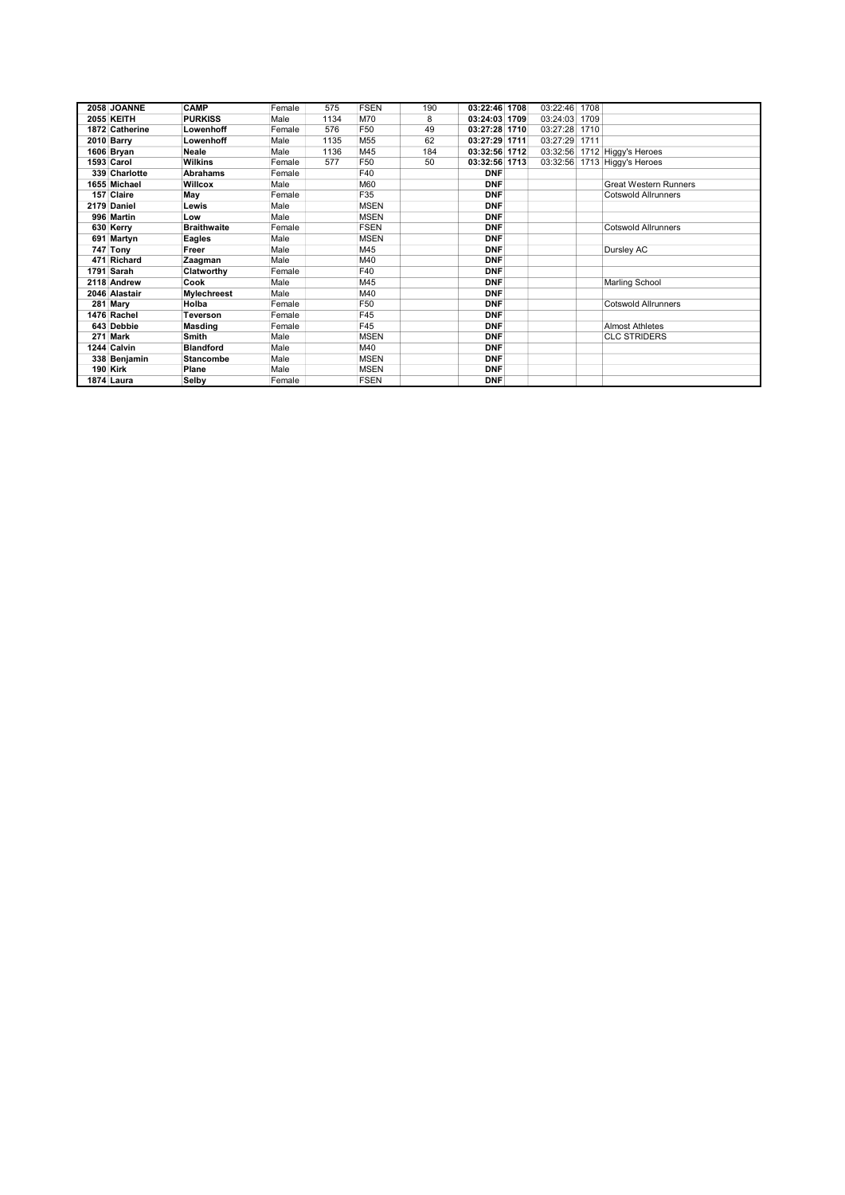| | | | | | | | | | | | | |
|---|---|---|---|---|---|---|---|---|---|---|---|---|
| 2058 | JOANNE | CAMP | Female | 575 | FSEN | 190 | 03:22:46 | 1708 | 03:22:46 | 1708 | |
| 2055 | KEITH | PURKISS | Male | 1134 | M70 | 8 | 03:24:03 | 1709 | 03:24:03 | 1709 | |
| 1872 | Catherine | Lowenhoff | Female | 576 | F50 | 49 | 03:27:28 | 1710 | 03:27:28 | 1710 | |
| 2010 | Barry | Lowenhoff | Male | 1135 | M55 | 62 | 03:27:29 | 1711 | 03:27:29 | 1711 | |
| 1606 | Bryan | Neale | Male | 1136 | M45 | 184 | 03:32:56 | 1712 | 03:32:56 | 1712 | Higgy's Heroes |
| 1593 | Carol | Wilkins | Female | 577 | F50 | 50 | 03:32:56 | 1713 | 03:32:56 | 1713 | Higgy's Heroes |
| 339 | Charlotte | Abrahams | Female | | F40 | | DNF | | | | |
| 1655 | Michael | Willcox | Male | | M60 | | DNF | | | | Great Western Runners |
| 157 | Claire | May | Female | | F35 | | DNF | | | | Cotswold Allrunners |
| 2179 | Daniel | Lewis | Male | | MSEN | | DNF | | | | |
| 996 | Martin | Low | Male | | MSEN | | DNF | | | | |
| 630 | Kerry | Braithwaite | Female | | FSEN | | DNF | | | | Cotswold Allrunners |
| 691 | Martyn | Eagles | Male | | MSEN | | DNF | | | | |
| 747 | Tony | Freer | Male | | M45 | | DNF | | | | Dursley AC |
| 471 | Richard | Zaagman | Male | | M40 | | DNF | | | | |
| 1791 | Sarah | Clatworthy | Female | | F40 | | DNF | | | | |
| 2118 | Andrew | Cook | Male | | M45 | | DNF | | | | Marling School |
| 2046 | Alastair | Mylechreest | Male | | M40 | | DNF | | | | |
| 281 | Mary | Holba | Female | | F50 | | DNF | | | | Cotswold Allrunners |
| 1476 | Rachel | Teverson | Female | | F45 | | DNF | | | | |
| 643 | Debbie | Masding | Female | | F45 | | DNF | | | | Almost Athletes |
| 271 | Mark | Smith | Male | | MSEN | | DNF | | | | CLC STRIDERS |
| 1244 | Calvin | Blandford | Male | | M40 | | DNF | | | | |
| 338 | Benjamin | Stancombe | Male | | MSEN | | DNF | | | | |
| 190 | Kirk | Plane | Male | | MSEN | | DNF | | | | |
| 1874 | Laura | Selby | Female | | FSEN | | DNF | | | | |